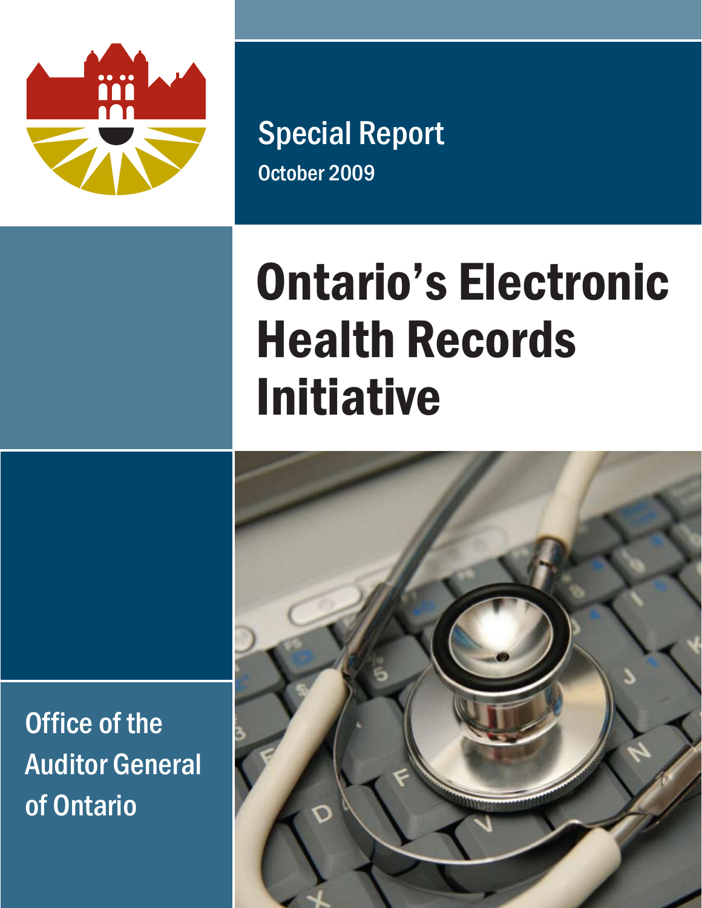Special Report

October 2009

# Ontario's Electronic Health Records Initiative

Office of the Auditor General of Ontario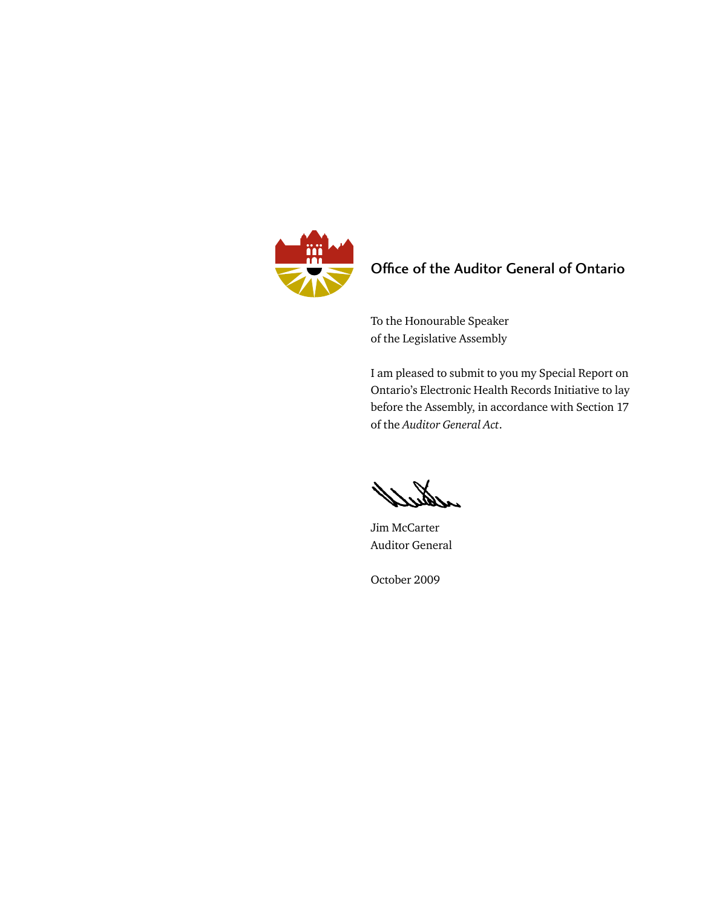**Office of the Auditor General of Ontario**

To the Honourable Speaker
of the Legislative Assembly

I am pleased to submit to you my Special Report on Ontario's Electronic Health Records Initiative to lay before the Assembly, in accordance with Section 17 of the *Auditor General Act*.

Jim McCarter
Auditor General

October 2009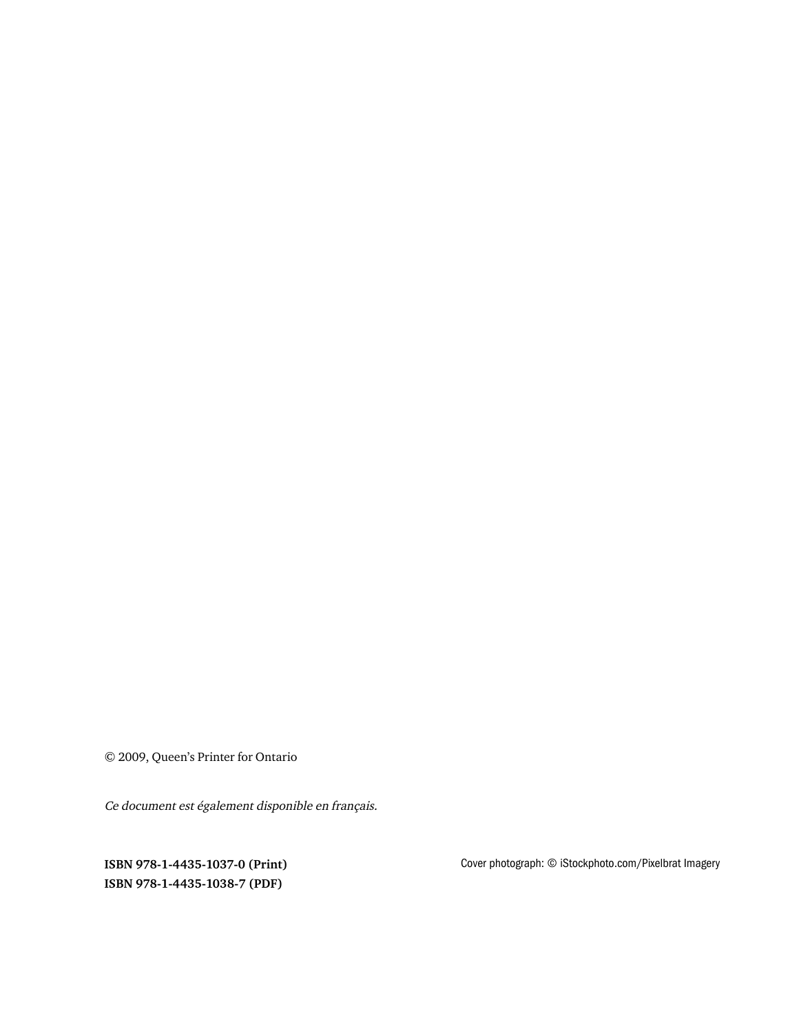© 2009, Queen's Printer for Ontario

*Ce document est également disponible en français.*

**ISBN 978-1-4435-1037-0 (Print)**
**ISBN 978-1-4435-1038-7 (PDF)**

Cover photograph: © iStockphoto.com/Pixelbrat Imagery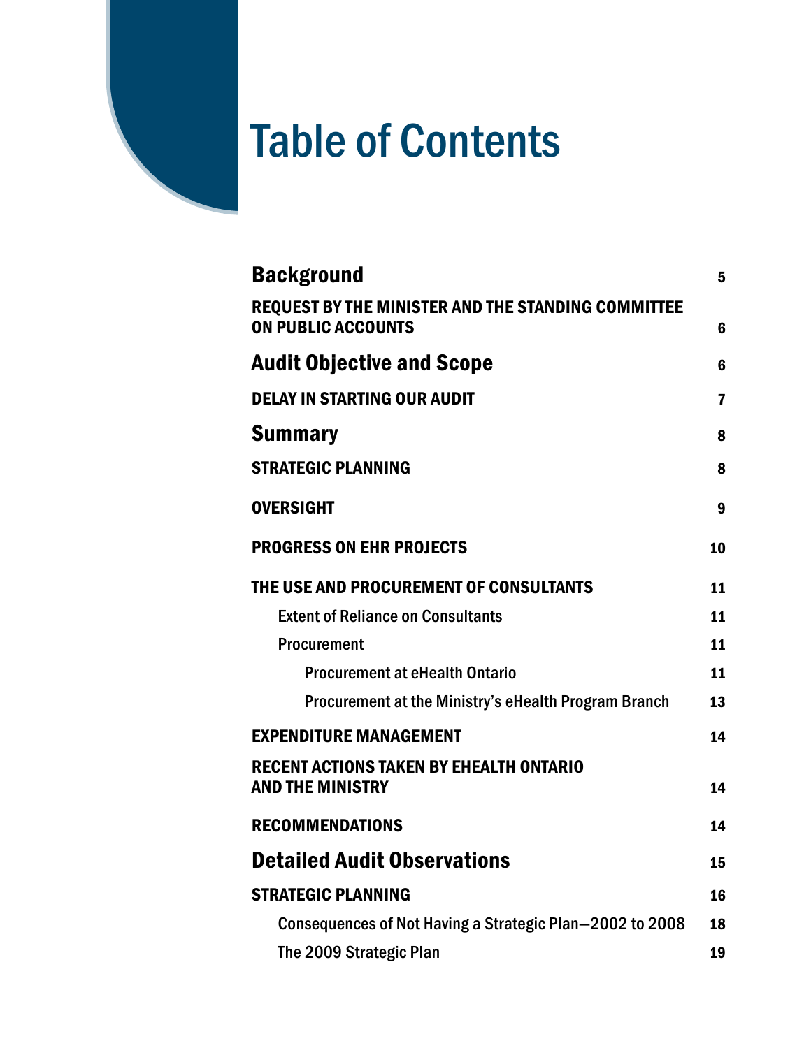# Table of Contents

| | |
|---|---|
| **Background** | 5 |
| **REQUEST BY THE MINISTER AND THE STANDING COMMITTEE ON PUBLIC ACCOUNTS** | 6 |
| **Audit Objective and Scope** | 6 |
| **DELAY IN STARTING OUR AUDIT** | 7 |
| **Summary** | 8 |
| **STRATEGIC PLANNING** | 8 |
| **OVERSIGHT** | 9 |
| **PROGRESS ON EHR PROJECTS** | 10 |
| **THE USE AND PROCUREMENT OF CONSULTANTS** | 11 |
| Extent of Reliance on Consultants | 11 |
| Procurement | 11 |
| Procurement at eHealth Ontario | 11 |
| Procurement at the Ministry's eHealth Program Branch | 13 |
| **EXPENDITURE MANAGEMENT** | 14 |
| **RECENT ACTIONS TAKEN BY EHEALTH ONTARIO AND THE MINISTRY** | 14 |
| **RECOMMENDATIONS** | 14 |
| **Detailed Audit Observations** | 15 |
| **STRATEGIC PLANNING** | 16 |
| Consequences of Not Having a Strategic Plan—2002 to 2008 | 18 |
| The 2009 Strategic Plan | 19 |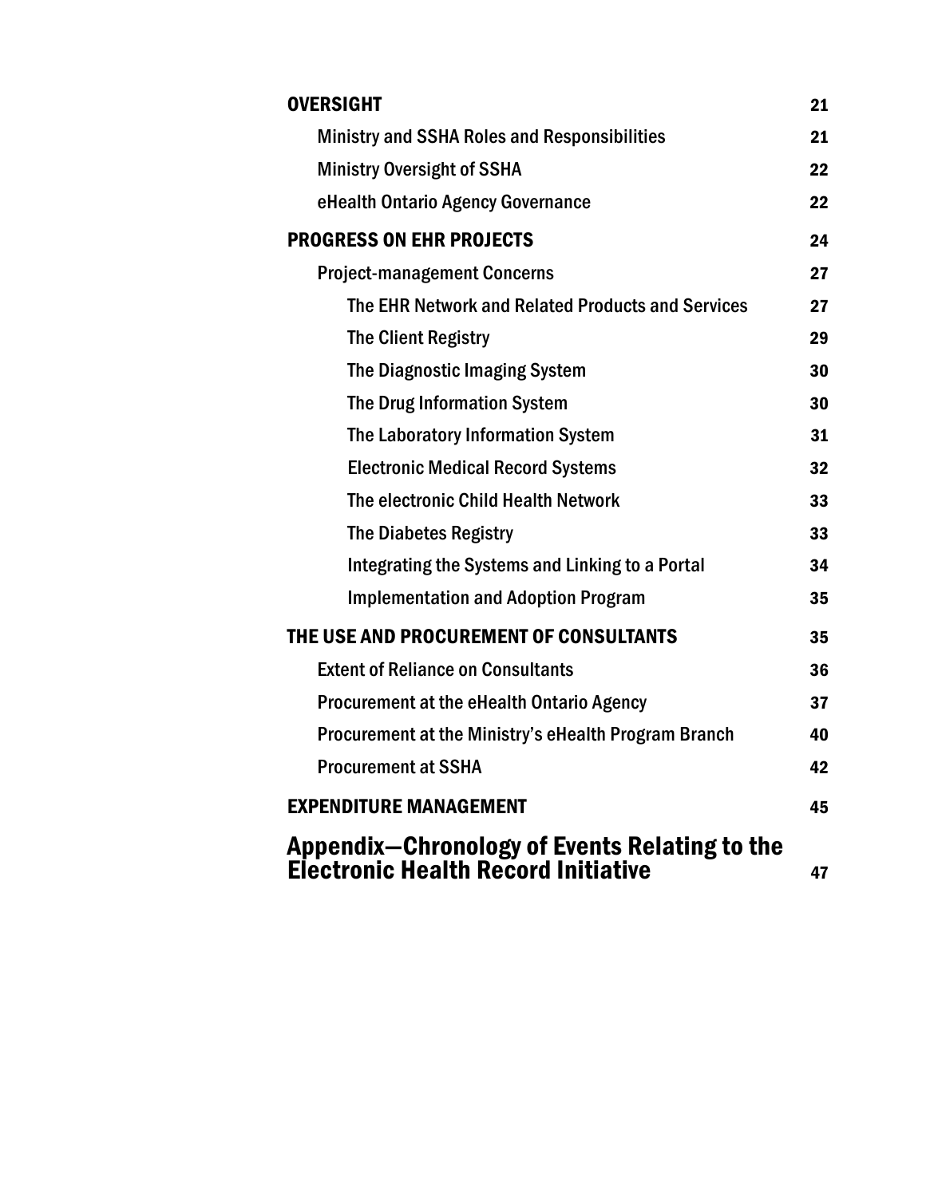| | |
|---|---|
| **OVERSIGHT** | **21** |
| Ministry and SSHA Roles and Responsibilities | 21 |
| Ministry Oversight of SSHA | 22 |
| eHealth Ontario Agency Governance | 22 |
| **PROGRESS ON EHR PROJECTS** | **24** |
| Project-management Concerns | 27 |
| The EHR Network and Related Products and Services | 27 |
| The Client Registry | 29 |
| The Diagnostic Imaging System | 30 |
| The Drug Information System | 30 |
| The Laboratory Information System | 31 |
| Electronic Medical Record Systems | 32 |
| The electronic Child Health Network | 33 |
| The Diabetes Registry | 33 |
| Integrating the Systems and Linking to a Portal | 34 |
| Implementation and Adoption Program | 35 |
| **THE USE AND PROCUREMENT OF CONSULTANTS** | **35** |
| Extent of Reliance on Consultants | 36 |
| Procurement at the eHealth Ontario Agency | 37 |
| Procurement at the Ministry's eHealth Program Branch | 40 |
| Procurement at SSHA | 42 |
| **EXPENDITURE MANAGEMENT** | **45** |
| **Appendix—Chronology of Events Relating to the Electronic Health Record Initiative** | **47** |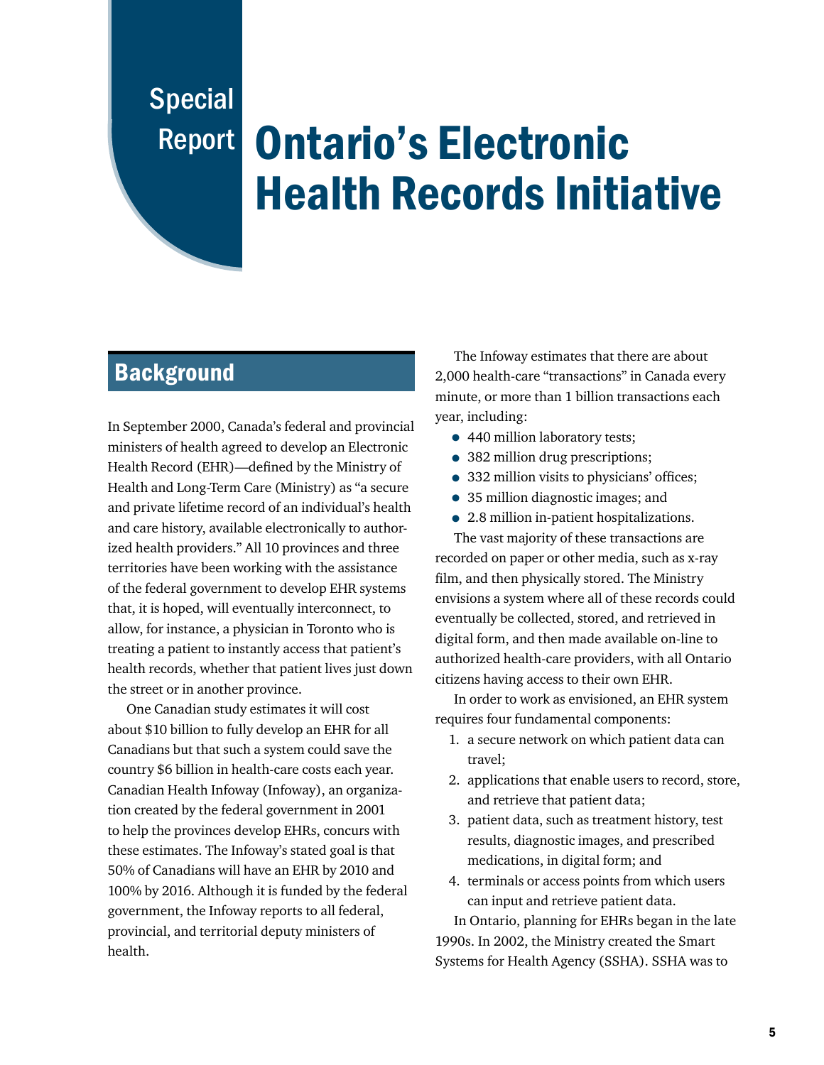# Special Report: Ontario's Electronic Health Records Initiative

## Background

In September 2000, Canada's federal and provincial ministers of health agreed to develop an Electronic Health Record (EHR)—defined by the Ministry of Health and Long-Term Care (Ministry) as "a secure and private lifetime record of an individual's health and care history, available electronically to authorized health providers." All 10 provinces and three territories have been working with the assistance of the federal government to develop EHR systems that, it is hoped, will eventually interconnect, to allow, for instance, a physician in Toronto who is treating a patient to instantly access that patient's health records, whether that patient lives just down the street or in another province.

One Canadian study estimates it will cost about $10 billion to fully develop an EHR for all Canadians but that such a system could save the country $6 billion in health-care costs each year. Canadian Health Infoway (Infoway), an organization created by the federal government in 2001 to help the provinces develop EHRs, concurs with these estimates. The Infoway's stated goal is that 50% of Canadians will have an EHR by 2010 and 100% by 2016. Although it is funded by the federal government, the Infoway reports to all federal, provincial, and territorial deputy ministers of health.

The Infoway estimates that there are about 2,000 health-care "transactions" in Canada every minute, or more than 1 billion transactions each year, including:

- 440 million laboratory tests;
- 382 million drug prescriptions;
- 332 million visits to physicians' offices;
- 35 million diagnostic images; and
- 2.8 million in-patient hospitalizations.

The vast majority of these transactions are recorded on paper or other media, such as x-ray film, and then physically stored. The Ministry envisions a system where all of these records could eventually be collected, stored, and retrieved in digital form, and then made available on-line to authorized health-care providers, with all Ontario citizens having access to their own EHR.

In order to work as envisioned, an EHR system requires four fundamental components:

1. a secure network on which patient data can travel;
2. applications that enable users to record, store, and retrieve that patient data;
3. patient data, such as treatment history, test results, diagnostic images, and prescribed medications, in digital form; and
4. terminals or access points from which users can input and retrieve patient data.

In Ontario, planning for EHRs began in the late 1990s. In 2002, the Ministry created the Smart Systems for Health Agency (SSHA). SSHA was to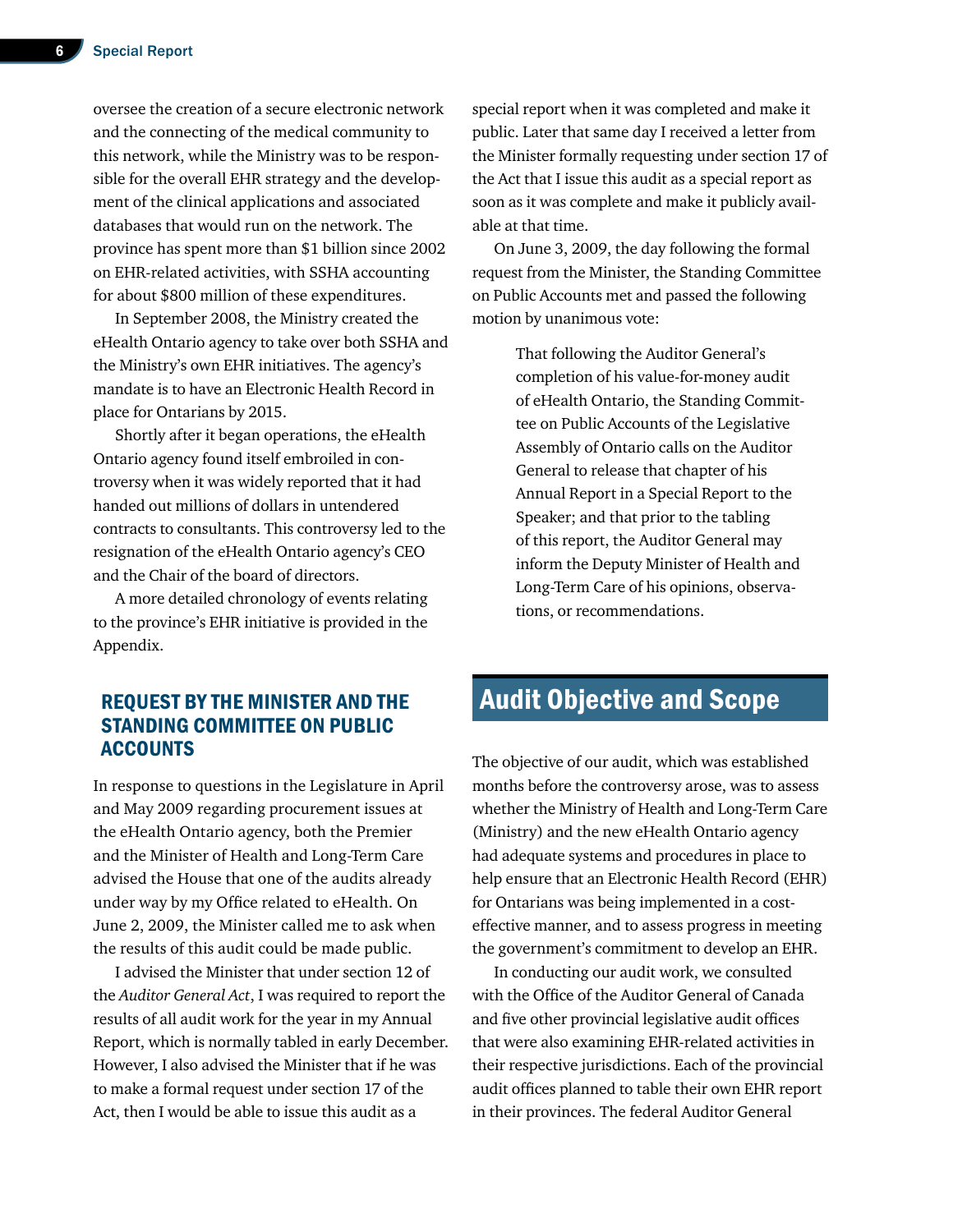oversee the creation of a secure electronic network and the connecting of the medical community to this network, while the Ministry was to be responsible for the overall EHR strategy and the development of the clinical applications and associated databases that would run on the network. The province has spent more than $1 billion since 2002 on EHR-related activities, with SSHA accounting for about $800 million of these expenditures.

In September 2008, the Ministry created the eHealth Ontario agency to take over both SSHA and the Ministry's own EHR initiatives. The agency's mandate is to have an Electronic Health Record in place for Ontarians by 2015.

Shortly after it began operations, the eHealth Ontario agency found itself embroiled in controversy when it was widely reported that it had handed out millions of dollars in untendered contracts to consultants. This controversy led to the resignation of the eHealth Ontario agency's CEO and the Chair of the board of directors.

A more detailed chronology of events relating to the province's EHR initiative is provided in the Appendix.

### REQUEST BY THE MINISTER AND THE STANDING COMMITTEE ON PUBLIC ACCOUNTS

In response to questions in the Legislature in April and May 2009 regarding procurement issues at the eHealth Ontario agency, both the Premier and the Minister of Health and Long-Term Care advised the House that one of the audits already under way by my Office related to eHealth. On June 2, 2009, the Minister called me to ask when the results of this audit could be made public.

I advised the Minister that under section 12 of the *Auditor General Act*, I was required to report the results of all audit work for the year in my Annual Report, which is normally tabled in early December. However, I also advised the Minister that if he was to make a formal request under section 17 of the Act, then I would be able to issue this audit as a special report when it was completed and make it public. Later that same day I received a letter from the Minister formally requesting under section 17 of the Act that I issue this audit as a special report as soon as it was complete and make it publicly available at that time.

On June 3, 2009, the day following the formal request from the Minister, the Standing Committee on Public Accounts met and passed the following motion by unanimous vote:

> That following the Auditor General's completion of his value-for-money audit of eHealth Ontario, the Standing Committee on Public Accounts of the Legislative Assembly of Ontario calls on the Auditor General to release that chapter of his Annual Report in a Special Report to the Speaker; and that prior to the tabling of this report, the Auditor General may inform the Deputy Minister of Health and Long-Term Care of his opinions, observations, or recommendations.

## Audit Objective and Scope

The objective of our audit, which was established months before the controversy arose, was to assess whether the Ministry of Health and Long-Term Care (Ministry) and the new eHealth Ontario agency had adequate systems and procedures in place to help ensure that an Electronic Health Record (EHR) for Ontarians was being implemented in a cost-effective manner, and to assess progress in meeting the government's commitment to develop an EHR.

In conducting our audit work, we consulted with the Office of the Auditor General of Canada and five other provincial legislative audit offices that were also examining EHR-related activities in their respective jurisdictions. Each of the provincial audit offices planned to table their own EHR report in their provinces. The federal Auditor General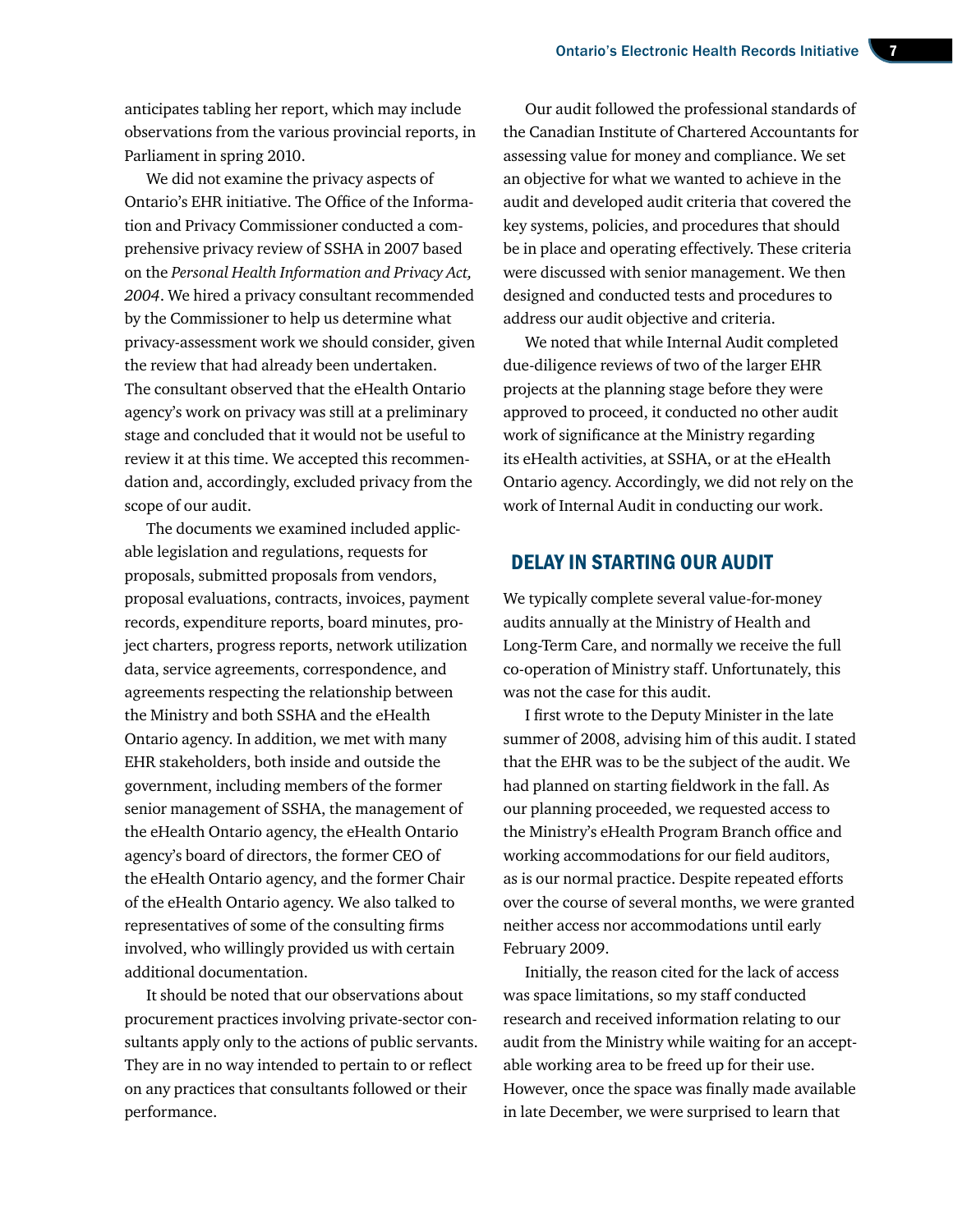anticipates tabling her report, which may include observations from the various provincial reports, in Parliament in spring 2010.

We did not examine the privacy aspects of Ontario's EHR initiative. The Office of the Information and Privacy Commissioner conducted a comprehensive privacy review of SSHA in 2007 based on the *Personal Health Information and Privacy Act, 2004*. We hired a privacy consultant recommended by the Commissioner to help us determine what privacy-assessment work we should consider, given the review that had already been undertaken. The consultant observed that the eHealth Ontario agency's work on privacy was still at a preliminary stage and concluded that it would not be useful to review it at this time. We accepted this recommendation and, accordingly, excluded privacy from the scope of our audit.

The documents we examined included applicable legislation and regulations, requests for proposals, submitted proposals from vendors, proposal evaluations, contracts, invoices, payment records, expenditure reports, board minutes, project charters, progress reports, network utilization data, service agreements, correspondence, and agreements respecting the relationship between the Ministry and both SSHA and the eHealth Ontario agency. In addition, we met with many EHR stakeholders, both inside and outside the government, including members of the former senior management of SSHA, the management of the eHealth Ontario agency, the eHealth Ontario agency's board of directors, the former CEO of the eHealth Ontario agency, and the former Chair of the eHealth Ontario agency. We also talked to representatives of some of the consulting firms involved, who willingly provided us with certain additional documentation.

It should be noted that our observations about procurement practices involving private-sector consultants apply only to the actions of public servants. They are in no way intended to pertain to or reflect on any practices that consultants followed or their performance.

Our audit followed the professional standards of the Canadian Institute of Chartered Accountants for assessing value for money and compliance. We set an objective for what we wanted to achieve in the audit and developed audit criteria that covered the key systems, policies, and procedures that should be in place and operating effectively. These criteria were discussed with senior management. We then designed and conducted tests and procedures to address our audit objective and criteria.

We noted that while Internal Audit completed due-diligence reviews of two of the larger EHR projects at the planning stage before they were approved to proceed, it conducted no other audit work of significance at the Ministry regarding its eHealth activities, at SSHA, or at the eHealth Ontario agency. Accordingly, we did not rely on the work of Internal Audit in conducting our work.

## DELAY IN STARTING OUR AUDIT

We typically complete several value-for-money audits annually at the Ministry of Health and Long-Term Care, and normally we receive the full co-operation of Ministry staff. Unfortunately, this was not the case for this audit.

I first wrote to the Deputy Minister in the late summer of 2008, advising him of this audit. I stated that the EHR was to be the subject of the audit. We had planned on starting fieldwork in the fall. As our planning proceeded, we requested access to the Ministry's eHealth Program Branch office and working accommodations for our field auditors, as is our normal practice. Despite repeated efforts over the course of several months, we were granted neither access nor accommodations until early February 2009.

Initially, the reason cited for the lack of access was space limitations, so my staff conducted research and received information relating to our audit from the Ministry while waiting for an acceptable working area to be freed up for their use. However, once the space was finally made available in late December, we were surprised to learn that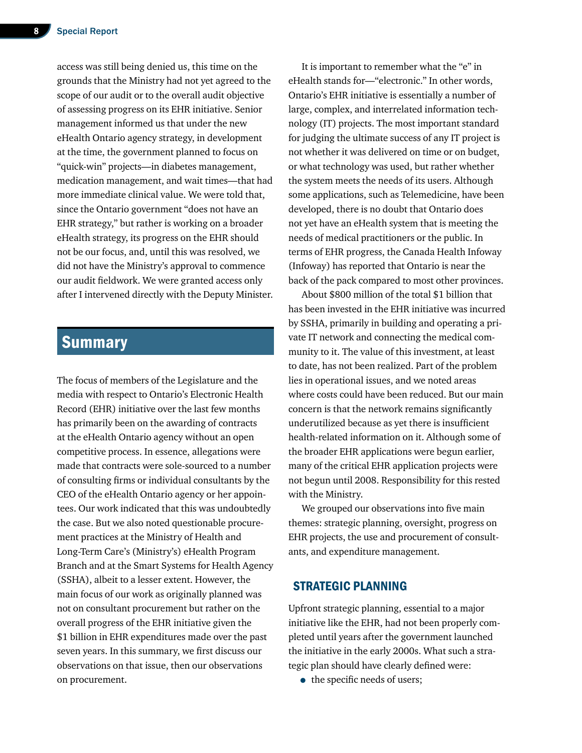access was still being denied us, this time on the grounds that the Ministry had not yet agreed to the scope of our audit or to the overall audit objective of assessing progress on its EHR initiative. Senior management informed us that under the new eHealth Ontario agency strategy, in development at the time, the government planned to focus on "quick-win" projects—in diabetes management, medication management, and wait times—that had more immediate clinical value. We were told that, since the Ontario government "does not have an EHR strategy," but rather is working on a broader eHealth strategy, its progress on the EHR should not be our focus, and, until this was resolved, we did not have the Ministry's approval to commence our audit fieldwork. We were granted access only after I intervened directly with the Deputy Minister.

# Summary

The focus of members of the Legislature and the media with respect to Ontario's Electronic Health Record (EHR) initiative over the last few months has primarily been on the awarding of contracts at the eHealth Ontario agency without an open competitive process. In essence, allegations were made that contracts were sole-sourced to a number of consulting firms or individual consultants by the CEO of the eHealth Ontario agency or her appointees. Our work indicated that this was undoubtedly the case. But we also noted questionable procurement practices at the Ministry of Health and Long-Term Care's (Ministry's) eHealth Program Branch and at the Smart Systems for Health Agency (SSHA), albeit to a lesser extent. However, the main focus of our work as originally planned was not on consultant procurement but rather on the overall progress of the EHR initiative given the $1 billion in EHR expenditures made over the past seven years. In this summary, we first discuss our observations on that issue, then our observations on procurement.

It is important to remember what the "e" in eHealth stands for—"electronic." In other words, Ontario's EHR initiative is essentially a number of large, complex, and interrelated information technology (IT) projects. The most important standard for judging the ultimate success of any IT project is not whether it was delivered on time or on budget, or what technology was used, but rather whether the system meets the needs of its users. Although some applications, such as Telemedicine, have been developed, there is no doubt that Ontario does not yet have an eHealth system that is meeting the needs of medical practitioners or the public. In terms of EHR progress, the Canada Health Infoway (Infoway) has reported that Ontario is near the back of the pack compared to most other provinces.

About $800 million of the total $1 billion that has been invested in the EHR initiative was incurred by SSHA, primarily in building and operating a private IT network and connecting the medical community to it. The value of this investment, at least to date, has not been realized. Part of the problem lies in operational issues, and we noted areas where costs could have been reduced. But our main concern is that the network remains significantly underutilized because as yet there is insufficient health-related information on it. Although some of the broader EHR applications were begun earlier, many of the critical EHR application projects were not begun until 2008. Responsibility for this rested with the Ministry.

We grouped our observations into five main themes: strategic planning, oversight, progress on EHR projects, the use and procurement of consultants, and expenditure management.

## STRATEGIC PLANNING

Upfront strategic planning, essential to a major initiative like the EHR, had not been properly completed until years after the government launched the initiative in the early 2000s. What such a strategic plan should have clearly defined were:

- the specific needs of users;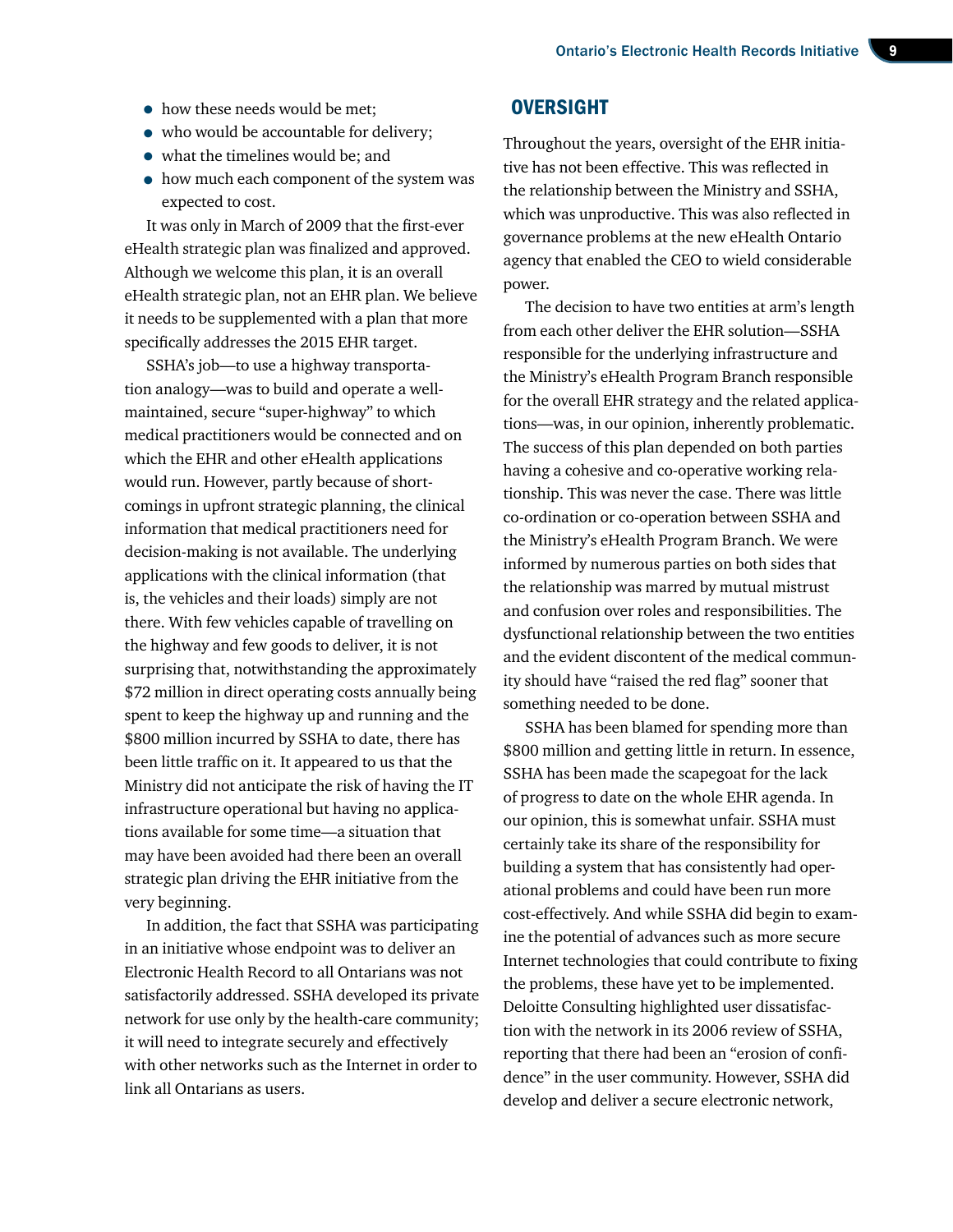- how these needs would be met;
- who would be accountable for delivery;
- what the timelines would be; and
- how much each component of the system was expected to cost.

It was only in March of 2009 that the first-ever eHealth strategic plan was finalized and approved. Although we welcome this plan, it is an overall eHealth strategic plan, not an EHR plan. We believe it needs to be supplemented with a plan that more specifically addresses the 2015 EHR target.

SSHA's job—to use a highway transportation analogy—was to build and operate a well-maintained, secure "super-highway" to which medical practitioners would be connected and on which the EHR and other eHealth applications would run. However, partly because of shortcomings in upfront strategic planning, the clinical information that medical practitioners need for decision-making is not available. The underlying applications with the clinical information (that is, the vehicles and their loads) simply are not there. With few vehicles capable of travelling on the highway and few goods to deliver, it is not surprising that, notwithstanding the approximately $72 million in direct operating costs annually being spent to keep the highway up and running and the $800 million incurred by SSHA to date, there has been little traffic on it. It appeared to us that the Ministry did not anticipate the risk of having the IT infrastructure operational but having no applications available for some time—a situation that may have been avoided had there been an overall strategic plan driving the EHR initiative from the very beginning.

In addition, the fact that SSHA was participating in an initiative whose endpoint was to deliver an Electronic Health Record to all Ontarians was not satisfactorily addressed. SSHA developed its private network for use only by the health-care community; it will need to integrate securely and effectively with other networks such as the Internet in order to link all Ontarians as users.

## OVERSIGHT

Throughout the years, oversight of the EHR initiative has not been effective. This was reflected in the relationship between the Ministry and SSHA, which was unproductive. This was also reflected in governance problems at the new eHealth Ontario agency that enabled the CEO to wield considerable power.

The decision to have two entities at arm's length from each other deliver the EHR solution—SSHA responsible for the underlying infrastructure and the Ministry's eHealth Program Branch responsible for the overall EHR strategy and the related applications—was, in our opinion, inherently problematic. The success of this plan depended on both parties having a cohesive and co-operative working relationship. This was never the case. There was little co-ordination or co-operation between SSHA and the Ministry's eHealth Program Branch. We were informed by numerous parties on both sides that the relationship was marred by mutual mistrust and confusion over roles and responsibilities. The dysfunctional relationship between the two entities and the evident discontent of the medical community should have "raised the red flag" sooner that something needed to be done.

SSHA has been blamed for spending more than $800 million and getting little in return. In essence, SSHA has been made the scapegoat for the lack of progress to date on the whole EHR agenda. In our opinion, this is somewhat unfair. SSHA must certainly take its share of the responsibility for building a system that has consistently had operational problems and could have been run more cost-effectively. And while SSHA did begin to examine the potential of advances such as more secure Internet technologies that could contribute to fixing the problems, these have yet to be implemented. Deloitte Consulting highlighted user dissatisfaction with the network in its 2006 review of SSHA, reporting that there had been an "erosion of confidence" in the user community. However, SSHA did develop and deliver a secure electronic network,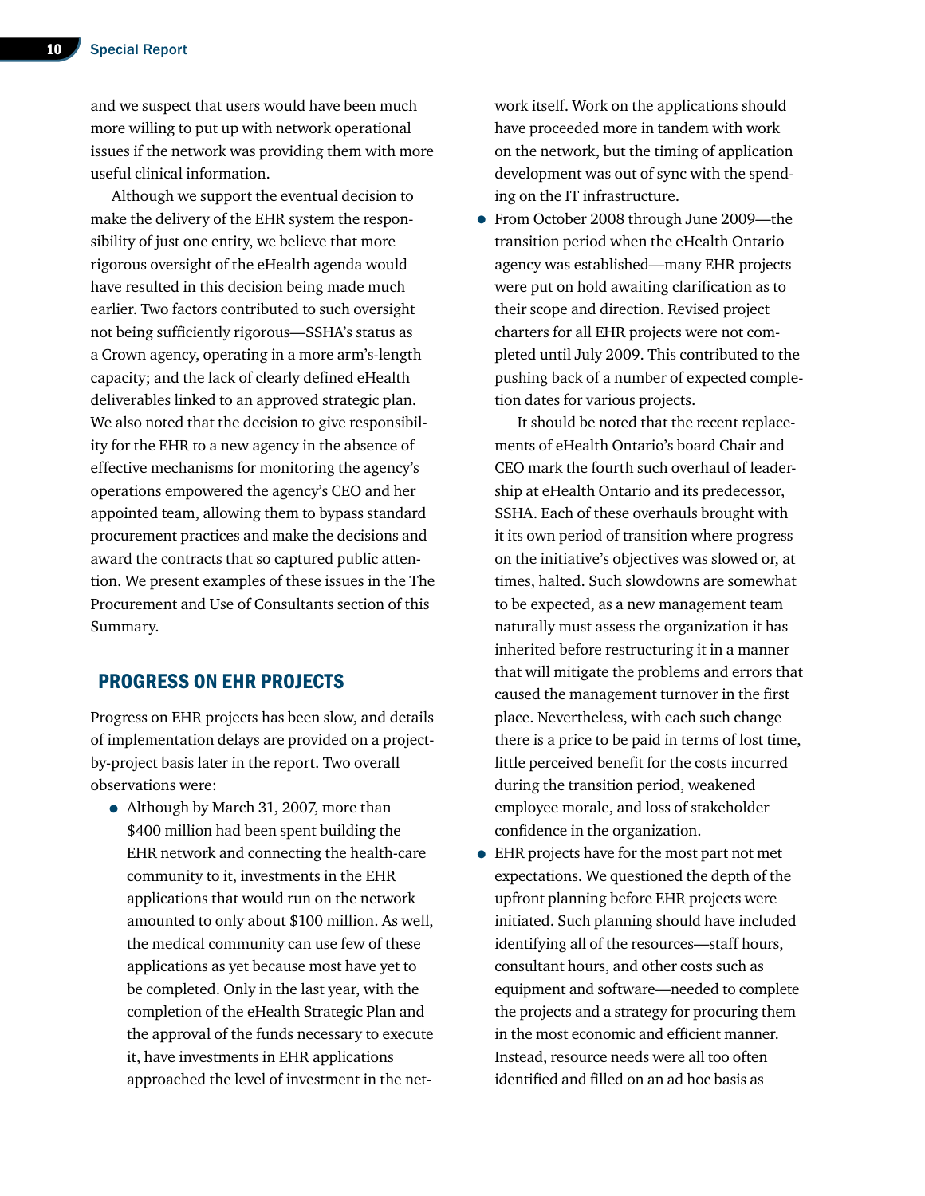and we suspect that users would have been much more willing to put up with network operational issues if the network was providing them with more useful clinical information.

Although we support the eventual decision to make the delivery of the EHR system the responsibility of just one entity, we believe that more rigorous oversight of the eHealth agenda would have resulted in this decision being made much earlier. Two factors contributed to such oversight not being sufficiently rigorous—SSHA's status as a Crown agency, operating in a more arm's-length capacity; and the lack of clearly defined eHealth deliverables linked to an approved strategic plan. We also noted that the decision to give responsibility for the EHR to a new agency in the absence of effective mechanisms for monitoring the agency's operations empowered the agency's CEO and her appointed team, allowing them to bypass standard procurement practices and make the decisions and award the contracts that so captured public attention. We present examples of these issues in the The Procurement and Use of Consultants section of this Summary.

## PROGRESS ON EHR PROJECTS

Progress on EHR projects has been slow, and details of implementation delays are provided on a project-by-project basis later in the report. Two overall observations were:

- Although by March 31, 2007, more than $400 million had been spent building the EHR network and connecting the health-care community to it, investments in the EHR applications that would run on the network amounted to only about $100 million. As well, the medical community can use few of these applications as yet because most have yet to be completed. Only in the last year, with the completion of the eHealth Strategic Plan and the approval of the funds necessary to execute it, have investments in EHR applications approached the level of investment in the network itself. Work on the applications should have proceeded more in tandem with work on the network, but the timing of application development was out of sync with the spending on the IT infrastructure.
- From October 2008 through June 2009—the transition period when the eHealth Ontario agency was established—many EHR projects were put on hold awaiting clarification as to their scope and direction. Revised project charters for all EHR projects were not completed until July 2009. This contributed to the pushing back of a number of expected completion dates for various projects.

  It should be noted that the recent replacements of eHealth Ontario's board Chair and CEO mark the fourth such overhaul of leadership at eHealth Ontario and its predecessor, SSHA. Each of these overhauls brought with it its own period of transition where progress on the initiative's objectives was slowed or, at times, halted. Such slowdowns are somewhat to be expected, as a new management team naturally must assess the organization it has inherited before restructuring it in a manner that will mitigate the problems and errors that caused the management turnover in the first place. Nevertheless, with each such change there is a price to be paid in terms of lost time, little perceived benefit for the costs incurred during the transition period, weakened employee morale, and loss of stakeholder confidence in the organization.
- EHR projects have for the most part not met expectations. We questioned the depth of the upfront planning before EHR projects were initiated. Such planning should have included identifying all of the resources—staff hours, consultant hours, and other costs such as equipment and software—needed to complete the projects and a strategy for procuring them in the most economic and efficient manner. Instead, resource needs were all too often identified and filled on an ad hoc basis as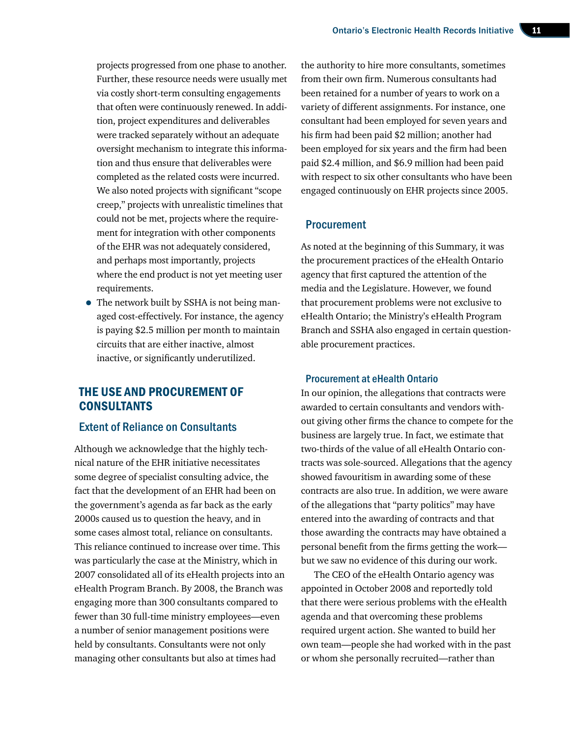projects progressed from one phase to another. Further, these resource needs were usually met via costly short-term consulting engagements that often were continuously renewed. In addition, project expenditures and deliverables were tracked separately without an adequate oversight mechanism to integrate this information and thus ensure that deliverables were completed as the related costs were incurred. We also noted projects with significant "scope creep," projects with unrealistic timelines that could not be met, projects where the requirement for integration with other components of the EHR was not adequately considered, and perhaps most importantly, projects where the end product is not yet meeting user requirements.

- The network built by SSHA is not being managed cost-effectively. For instance, the agency is paying $2.5 million per month to maintain circuits that are either inactive, almost inactive, or significantly underutilized.

## THE USE AND PROCUREMENT OF CONSULTANTS

### Extent of Reliance on Consultants

Although we acknowledge that the highly technical nature of the EHR initiative necessitates some degree of specialist consulting advice, the fact that the development of an EHR had been on the government's agenda as far back as the early 2000s caused us to question the heavy, and in some cases almost total, reliance on consultants. This reliance continued to increase over time. This was particularly the case at the Ministry, which in 2007 consolidated all of its eHealth projects into an eHealth Program Branch. By 2008, the Branch was engaging more than 300 consultants compared to fewer than 30 full-time ministry employees—even a number of senior management positions were held by consultants. Consultants were not only managing other consultants but also at times had the authority to hire more consultants, sometimes from their own firm. Numerous consultants had been retained for a number of years to work on a variety of different assignments. For instance, one consultant had been employed for seven years and his firm had been paid $2 million; another had been employed for six years and the firm had been paid $2.4 million, and $6.9 million had been paid with respect to six other consultants who have been engaged continuously on EHR projects since 2005.

### Procurement

As noted at the beginning of this Summary, it was the procurement practices of the eHealth Ontario agency that first captured the attention of the media and the Legislature. However, we found that procurement problems were not exclusive to eHealth Ontario; the Ministry's eHealth Program Branch and SSHA also engaged in certain questionable procurement practices.

#### Procurement at eHealth Ontario

In our opinion, the allegations that contracts were awarded to certain consultants and vendors without giving other firms the chance to compete for the business are largely true. In fact, we estimate that two-thirds of the value of all eHealth Ontario contracts was sole-sourced. Allegations that the agency showed favouritism in awarding some of these contracts are also true. In addition, we were aware of the allegations that "party politics" may have entered into the awarding of contracts and that those awarding the contracts may have obtained a personal benefit from the firms getting the work—but we saw no evidence of this during our work.

The CEO of the eHealth Ontario agency was appointed in October 2008 and reportedly told that there were serious problems with the eHealth agenda and that overcoming these problems required urgent action. She wanted to build her own team—people she had worked with in the past or whom she personally recruited—rather than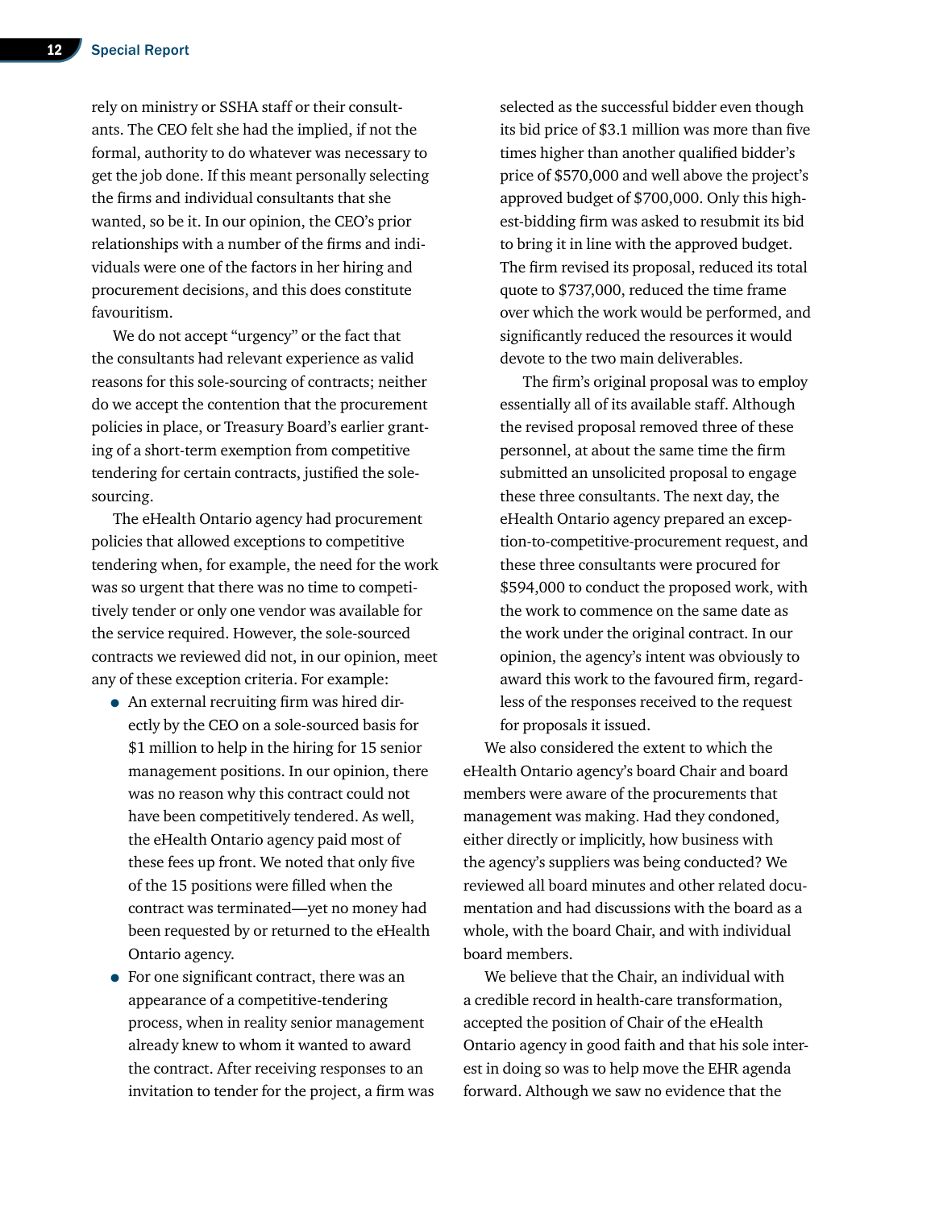rely on ministry or SSHA staff or their consultants. The CEO felt she had the implied, if not the formal, authority to do whatever was necessary to get the job done. If this meant personally selecting the firms and individual consultants that she wanted, so be it. In our opinion, the CEO's prior relationships with a number of the firms and individuals were one of the factors in her hiring and procurement decisions, and this does constitute favouritism.

We do not accept "urgency" or the fact that the consultants had relevant experience as valid reasons for this sole-sourcing of contracts; neither do we accept the contention that the procurement policies in place, or Treasury Board's earlier granting of a short-term exemption from competitive tendering for certain contracts, justified the sole-sourcing.

The eHealth Ontario agency had procurement policies that allowed exceptions to competitive tendering when, for example, the need for the work was so urgent that there was no time to competitively tender or only one vendor was available for the service required. However, the sole-sourced contracts we reviewed did not, in our opinion, meet any of these exception criteria. For example:

- An external recruiting firm was hired directly by the CEO on a sole-sourced basis for $1 million to help in the hiring for 15 senior management positions. In our opinion, there was no reason why this contract could not have been competitively tendered. As well, the eHealth Ontario agency paid most of these fees up front. We noted that only five of the 15 positions were filled when the contract was terminated—yet no money had been requested by or returned to the eHealth Ontario agency.
- For one significant contract, there was an appearance of a competitive-tendering process, when in reality senior management already knew to whom it wanted to award the contract. After receiving responses to an invitation to tender for the project, a firm was selected as the successful bidder even though its bid price of $3.1 million was more than five times higher than another qualified bidder's price of $570,000 and well above the project's approved budget of $700,000. Only this highest-bidding firm was asked to resubmit its bid to bring it in line with the approved budget. The firm revised its proposal, reduced its total quote to $737,000, reduced the time frame over which the work would be performed, and significantly reduced the resources it would devote to the two main deliverables.

  The firm's original proposal was to employ essentially all of its available staff. Although the revised proposal removed three of these personnel, at about the same time the firm submitted an unsolicited proposal to engage these three consultants. The next day, the eHealth Ontario agency prepared an exception-to-competitive-procurement request, and these three consultants were procured for $594,000 to conduct the proposed work, with the work to commence on the same date as the work under the original contract. In our opinion, the agency's intent was obviously to award this work to the favoured firm, regardless of the responses received to the request for proposals it issued.

We also considered the extent to which the eHealth Ontario agency's board Chair and board members were aware of the procurements that management was making. Had they condoned, either directly or implicitly, how business with the agency's suppliers was being conducted? We reviewed all board minutes and other related documentation and had discussions with the board as a whole, with the board Chair, and with individual board members.

We believe that the Chair, an individual with a credible record in health-care transformation, accepted the position of Chair of the eHealth Ontario agency in good faith and that his sole interest in doing so was to help move the EHR agenda forward. Although we saw no evidence that the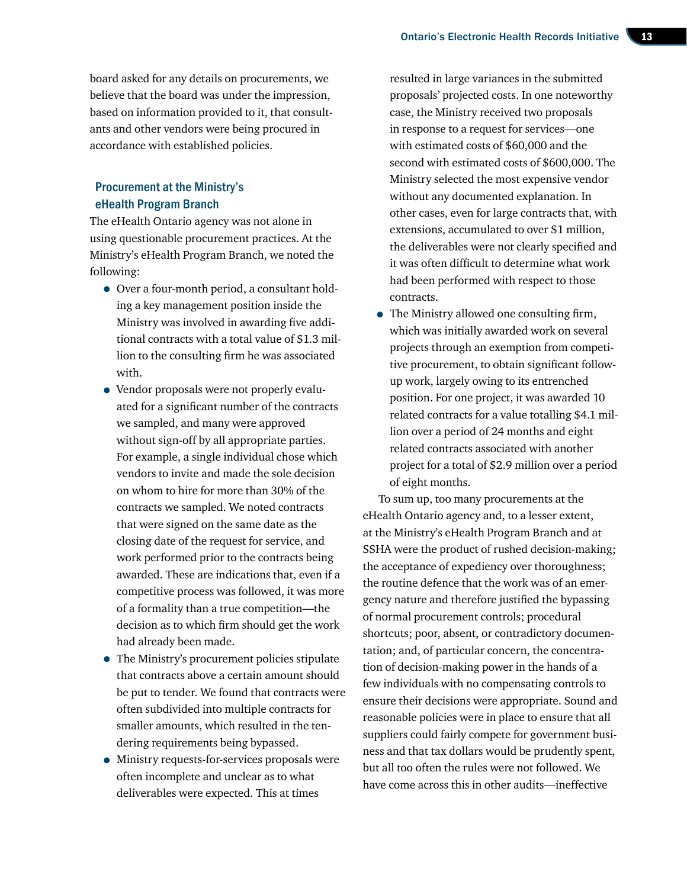board asked for any details on procurements, we believe that the board was under the impression, based on information provided to it, that consultants and other vendors were being procured in accordance with established policies.

### Procurement at the Ministry's eHealth Program Branch

The eHealth Ontario agency was not alone in using questionable procurement practices. At the Ministry's eHealth Program Branch, we noted the following:

- Over a four-month period, a consultant holding a key management position inside the Ministry was involved in awarding five additional contracts with a total value of $1.3 million to the consulting firm he was associated with.
- Vendor proposals were not properly evaluated for a significant number of the contracts we sampled, and many were approved without sign-off by all appropriate parties. For example, a single individual chose which vendors to invite and made the sole decision on whom to hire for more than 30% of the contracts we sampled. We noted contracts that were signed on the same date as the closing date of the request for service, and work performed prior to the contracts being awarded. These are indications that, even if a competitive process was followed, it was more of a formality than a true competition—the decision as to which firm should get the work had already been made.
- The Ministry's procurement policies stipulate that contracts above a certain amount should be put to tender. We found that contracts were often subdivided into multiple contracts for smaller amounts, which resulted in the tendering requirements being bypassed.
- Ministry requests-for-services proposals were often incomplete and unclear as to what deliverables were expected. This at times resulted in large variances in the submitted proposals' projected costs. In one noteworthy case, the Ministry received two proposals in response to a request for services—one with estimated costs of $60,000 and the second with estimated costs of $600,000. The Ministry selected the most expensive vendor without any documented explanation. In other cases, even for large contracts that, with extensions, accumulated to over $1 million, the deliverables were not clearly specified and it was often difficult to determine what work had been performed with respect to those contracts.
- The Ministry allowed one consulting firm, which was initially awarded work on several projects through an exemption from competitive procurement, to obtain significant follow-up work, largely owing to its entrenched position. For one project, it was awarded 10 related contracts for a value totalling $4.1 million over a period of 24 months and eight related contracts associated with another project for a total of $2.9 million over a period of eight months.

To sum up, too many procurements at the eHealth Ontario agency and, to a lesser extent, at the Ministry's eHealth Program Branch and at SSHA were the product of rushed decision-making; the acceptance of expediency over thoroughness; the routine defence that the work was of an emergency nature and therefore justified the bypassing of normal procurement controls; procedural shortcuts; poor, absent, or contradictory documentation; and, of particular concern, the concentration of decision-making power in the hands of a few individuals with no compensating controls to ensure their decisions were appropriate. Sound and reasonable policies were in place to ensure that all suppliers could fairly compete for government business and that tax dollars would be prudently spent, but all too often the rules were not followed. We have come across this in other audits—ineffective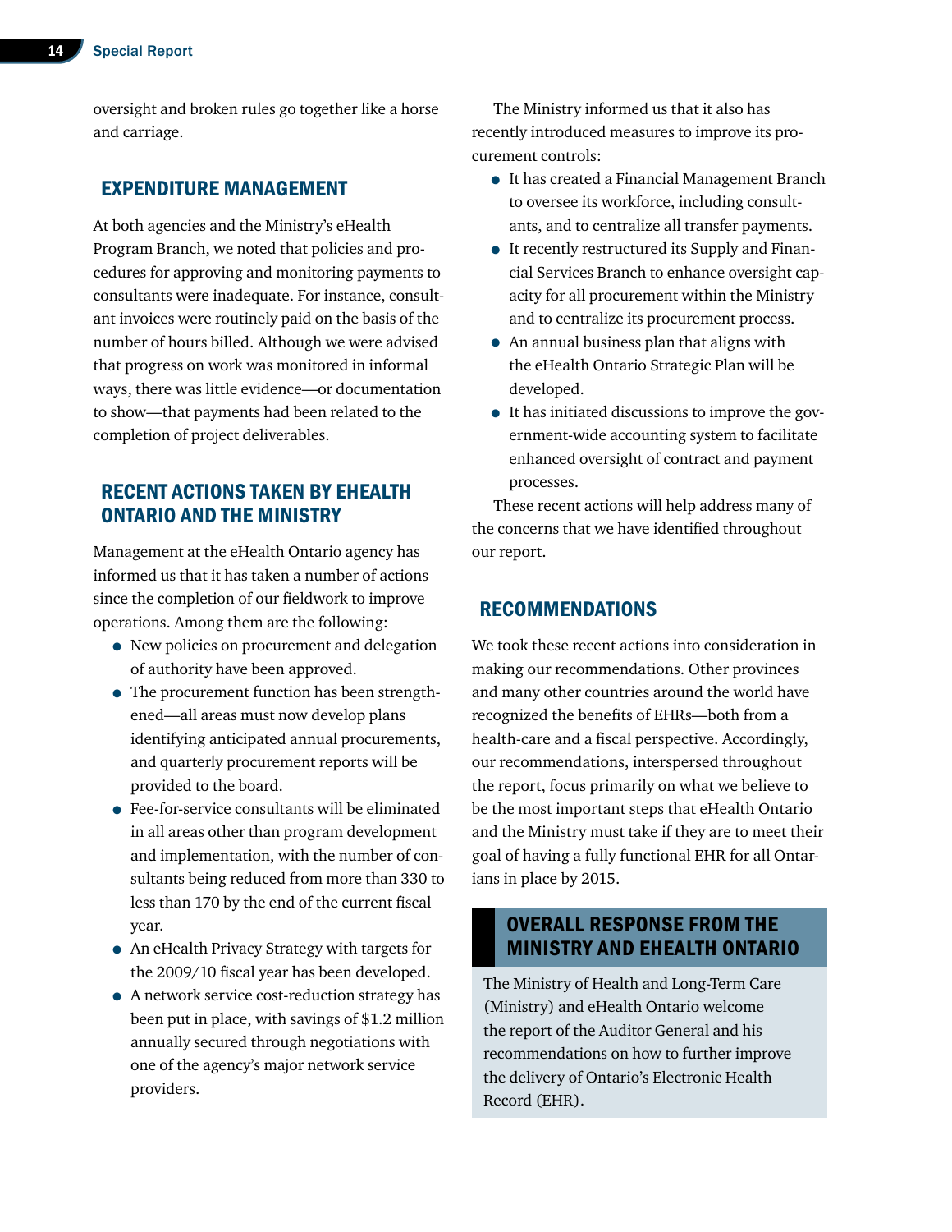oversight and broken rules go together like a horse and carriage.

## EXPENDITURE MANAGEMENT

At both agencies and the Ministry's eHealth Program Branch, we noted that policies and procedures for approving and monitoring payments to consultants were inadequate. For instance, consultant invoices were routinely paid on the basis of the number of hours billed. Although we were advised that progress on work was monitored in informal ways, there was little evidence—or documentation to show—that payments had been related to the completion of project deliverables.

## RECENT ACTIONS TAKEN BY EHEALTH ONTARIO AND THE MINISTRY

Management at the eHealth Ontario agency has informed us that it has taken a number of actions since the completion of our fieldwork to improve operations. Among them are the following:

- New policies on procurement and delegation of authority have been approved.
- The procurement function has been strengthened—all areas must now develop plans identifying anticipated annual procurements, and quarterly procurement reports will be provided to the board.
- Fee-for-service consultants will be eliminated in all areas other than program development and implementation, with the number of consultants being reduced from more than 330 to less than 170 by the end of the current fiscal year.
- An eHealth Privacy Strategy with targets for the 2009/10 fiscal year has been developed.
- A network service cost-reduction strategy has been put in place, with savings of $1.2 million annually secured through negotiations with one of the agency's major network service providers.

The Ministry informed us that it also has recently introduced measures to improve its procurement controls:

- It has created a Financial Management Branch to oversee its workforce, including consultants, and to centralize all transfer payments.
- It recently restructured its Supply and Financial Services Branch to enhance oversight capacity for all procurement within the Ministry and to centralize its procurement process.
- An annual business plan that aligns with the eHealth Ontario Strategic Plan will be developed.
- It has initiated discussions to improve the government-wide accounting system to facilitate enhanced oversight of contract and payment processes.

These recent actions will help address many of the concerns that we have identified throughout our report.

## RECOMMENDATIONS

We took these recent actions into consideration in making our recommendations. Other provinces and many other countries around the world have recognized the benefits of EHRs—both from a health-care and a fiscal perspective. Accordingly, our recommendations, interspersed throughout the report, focus primarily on what we believe to be the most important steps that eHealth Ontario and the Ministry must take if they are to meet their goal of having a fully functional EHR for all Ontarians in place by 2015.

### OVERALL RESPONSE FROM THE MINISTRY AND EHEALTH ONTARIO

The Ministry of Health and Long-Term Care (Ministry) and eHealth Ontario welcome the report of the Auditor General and his recommendations on how to further improve the delivery of Ontario's Electronic Health Record (EHR).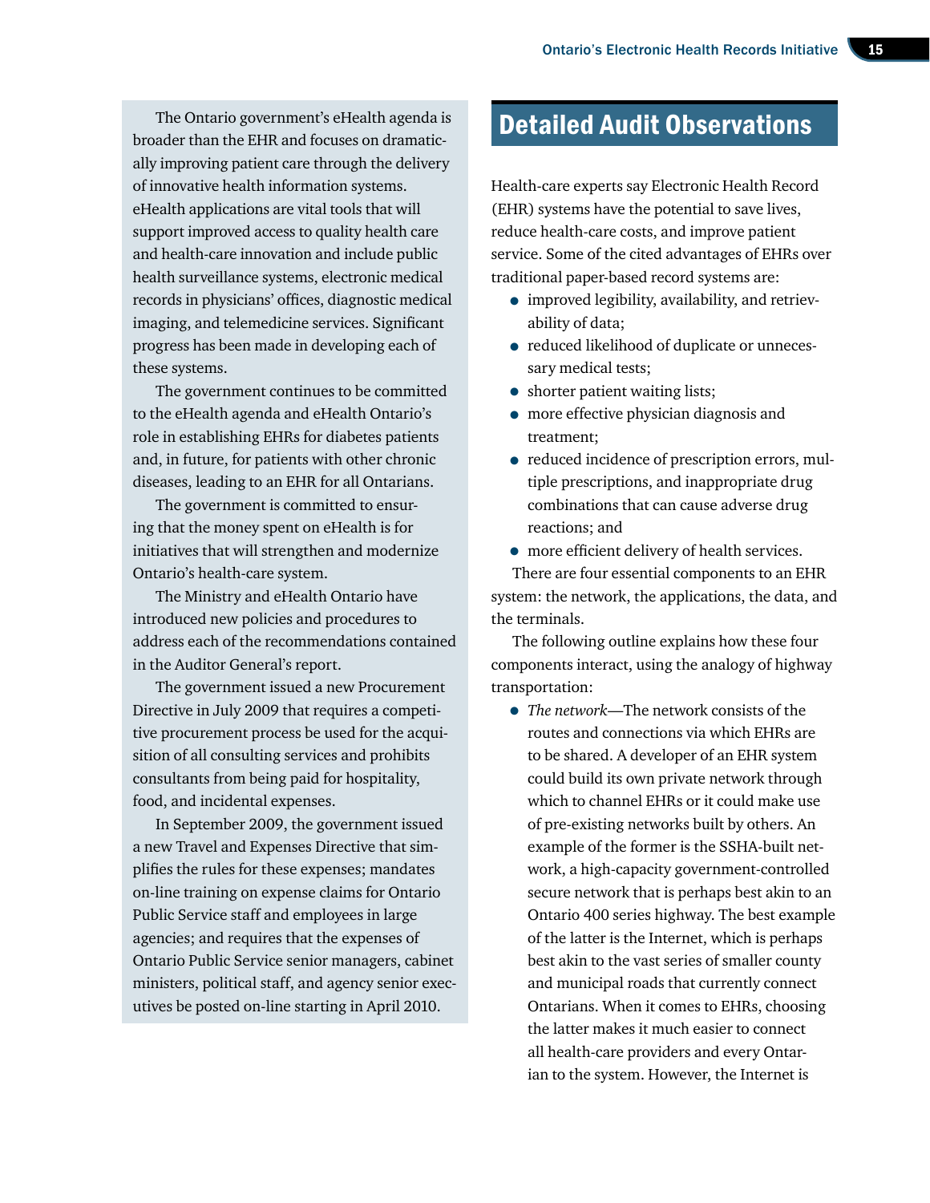The Ontario government's eHealth agenda is broader than the EHR and focuses on dramatically improving patient care through the delivery of innovative health information systems. eHealth applications are vital tools that will support improved access to quality health care and health-care innovation and include public health surveillance systems, electronic medical records in physicians' offices, diagnostic medical imaging, and telemedicine services. Significant progress has been made in developing each of these systems.

The government continues to be committed to the eHealth agenda and eHealth Ontario's role in establishing EHRs for diabetes patients and, in future, for patients with other chronic diseases, leading to an EHR for all Ontarians.

The government is committed to ensuring that the money spent on eHealth is for initiatives that will strengthen and modernize Ontario's health-care system.

The Ministry and eHealth Ontario have introduced new policies and procedures to address each of the recommendations contained in the Auditor General's report.

The government issued a new Procurement Directive in July 2009 that requires a competitive procurement process be used for the acquisition of all consulting services and prohibits consultants from being paid for hospitality, food, and incidental expenses.

In September 2009, the government issued a new Travel and Expenses Directive that simplifies the rules for these expenses; mandates on-line training on expense claims for Ontario Public Service staff and employees in large agencies; and requires that the expenses of Ontario Public Service senior managers, cabinet ministers, political staff, and agency senior executives be posted on-line starting in April 2010.

# Detailed Audit Observations

Health-care experts say Electronic Health Record (EHR) systems have the potential to save lives, reduce health-care costs, and improve patient service. Some of the cited advantages of EHRs over traditional paper-based record systems are:

- improved legibility, availability, and retrievability of data;
- reduced likelihood of duplicate or unnecessary medical tests;
- shorter patient waiting lists;
- more effective physician diagnosis and treatment;
- reduced incidence of prescription errors, multiple prescriptions, and inappropriate drug combinations that can cause adverse drug reactions; and
- more efficient delivery of health services.

There are four essential components to an EHR system: the network, the applications, the data, and the terminals.

The following outline explains how these four components interact, using the analogy of highway transportation:

- *The network*—The network consists of the routes and connections via which EHRs are to be shared. A developer of an EHR system could build its own private network through which to channel EHRs or it could make use of pre-existing networks built by others. An example of the former is the SSHA-built network, a high-capacity government-controlled secure network that is perhaps best akin to an Ontario 400 series highway. The best example of the latter is the Internet, which is perhaps best akin to the vast series of smaller county and municipal roads that currently connect Ontarians. When it comes to EHRs, choosing the latter makes it much easier to connect all health-care providers and every Ontarian to the system. However, the Internet is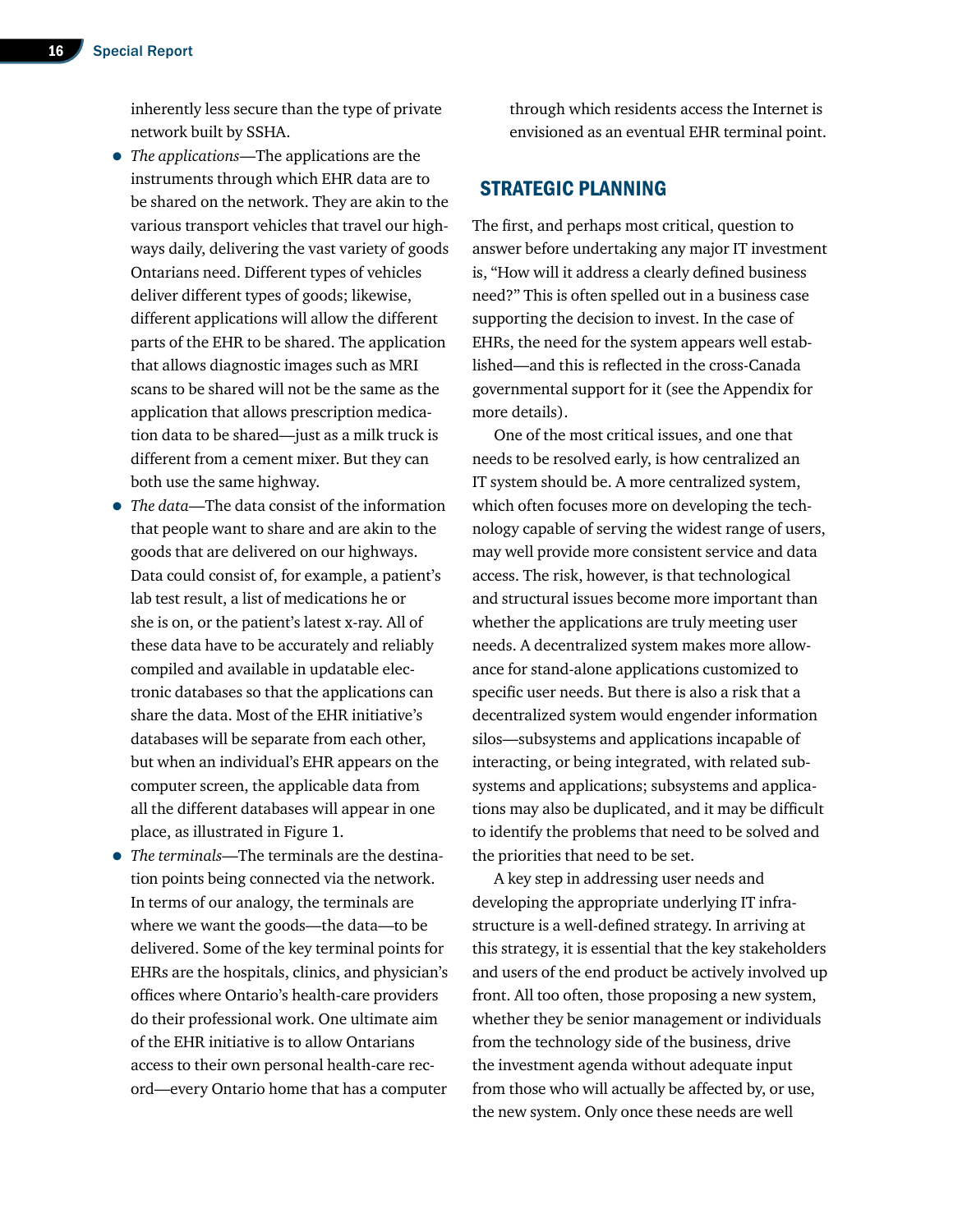inherently less secure than the type of private network built by SSHA.

- *The applications*—The applications are the instruments through which EHR data are to be shared on the network. They are akin to the various transport vehicles that travel our highways daily, delivering the vast variety of goods Ontarians need. Different types of vehicles deliver different types of goods; likewise, different applications will allow the different parts of the EHR to be shared. The application that allows diagnostic images such as MRI scans to be shared will not be the same as the application that allows prescription medication data to be shared—just as a milk truck is different from a cement mixer. But they can both use the same highway.
- *The data*—The data consist of the information that people want to share and are akin to the goods that are delivered on our highways. Data could consist of, for example, a patient's lab test result, a list of medications he or she is on, or the patient's latest x-ray. All of these data have to be accurately and reliably compiled and available in updatable electronic databases so that the applications can share the data. Most of the EHR initiative's databases will be separate from each other, but when an individual's EHR appears on the computer screen, the applicable data from all the different databases will appear in one place, as illustrated in Figure 1.
- *The terminals*—The terminals are the destination points being connected via the network. In terms of our analogy, the terminals are where we want the goods—the data—to be delivered. Some of the key terminal points for EHRs are the hospitals, clinics, and physician's offices where Ontario's health-care providers do their professional work. One ultimate aim of the EHR initiative is to allow Ontarians access to their own personal health-care record—every Ontario home that has a computer through which residents access the Internet is envisioned as an eventual EHR terminal point.

## STRATEGIC PLANNING

The first, and perhaps most critical, question to answer before undertaking any major IT investment is, "How will it address a clearly defined business need?" This is often spelled out in a business case supporting the decision to invest. In the case of EHRs, the need for the system appears well established—and this is reflected in the cross-Canada governmental support for it (see the Appendix for more details).

One of the most critical issues, and one that needs to be resolved early, is how centralized an IT system should be. A more centralized system, which often focuses more on developing the technology capable of serving the widest range of users, may well provide more consistent service and data access. The risk, however, is that technological and structural issues become more important than whether the applications are truly meeting user needs. A decentralized system makes more allowance for stand-alone applications customized to specific user needs. But there is also a risk that a decentralized system would engender information silos—subsystems and applications incapable of interacting, or being integrated, with related subsystems and applications; subsystems and applications may also be duplicated, and it may be difficult to identify the problems that need to be solved and the priorities that need to be set.

A key step in addressing user needs and developing the appropriate underlying IT infrastructure is a well-defined strategy. In arriving at this strategy, it is essential that the key stakeholders and users of the end product be actively involved up front. All too often, those proposing a new system, whether they be senior management or individuals from the technology side of the business, drive the investment agenda without adequate input from those who will actually be affected by, or use, the new system. Only once these needs are well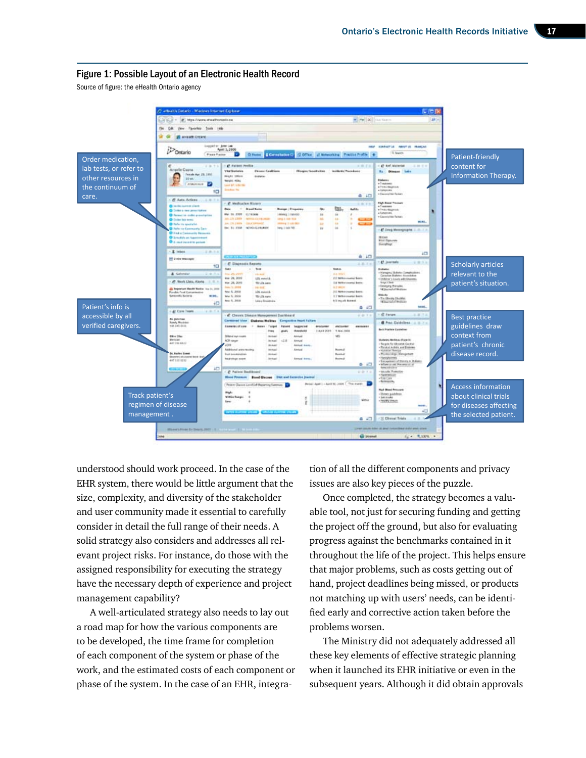**Figure 1: Possible Layout of an Electronic Health Record**

Source of figure: the eHealth Ontario agency

Order medication, lab tests, or refer to other resources in the continuum of care.

Patient's info is accessible by all verified caregivers.

Track patient's regimen of disease management .

Patient-friendly content for Information Therapy.

Scholarly articles relevant to the patient's situation.

Best practice guidelines draw context from patient's chronic disease record.

Access information about clinical trials for diseases affecting the selected patient.

understood should work proceed. In the case of the EHR system, there would be little argument that the size, complexity, and diversity of the stakeholder and user community made it essential to carefully consider in detail the full range of their needs. A solid strategy also considers and addresses all relevant project risks. For instance, do those with the assigned responsibility for executing the strategy have the necessary depth of experience and project management capability?

A well-articulated strategy also needs to lay out a road map for how the various components are to be developed, the time frame for completion of each component of the system or phase of the work, and the estimated costs of each component or phase of the system. In the case of an EHR, integration of all the different components and privacy issues are also key pieces of the puzzle.

Once completed, the strategy becomes a valuable tool, not just for securing funding and getting the project off the ground, but also for evaluating progress against the benchmarks contained in it throughout the life of the project. This helps ensure that major problems, such as costs getting out of hand, project deadlines being missed, or products not matching up with users' needs, can be identified early and corrective action taken before the problems worsen.

The Ministry did not adequately addressed all these key elements of effective strategic planning when it launched its EHR initiative or even in the subsequent years. Although it did obtain approvals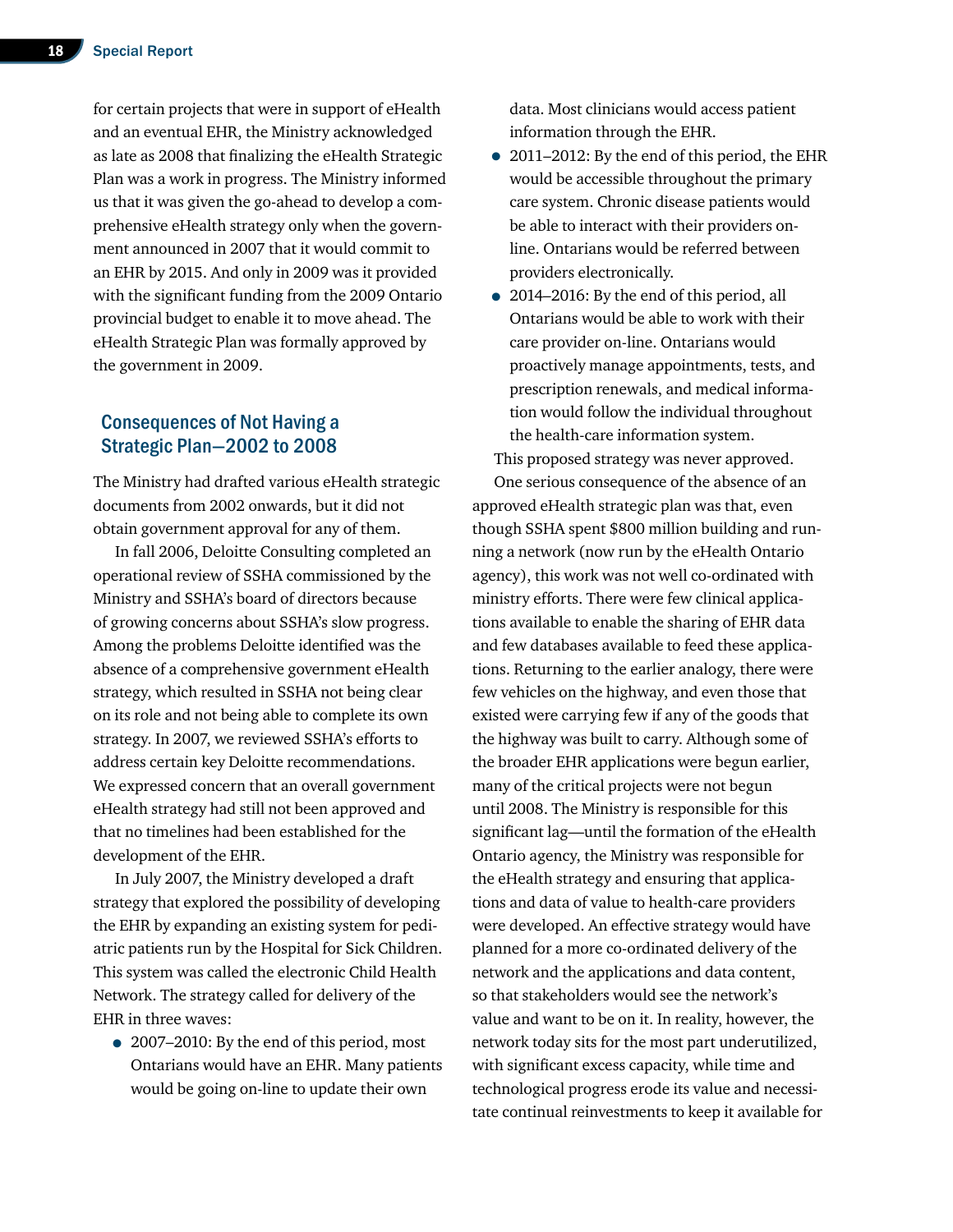for certain projects that were in support of eHealth and an eventual EHR, the Ministry acknowledged as late as 2008 that finalizing the eHealth Strategic Plan was a work in progress. The Ministry informed us that it was given the go-ahead to develop a comprehensive eHealth strategy only when the government announced in 2007 that it would commit to an EHR by 2015. And only in 2009 was it provided with the significant funding from the 2009 Ontario provincial budget to enable it to move ahead. The eHealth Strategic Plan was formally approved by the government in 2009.

## Consequences of Not Having a Strategic Plan—2002 to 2008

The Ministry had drafted various eHealth strategic documents from 2002 onwards, but it did not obtain government approval for any of them.

In fall 2006, Deloitte Consulting completed an operational review of SSHA commissioned by the Ministry and SSHA's board of directors because of growing concerns about SSHA's slow progress. Among the problems Deloitte identified was the absence of a comprehensive government eHealth strategy, which resulted in SSHA not being clear on its role and not being able to complete its own strategy. In 2007, we reviewed SSHA's efforts to address certain key Deloitte recommendations. We expressed concern that an overall government eHealth strategy had still not been approved and that no timelines had been established for the development of the EHR.

In July 2007, the Ministry developed a draft strategy that explored the possibility of developing the EHR by expanding an existing system for pediatric patients run by the Hospital for Sick Children. This system was called the electronic Child Health Network. The strategy called for delivery of the EHR in three waves:

- 2007–2010: By the end of this period, most Ontarians would have an EHR. Many patients would be going on-line to update their own data. Most clinicians would access patient information through the EHR.
- 2011–2012: By the end of this period, the EHR would be accessible throughout the primary care system. Chronic disease patients would be able to interact with their providers on-line. Ontarians would be referred between providers electronically.
- 2014–2016: By the end of this period, all Ontarians would be able to work with their care provider on-line. Ontarians would proactively manage appointments, tests, and prescription renewals, and medical information would follow the individual throughout the health-care information system.

This proposed strategy was never approved.

One serious consequence of the absence of an approved eHealth strategic plan was that, even though SSHA spent $800 million building and running a network (now run by the eHealth Ontario agency), this work was not well co-ordinated with ministry efforts. There were few clinical applications available to enable the sharing of EHR data and few databases available to feed these applications. Returning to the earlier analogy, there were few vehicles on the highway, and even those that existed were carrying few if any of the goods that the highway was built to carry. Although some of the broader EHR applications were begun earlier, many of the critical projects were not begun until 2008. The Ministry is responsible for this significant lag—until the formation of the eHealth Ontario agency, the Ministry was responsible for the eHealth strategy and ensuring that applications and data of value to health-care providers were developed. An effective strategy would have planned for a more co-ordinated delivery of the network and the applications and data content, so that stakeholders would see the network's value and want to be on it. In reality, however, the network today sits for the most part underutilized, with significant excess capacity, while time and technological progress erode its value and necessitate continual reinvestments to keep it available for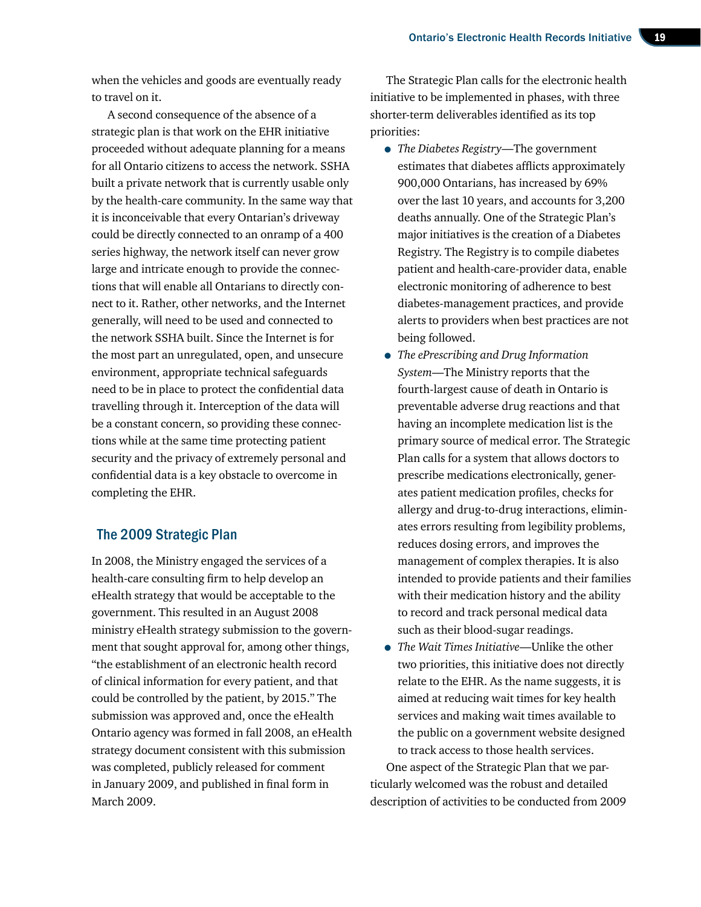when the vehicles and goods are eventually ready to travel on it.

A second consequence of the absence of a strategic plan is that work on the EHR initiative proceeded without adequate planning for a means for all Ontario citizens to access the network. SSHA built a private network that is currently usable only by the health-care community. In the same way that it is inconceivable that every Ontarian's driveway could be directly connected to an onramp of a 400 series highway, the network itself can never grow large and intricate enough to provide the connections that will enable all Ontarians to directly connect to it. Rather, other networks, and the Internet generally, will need to be used and connected to the network SSHA built. Since the Internet is for the most part an unregulated, open, and unsecure environment, appropriate technical safeguards need to be in place to protect the confidential data travelling through it. Interception of the data will be a constant concern, so providing these connections while at the same time protecting patient security and the privacy of extremely personal and confidential data is a key obstacle to overcome in completing the EHR.

## The 2009 Strategic Plan

In 2008, the Ministry engaged the services of a health-care consulting firm to help develop an eHealth strategy that would be acceptable to the government. This resulted in an August 2008 ministry eHealth strategy submission to the government that sought approval for, among other things, "the establishment of an electronic health record of clinical information for every patient, and that could be controlled by the patient, by 2015." The submission was approved and, once the eHealth Ontario agency was formed in fall 2008, an eHealth strategy document consistent with this submission was completed, publicly released for comment in January 2009, and published in final form in March 2009.

The Strategic Plan calls for the electronic health initiative to be implemented in phases, with three shorter-term deliverables identified as its top priorities:

- *The Diabetes Registry*—The government estimates that diabetes afflicts approximately 900,000 Ontarians, has increased by 69% over the last 10 years, and accounts for 3,200 deaths annually. One of the Strategic Plan's major initiatives is the creation of a Diabetes Registry. The Registry is to compile diabetes patient and health-care-provider data, enable electronic monitoring of adherence to best diabetes-management practices, and provide alerts to providers when best practices are not being followed.
- *The ePrescribing and Drug Information System*—The Ministry reports that the fourth-largest cause of death in Ontario is preventable adverse drug reactions and that having an incomplete medication list is the primary source of medical error. The Strategic Plan calls for a system that allows doctors to prescribe medications electronically, generates patient medication profiles, checks for allergy and drug-to-drug interactions, eliminates errors resulting from legibility problems, reduces dosing errors, and improves the management of complex therapies. It is also intended to provide patients and their families with their medication history and the ability to record and track personal medical data such as their blood-sugar readings.
- *The Wait Times Initiative*—Unlike the other two priorities, this initiative does not directly relate to the EHR. As the name suggests, it is aimed at reducing wait times for key health services and making wait times available to the public on a government website designed to track access to those health services.

One aspect of the Strategic Plan that we particularly welcomed was the robust and detailed description of activities to be conducted from 2009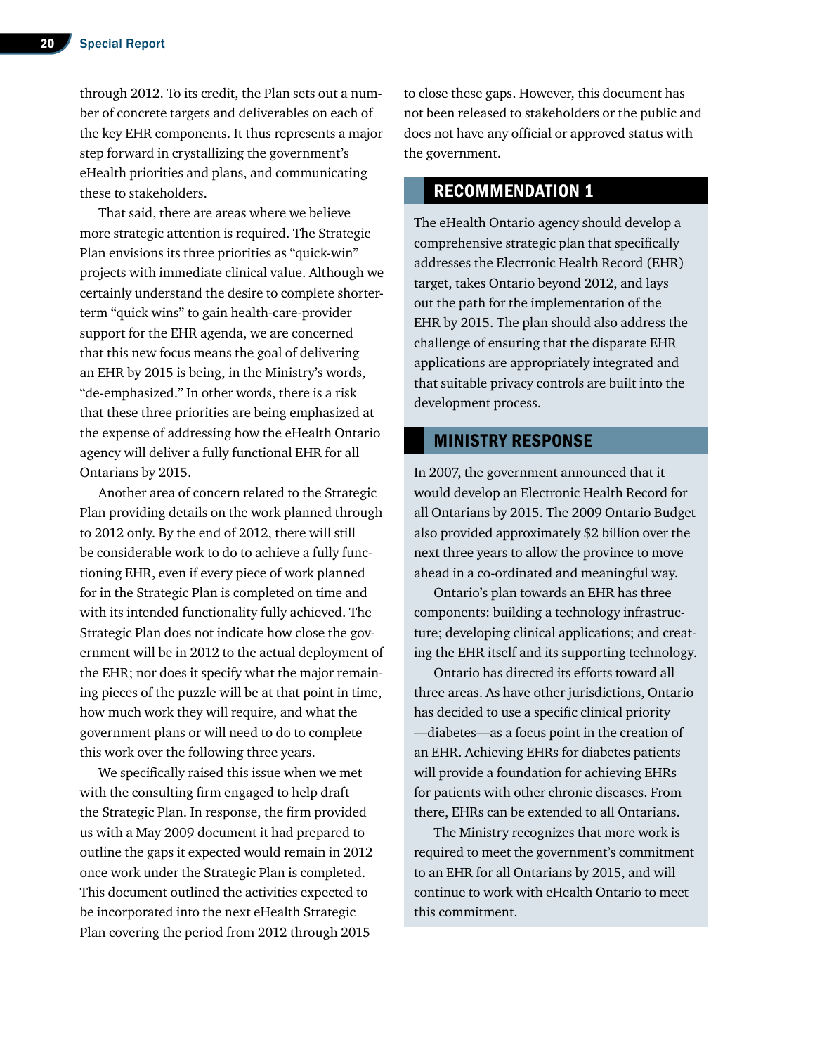through 2012. To its credit, the Plan sets out a number of concrete targets and deliverables on each of the key EHR components. It thus represents a major step forward in crystallizing the government's eHealth priorities and plans, and communicating these to stakeholders.

That said, there are areas where we believe more strategic attention is required. The Strategic Plan envisions its three priorities as "quick-win" projects with immediate clinical value. Although we certainly understand the desire to complete shorter-term "quick wins" to gain health-care-provider support for the EHR agenda, we are concerned that this new focus means the goal of delivering an EHR by 2015 is being, in the Ministry's words, "de-emphasized." In other words, there is a risk that these three priorities are being emphasized at the expense of addressing how the eHealth Ontario agency will deliver a fully functional EHR for all Ontarians by 2015.

Another area of concern related to the Strategic Plan providing details on the work planned through to 2012 only. By the end of 2012, there will still be considerable work to do to achieve a fully functioning EHR, even if every piece of work planned for in the Strategic Plan is completed on time and with its intended functionality fully achieved. The Strategic Plan does not indicate how close the government will be in 2012 to the actual deployment of the EHR; nor does it specify what the major remaining pieces of the puzzle will be at that point in time, how much work they will require, and what the government plans or will need to do to complete this work over the following three years.

We specifically raised this issue when we met with the consulting firm engaged to help draft the Strategic Plan. In response, the firm provided us with a May 2009 document it had prepared to outline the gaps it expected would remain in 2012 once work under the Strategic Plan is completed. This document outlined the activities expected to be incorporated into the next eHealth Strategic Plan covering the period from 2012 through 2015 to close these gaps. However, this document has not been released to stakeholders or the public and does not have any official or approved status with the government.

## RECOMMENDATION 1

The eHealth Ontario agency should develop a comprehensive strategic plan that specifically addresses the Electronic Health Record (EHR) target, takes Ontario beyond 2012, and lays out the path for the implementation of the EHR by 2015. The plan should also address the challenge of ensuring that the disparate EHR applications are appropriately integrated and that suitable privacy controls are built into the development process.

## MINISTRY RESPONSE

In 2007, the government announced that it would develop an Electronic Health Record for all Ontarians by 2015. The 2009 Ontario Budget also provided approximately $2 billion over the next three years to allow the province to move ahead in a co-ordinated and meaningful way.

Ontario's plan towards an EHR has three components: building a technology infrastructure; developing clinical applications; and creating the EHR itself and its supporting technology.

Ontario has directed its efforts toward all three areas. As have other jurisdictions, Ontario has decided to use a specific clinical priority—diabetes—as a focus point in the creation of an EHR. Achieving EHRs for diabetes patients will provide a foundation for achieving EHRs for patients with other chronic diseases. From there, EHRs can be extended to all Ontarians.

The Ministry recognizes that more work is required to meet the government's commitment to an EHR for all Ontarians by 2015, and will continue to work with eHealth Ontario to meet this commitment.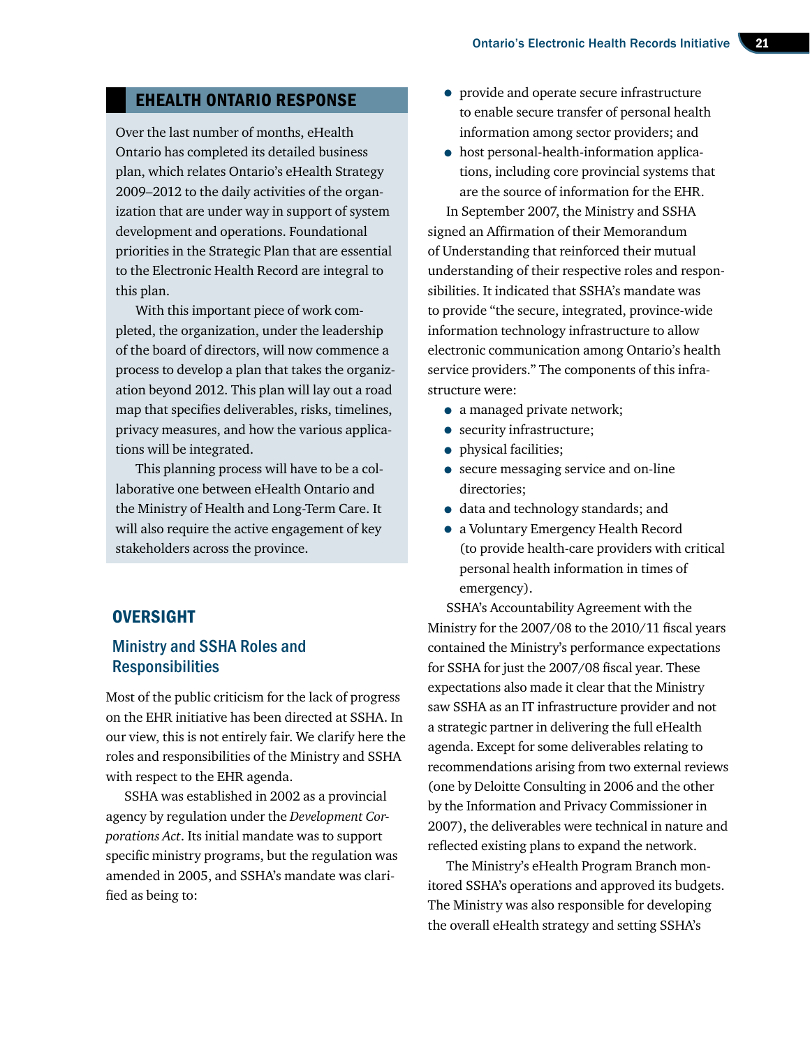## EHEALTH ONTARIO RESPONSE

Over the last number of months, eHealth Ontario has completed its detailed business plan, which relates Ontario's eHealth Strategy 2009–2012 to the daily activities of the organization that are under way in support of system development and operations. Foundational priorities in the Strategic Plan that are essential to the Electronic Health Record are integral to this plan.

With this important piece of work completed, the organization, under the leadership of the board of directors, will now commence a process to develop a plan that takes the organization beyond 2012. This plan will lay out a road map that specifies deliverables, risks, timelines, privacy measures, and how the various applications will be integrated.

This planning process will have to be a collaborative one between eHealth Ontario and the Ministry of Health and Long-Term Care. It will also require the active engagement of key stakeholders across the province.

## OVERSIGHT

### Ministry and SSHA Roles and Responsibilities

Most of the public criticism for the lack of progress on the EHR initiative has been directed at SSHA. In our view, this is not entirely fair. We clarify here the roles and responsibilities of the Ministry and SSHA with respect to the EHR agenda.

SSHA was established in 2002 as a provincial agency by regulation under the *Development Corporations Act*. Its initial mandate was to support specific ministry programs, but the regulation was amended in 2005, and SSHA's mandate was clarified as being to:

- provide and operate secure infrastructure to enable secure transfer of personal health information among sector providers; and
- host personal-health-information applications, including core provincial systems that are the source of information for the EHR.

In September 2007, the Ministry and SSHA signed an Affirmation of their Memorandum of Understanding that reinforced their mutual understanding of their respective roles and responsibilities. It indicated that SSHA's mandate was to provide "the secure, integrated, province-wide information technology infrastructure to allow electronic communication among Ontario's health service providers." The components of this infrastructure were:

- a managed private network;
- security infrastructure;
- physical facilities;
- secure messaging service and on-line directories;
- data and technology standards; and
- a Voluntary Emergency Health Record (to provide health-care providers with critical personal health information in times of emergency).

SSHA's Accountability Agreement with the Ministry for the 2007/08 to the 2010/11 fiscal years contained the Ministry's performance expectations for SSHA for just the 2007/08 fiscal year. These expectations also made it clear that the Ministry saw SSHA as an IT infrastructure provider and not a strategic partner in delivering the full eHealth agenda. Except for some deliverables relating to recommendations arising from two external reviews (one by Deloitte Consulting in 2006 and the other by the Information and Privacy Commissioner in 2007), the deliverables were technical in nature and reflected existing plans to expand the network.

The Ministry's eHealth Program Branch monitored SSHA's operations and approved its budgets. The Ministry was also responsible for developing the overall eHealth strategy and setting SSHA's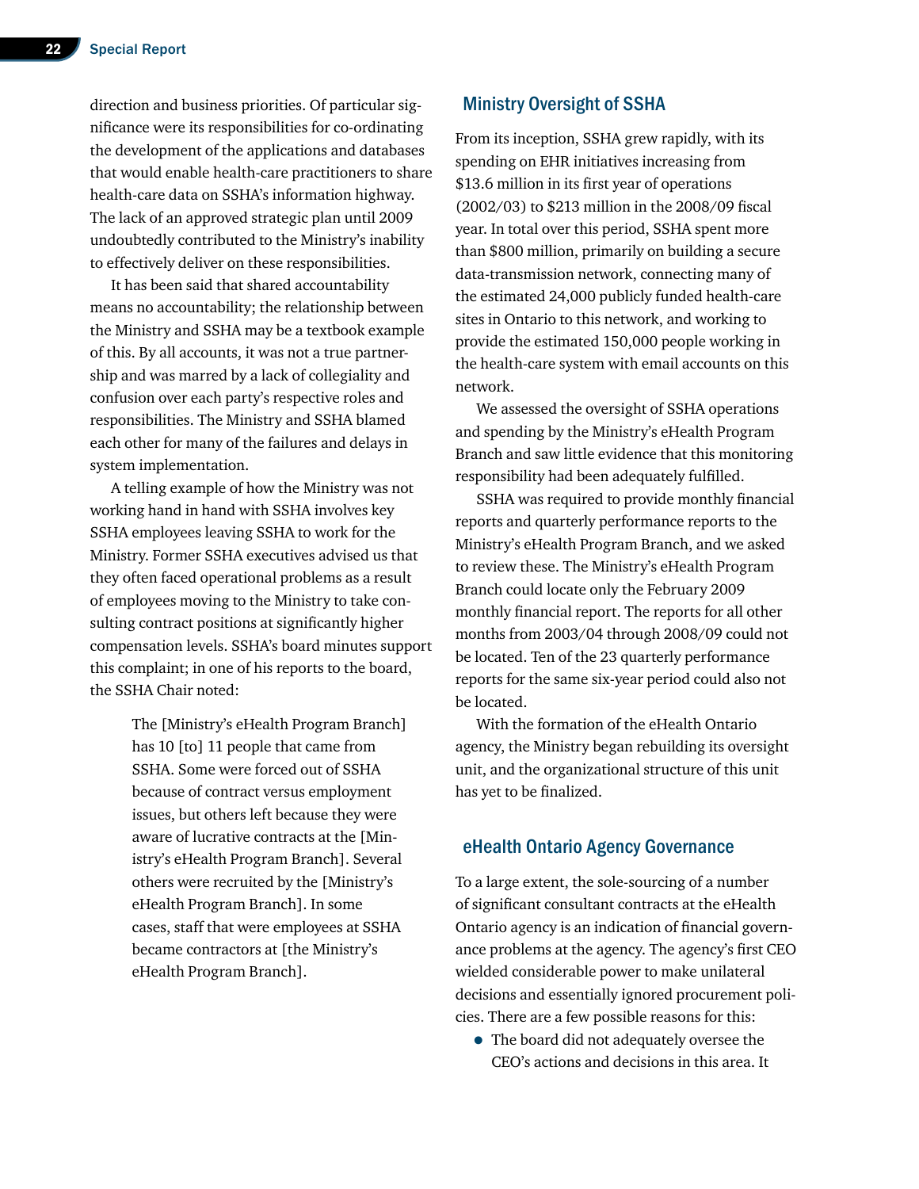direction and business priorities. Of particular significance were its responsibilities for co-ordinating the development of the applications and databases that would enable health-care practitioners to share health-care data on SSHA's information highway. The lack of an approved strategic plan until 2009 undoubtedly contributed to the Ministry's inability to effectively deliver on these responsibilities.

It has been said that shared accountability means no accountability; the relationship between the Ministry and SSHA may be a textbook example of this. By all accounts, it was not a true partnership and was marred by a lack of collegiality and confusion over each party's respective roles and responsibilities. The Ministry and SSHA blamed each other for many of the failures and delays in system implementation.

A telling example of how the Ministry was not working hand in hand with SSHA involves key SSHA employees leaving SSHA to work for the Ministry. Former SSHA executives advised us that they often faced operational problems as a result of employees moving to the Ministry to take consulting contract positions at significantly higher compensation levels. SSHA's board minutes support this complaint; in one of his reports to the board, the SSHA Chair noted:

> The [Ministry's eHealth Program Branch] has 10 [to] 11 people that came from SSHA. Some were forced out of SSHA because of contract versus employment issues, but others left because they were aware of lucrative contracts at the [Ministry's eHealth Program Branch]. Several others were recruited by the [Ministry's eHealth Program Branch]. In some cases, staff that were employees at SSHA became contractors at [the Ministry's eHealth Program Branch].

## Ministry Oversight of SSHA

From its inception, SSHA grew rapidly, with its spending on EHR initiatives increasing from $13.6 million in its first year of operations (2002/03) to $213 million in the 2008/09 fiscal year. In total over this period, SSHA spent more than $800 million, primarily on building a secure data-transmission network, connecting many of the estimated 24,000 publicly funded health-care sites in Ontario to this network, and working to provide the estimated 150,000 people working in the health-care system with email accounts on this network.

We assessed the oversight of SSHA operations and spending by the Ministry's eHealth Program Branch and saw little evidence that this monitoring responsibility had been adequately fulfilled.

SSHA was required to provide monthly financial reports and quarterly performance reports to the Ministry's eHealth Program Branch, and we asked to review these. The Ministry's eHealth Program Branch could locate only the February 2009 monthly financial report. The reports for all other months from 2003/04 through 2008/09 could not be located. Ten of the 23 quarterly performance reports for the same six-year period could also not be located.

With the formation of the eHealth Ontario agency, the Ministry began rebuilding its oversight unit, and the organizational structure of this unit has yet to be finalized.

## eHealth Ontario Agency Governance

To a large extent, the sole-sourcing of a number of significant consultant contracts at the eHealth Ontario agency is an indication of financial governance problems at the agency. The agency's first CEO wielded considerable power to make unilateral decisions and essentially ignored procurement policies. There are a few possible reasons for this:

- The board did not adequately oversee the CEO's actions and decisions in this area. It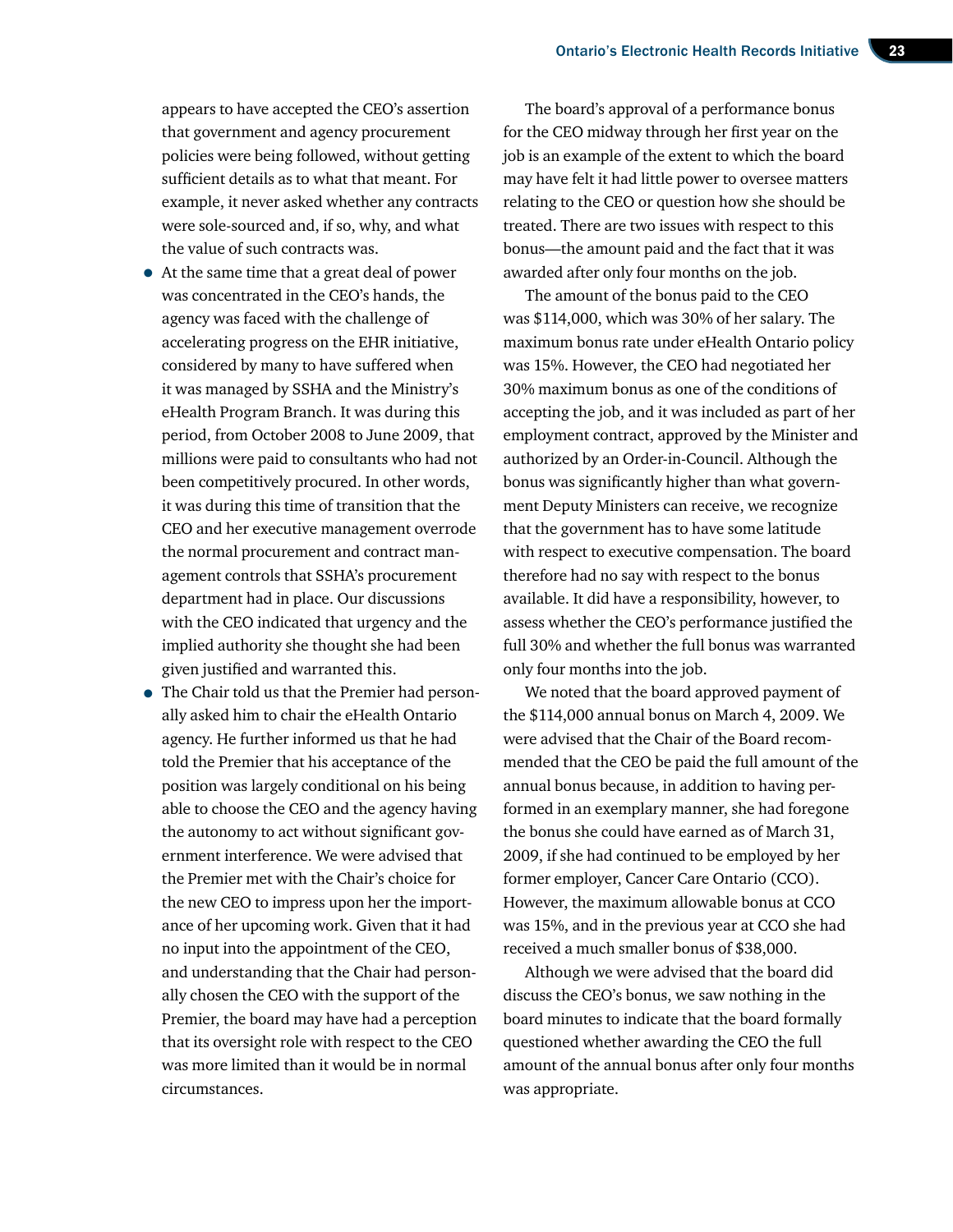appears to have accepted the CEO's assertion that government and agency procurement policies were being followed, without getting sufficient details as to what that meant. For example, it never asked whether any contracts were sole-sourced and, if so, why, and what the value of such contracts was.

- At the same time that a great deal of power was concentrated in the CEO's hands, the agency was faced with the challenge of accelerating progress on the EHR initiative, considered by many to have suffered when it was managed by SSHA and the Ministry's eHealth Program Branch. It was during this period, from October 2008 to June 2009, that millions were paid to consultants who had not been competitively procured. In other words, it was during this time of transition that the CEO and her executive management overrode the normal procurement and contract management controls that SSHA's procurement department had in place. Our discussions with the CEO indicated that urgency and the implied authority she thought she had been given justified and warranted this.
- The Chair told us that the Premier had personally asked him to chair the eHealth Ontario agency. He further informed us that he had told the Premier that his acceptance of the position was largely conditional on his being able to choose the CEO and the agency having the autonomy to act without significant government interference. We were advised that the Premier met with the Chair's choice for the new CEO to impress upon her the importance of her upcoming work. Given that it had no input into the appointment of the CEO, and understanding that the Chair had personally chosen the CEO with the support of the Premier, the board may have had a perception that its oversight role with respect to the CEO was more limited than it would be in normal circumstances.

The board's approval of a performance bonus for the CEO midway through her first year on the job is an example of the extent to which the board may have felt it had little power to oversee matters relating to the CEO or question how she should be treated. There are two issues with respect to this bonus—the amount paid and the fact that it was awarded after only four months on the job.

The amount of the bonus paid to the CEO was $114,000, which was 30% of her salary. The maximum bonus rate under eHealth Ontario policy was 15%. However, the CEO had negotiated her 30% maximum bonus as one of the conditions of accepting the job, and it was included as part of her employment contract, approved by the Minister and authorized by an Order-in-Council. Although the bonus was significantly higher than what government Deputy Ministers can receive, we recognize that the government has to have some latitude with respect to executive compensation. The board therefore had no say with respect to the bonus available. It did have a responsibility, however, to assess whether the CEO's performance justified the full 30% and whether the full bonus was warranted only four months into the job.

We noted that the board approved payment of the $114,000 annual bonus on March 4, 2009. We were advised that the Chair of the Board recommended that the CEO be paid the full amount of the annual bonus because, in addition to having performed in an exemplary manner, she had foregone the bonus she could have earned as of March 31, 2009, if she had continued to be employed by her former employer, Cancer Care Ontario (CCO). However, the maximum allowable bonus at CCO was 15%, and in the previous year at CCO she had received a much smaller bonus of $38,000.

Although we were advised that the board did discuss the CEO's bonus, we saw nothing in the board minutes to indicate that the board formally questioned whether awarding the CEO the full amount of the annual bonus after only four months was appropriate.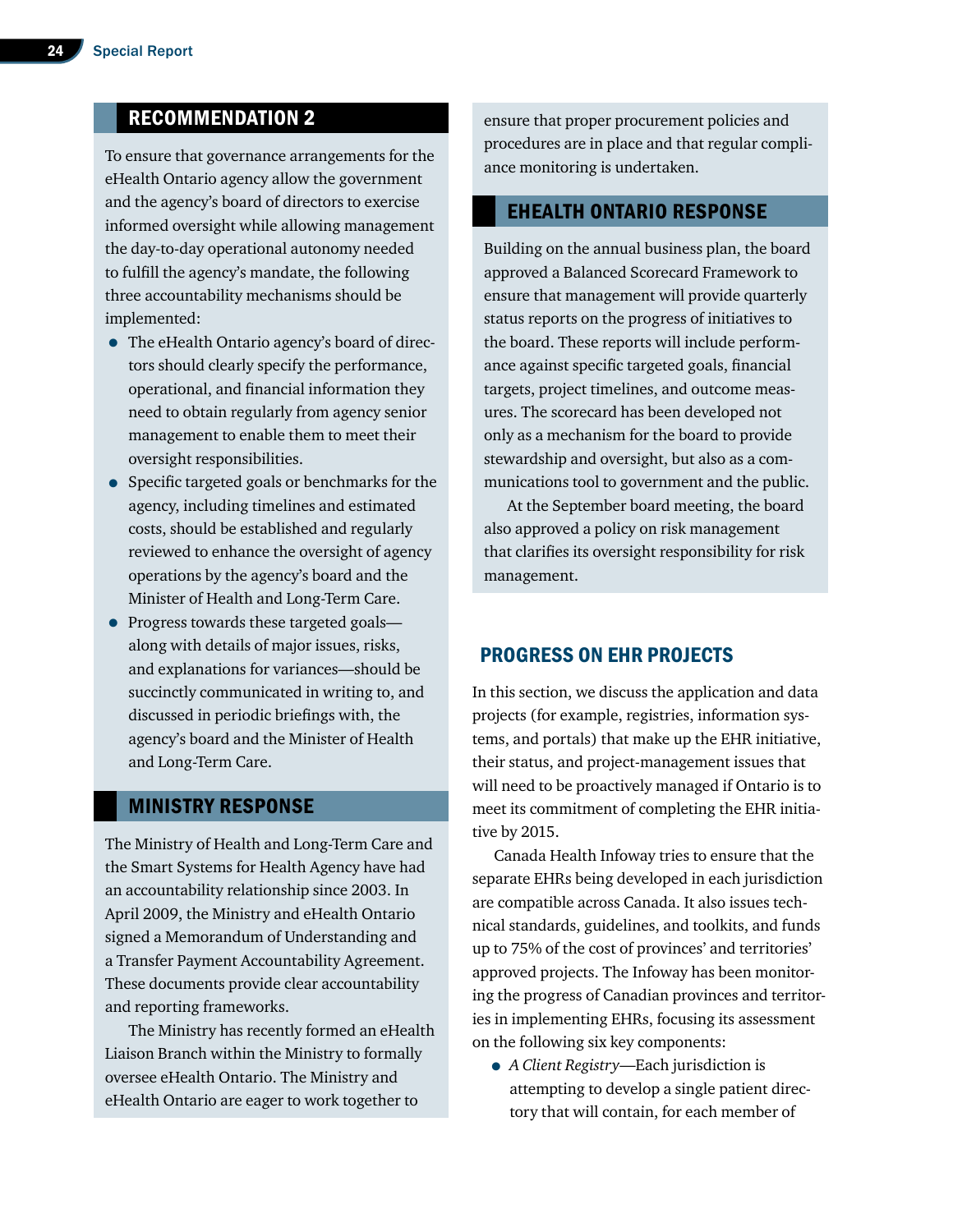## RECOMMENDATION 2

To ensure that governance arrangements for the eHealth Ontario agency allow the government and the agency's board of directors to exercise informed oversight while allowing management the day-to-day operational autonomy needed to fulfill the agency's mandate, the following three accountability mechanisms should be implemented:

- The eHealth Ontario agency's board of directors should clearly specify the performance, operational, and financial information they need to obtain regularly from agency senior management to enable them to meet their oversight responsibilities.
- Specific targeted goals or benchmarks for the agency, including timelines and estimated costs, should be established and regularly reviewed to enhance the oversight of agency operations by the agency's board and the Minister of Health and Long-Term Care.
- Progress towards these targeted goals—along with details of major issues, risks, and explanations for variances—should be succinctly communicated in writing to, and discussed in periodic briefings with, the agency's board and the Minister of Health and Long-Term Care.

## MINISTRY RESPONSE

The Ministry of Health and Long-Term Care and the Smart Systems for Health Agency have had an accountability relationship since 2003. In April 2009, the Ministry and eHealth Ontario signed a Memorandum of Understanding and a Transfer Payment Accountability Agreement. These documents provide clear accountability and reporting frameworks.

The Ministry has recently formed an eHealth Liaison Branch within the Ministry to formally oversee eHealth Ontario. The Ministry and eHealth Ontario are eager to work together to ensure that proper procurement policies and procedures are in place and that regular compliance monitoring is undertaken.

## EHEALTH ONTARIO RESPONSE

Building on the annual business plan, the board approved a Balanced Scorecard Framework to ensure that management will provide quarterly status reports on the progress of initiatives to the board. These reports will include performance against specific targeted goals, financial targets, project timelines, and outcome measures. The scorecard has been developed not only as a mechanism for the board to provide stewardship and oversight, but also as a communications tool to government and the public.

At the September board meeting, the board also approved a policy on risk management that clarifies its oversight responsibility for risk management.

## PROGRESS ON EHR PROJECTS

In this section, we discuss the application and data projects (for example, registries, information systems, and portals) that make up the EHR initiative, their status, and project-management issues that will need to be proactively managed if Ontario is to meet its commitment of completing the EHR initiative by 2015.

Canada Health Infoway tries to ensure that the separate EHRs being developed in each jurisdiction are compatible across Canada. It also issues technical standards, guidelines, and toolkits, and funds up to 75% of the cost of provinces' and territories' approved projects. The Infoway has been monitoring the progress of Canadian provinces and territories in implementing EHRs, focusing its assessment on the following six key components:

- *A Client Registry*—Each jurisdiction is attempting to develop a single patient directory that will contain, for each member of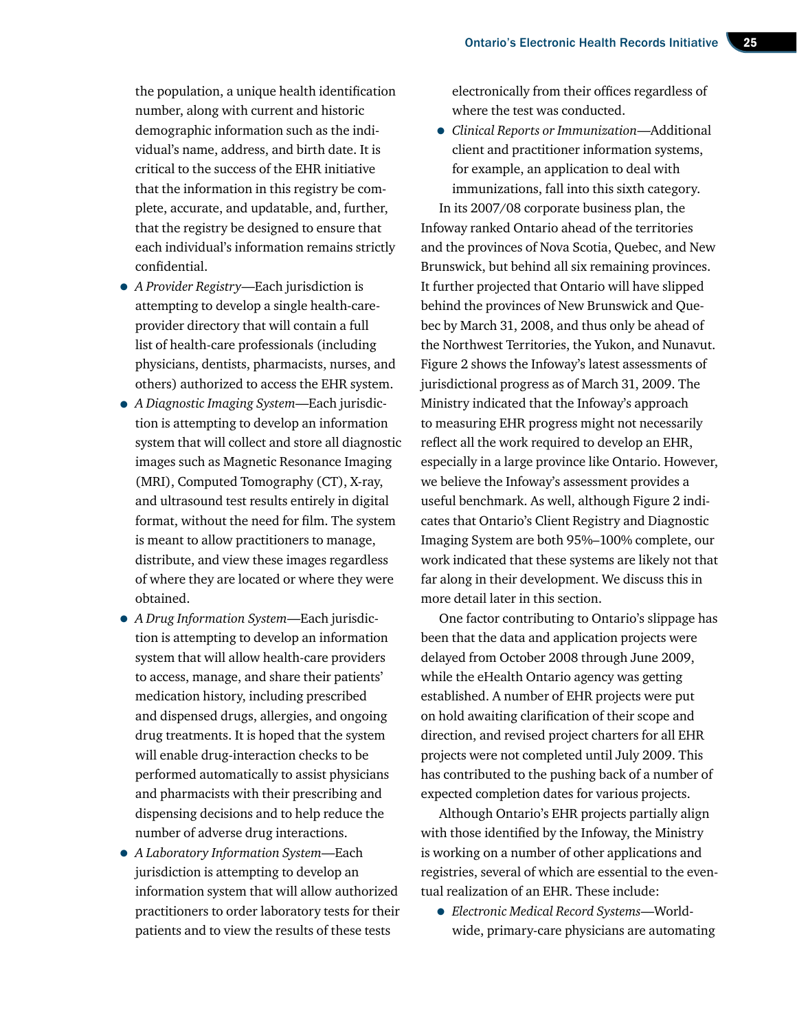the population, a unique health identification number, along with current and historic demographic information such as the individual's name, address, and birth date. It is critical to the success of the EHR initiative that the information in this registry be complete, accurate, and updatable, and, further, that the registry be designed to ensure that each individual's information remains strictly confidential.

- *A Provider Registry*—Each jurisdiction is attempting to develop a single health-care-provider directory that will contain a full list of health-care professionals (including physicians, dentists, pharmacists, nurses, and others) authorized to access the EHR system.
- *A Diagnostic Imaging System*—Each jurisdiction is attempting to develop an information system that will collect and store all diagnostic images such as Magnetic Resonance Imaging (MRI), Computed Tomography (CT), X-ray, and ultrasound test results entirely in digital format, without the need for film. The system is meant to allow practitioners to manage, distribute, and view these images regardless of where they are located or where they were obtained.
- *A Drug Information System*—Each jurisdiction is attempting to develop an information system that will allow health-care providers to access, manage, and share their patients' medication history, including prescribed and dispensed drugs, allergies, and ongoing drug treatments. It is hoped that the system will enable drug-interaction checks to be performed automatically to assist physicians and pharmacists with their prescribing and dispensing decisions and to help reduce the number of adverse drug interactions.
- *A Laboratory Information System*—Each jurisdiction is attempting to develop an information system that will allow authorized practitioners to order laboratory tests for their patients and to view the results of these tests electronically from their offices regardless of where the test was conducted.
- *Clinical Reports or Immunization*—Additional client and practitioner information systems, for example, an application to deal with immunizations, fall into this sixth category.

In its 2007/08 corporate business plan, the Infoway ranked Ontario ahead of the territories and the provinces of Nova Scotia, Quebec, and New Brunswick, but behind all six remaining provinces. It further projected that Ontario will have slipped behind the provinces of New Brunswick and Quebec by March 31, 2008, and thus only be ahead of the Northwest Territories, the Yukon, and Nunavut. Figure 2 shows the Infoway's latest assessments of jurisdictional progress as of March 31, 2009. The Ministry indicated that the Infoway's approach to measuring EHR progress might not necessarily reflect all the work required to develop an EHR, especially in a large province like Ontario. However, we believe the Infoway's assessment provides a useful benchmark. As well, although Figure 2 indicates that Ontario's Client Registry and Diagnostic Imaging System are both 95%–100% complete, our work indicated that these systems are likely not that far along in their development. We discuss this in more detail later in this section.

One factor contributing to Ontario's slippage has been that the data and application projects were delayed from October 2008 through June 2009, while the eHealth Ontario agency was getting established. A number of EHR projects were put on hold awaiting clarification of their scope and direction, and revised project charters for all EHR projects were not completed until July 2009. This has contributed to the pushing back of a number of expected completion dates for various projects.

Although Ontario's EHR projects partially align with those identified by the Infoway, the Ministry is working on a number of other applications and registries, several of which are essential to the eventual realization of an EHR. These include:

- *Electronic Medical Record Systems*—Worldwide, primary-care physicians are automating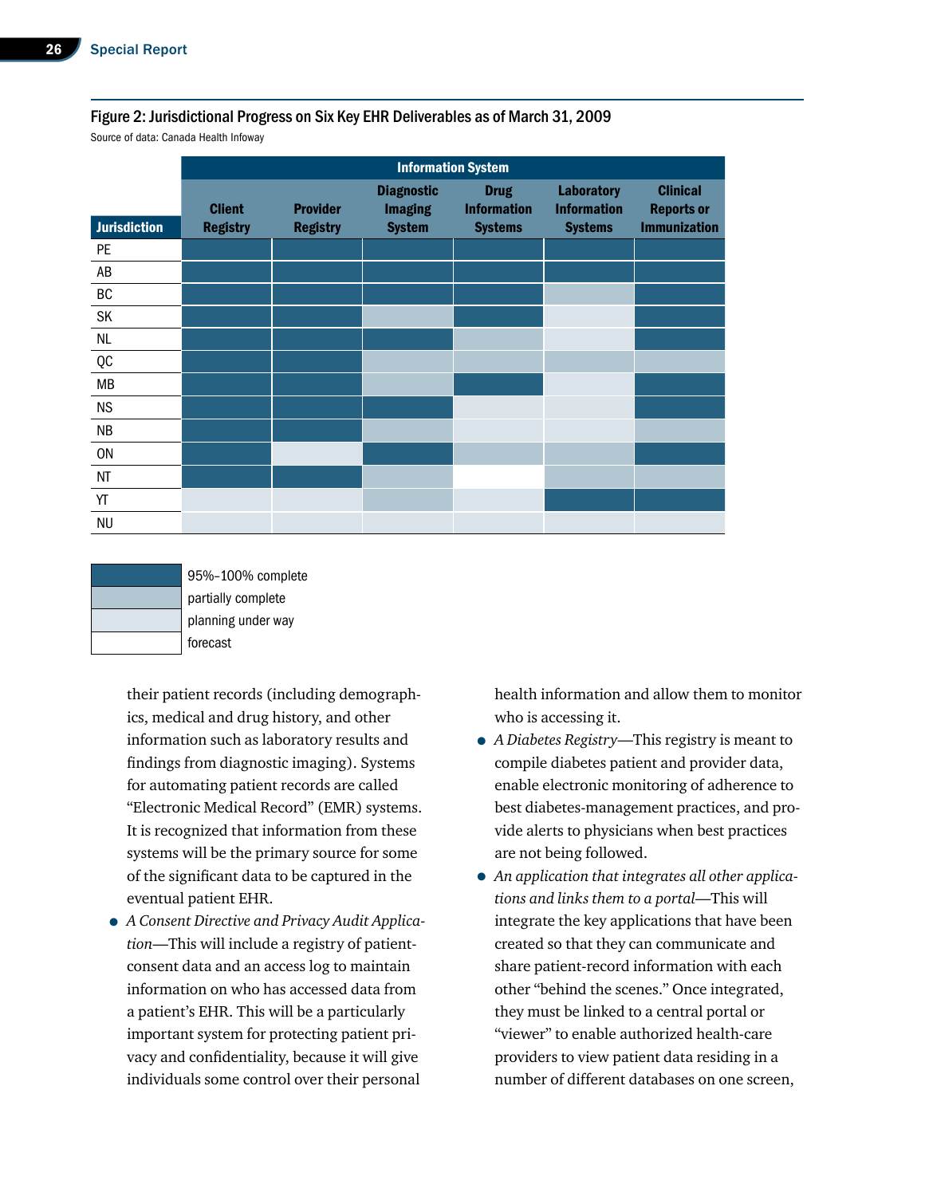**Figure 2: Jurisdictional Progress on Six Key EHR Deliverables as of March 31, 2009**

Source of data: Canada Health Infoway

| | Information System | | | | | |
|---|---|---|---|---|---|---|
| **Jurisdiction** | **Client Registry** | **Provider Registry** | **Diagnostic Imaging System** | **Drug Information Systems** | **Laboratory Information Systems** | **Clinical Reports or Immunization** |
| PE | 95%–100% complete | 95%–100% complete | 95%–100% complete | 95%–100% complete | 95%–100% complete | 95%–100% complete |
| AB | 95%–100% complete | 95%–100% complete | 95%–100% complete | 95%–100% complete | 95%–100% complete | 95%–100% complete |
| BC | 95%–100% complete | 95%–100% complete | 95%–100% complete | 95%–100% complete | partially complete | 95%–100% complete |
| SK | 95%–100% complete | 95%–100% complete | partially complete | 95%–100% complete | planning under way | 95%–100% complete |
| NL | 95%–100% complete | 95%–100% complete | 95%–100% complete | partially complete | planning under way | 95%–100% complete |
| QC | 95%–100% complete | 95%–100% complete | partially complete | partially complete | partially complete | partially complete |
| MB | 95%–100% complete | 95%–100% complete | partially complete | 95%–100% complete | planning under way | 95%–100% complete |
| NS | 95%–100% complete | 95%–100% complete | 95%–100% complete | planning under way | planning under way | 95%–100% complete |
| NB | 95%–100% complete | 95%–100% complete | partially complete | planning under way | planning under way | partially complete |
| ON | 95%–100% complete | planning under way | 95%–100% complete | partially complete | partially complete | 95%–100% complete |
| NT | 95%–100% complete | 95%–100% complete | partially complete | forecast | partially complete | partially complete |
| YT | planning under way | planning under way | partially complete | planning under way | 95%–100% complete | 95%–100% complete |
| NU | planning under way | planning under way | planning under way | planning under way | planning under way | planning under way |

Legend: 95%–100% complete; partially complete; planning under way; forecast

their patient records (including demographics, medical and drug history, and other information such as laboratory results and findings from diagnostic imaging). Systems for automating patient records are called "Electronic Medical Record" (EMR) systems. It is recognized that information from these systems will be the primary source for some of the significant data to be captured in the eventual patient EHR.

- *A Consent Directive and Privacy Audit Application*—This will include a registry of patient-consent data and an access log to maintain information on who has accessed data from a patient's EHR. This will be a particularly important system for protecting patient privacy and confidentiality, because it will give individuals some control over their personal health information and allow them to monitor who is accessing it.
- *A Diabetes Registry*—This registry is meant to compile diabetes patient and provider data, enable electronic monitoring of adherence to best diabetes-management practices, and provide alerts to physicians when best practices are not being followed.
- *An application that integrates all other applications and links them to a portal*—This will integrate the key applications that have been created so that they can communicate and share patient-record information with each other "behind the scenes." Once integrated, they must be linked to a central portal or "viewer" to enable authorized health-care providers to view patient data residing in a number of different databases on one screen,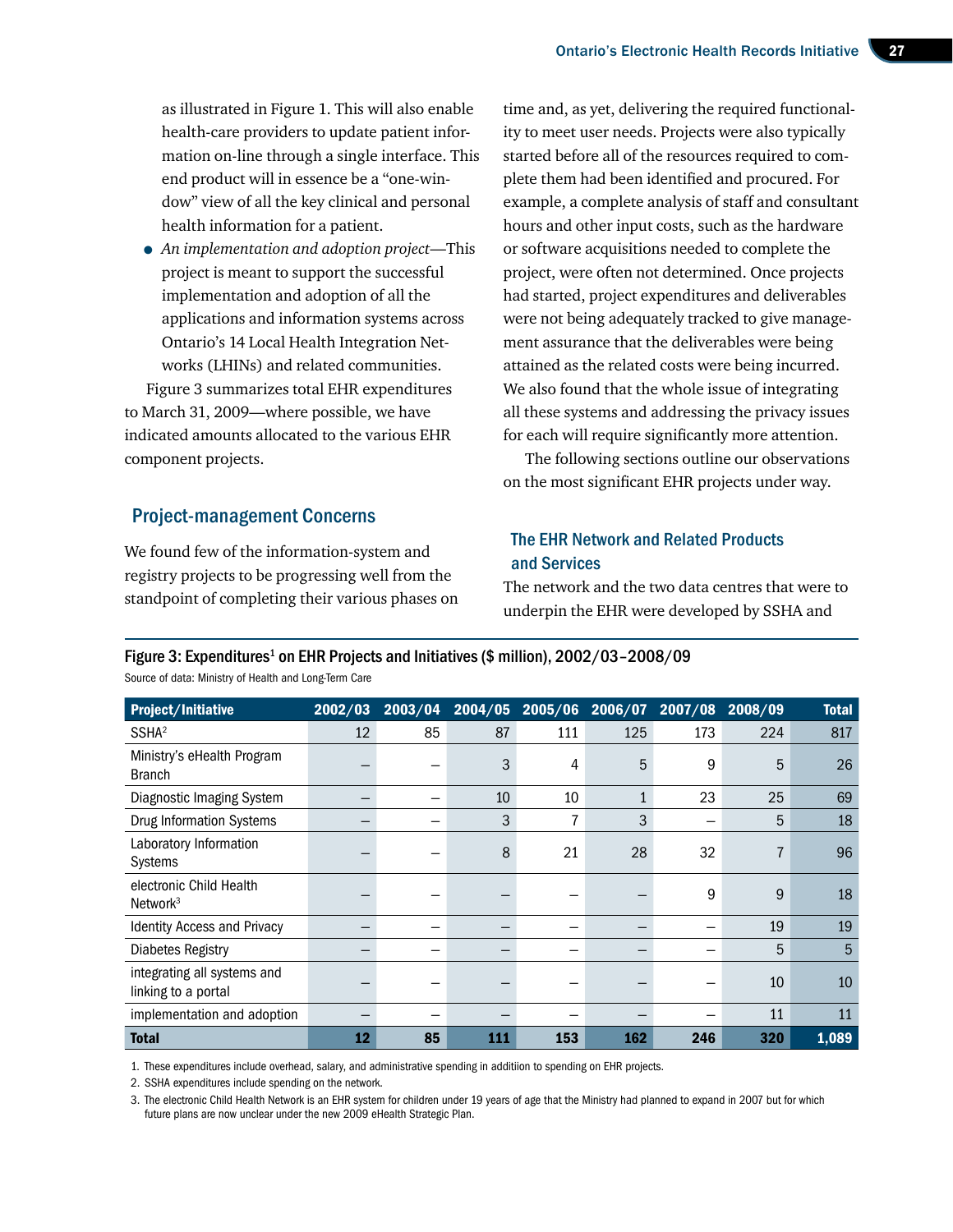as illustrated in Figure 1. This will also enable health-care providers to update patient information on-line through a single interface. This end product will in essence be a "one-window" view of all the key clinical and personal health information for a patient.

- *An implementation and adoption project*—This project is meant to support the successful implementation and adoption of all the applications and information systems across Ontario's 14 Local Health Integration Networks (LHINs) and related communities.

Figure 3 summarizes total EHR expenditures to March 31, 2009—where possible, we have indicated amounts allocated to the various EHR component projects.

## Project-management Concerns

We found few of the information-system and registry projects to be progressing well from the standpoint of completing their various phases on time and, as yet, delivering the required functionality to meet user needs. Projects were also typically started before all of the resources required to complete them had been identified and procured. For example, a complete analysis of staff and consultant hours and other input costs, such as the hardware or software acquisitions needed to complete the project, were often not determined. Once projects had started, project expenditures and deliverables were not being adequately tracked to give management assurance that the deliverables were being attained as the related costs were being incurred. We also found that the whole issue of integrating all these systems and addressing the privacy issues for each will require significantly more attention.

The following sections outline our observations on the most significant EHR projects under way.

### The EHR Network and Related Products and Services

The network and the two data centres that were to underpin the EHR were developed by SSHA and

**Figure 3: Expenditures[1] on EHR Projects and Initiatives ($ million), 2002/03–2008/09**

Source of data: Ministry of Health and Long-Term Care

| Project/Initiative | 2002/03 | 2003/04 | 2004/05 | 2005/06 | 2006/07 | 2007/08 | 2008/09 | Total |
|---|---|---|---|---|---|---|---|---|
| SSHA[2] | 12 | 85 | 87 | 111 | 125 | 173 | 224 | 817 |
| Ministry's eHealth Program Branch | – | – | 3 | 4 | 5 | 9 | 5 | 26 |
| Diagnostic Imaging System | – | – | 10 | 10 | 1 | 23 | 25 | 69 |
| Drug Information Systems | – | – | 3 | 7 | 3 | – | 5 | 18 |
| Laboratory Information Systems | – | – | 8 | 21 | 28 | 32 | 7 | 96 |
| electronic Child Health Network[3] | – | – | – | – | – | 9 | 9 | 18 |
| Identity Access and Privacy | – | – | – | – | – | – | 19 | 19 |
| Diabetes Registry | – | – | – | – | – | – | 5 | 5 |
| integrating all systems and linking to a portal | – | – | – | – | – | – | 10 | 10 |
| implementation and adoption | – | – | – | – | – | – | 11 | 11 |
| **Total** | **12** | **85** | **111** | **153** | **162** | **246** | **320** | **1,089** |

1. These expenditures include overhead, salary, and administrative spending in additiion to spending on EHR projects.
2. SSHA expenditures include spending on the network.
3. The electronic Child Health Network is an EHR system for children under 19 years of age that the Ministry had planned to expand in 2007 but for which future plans are now unclear under the new 2009 eHealth Strategic Plan.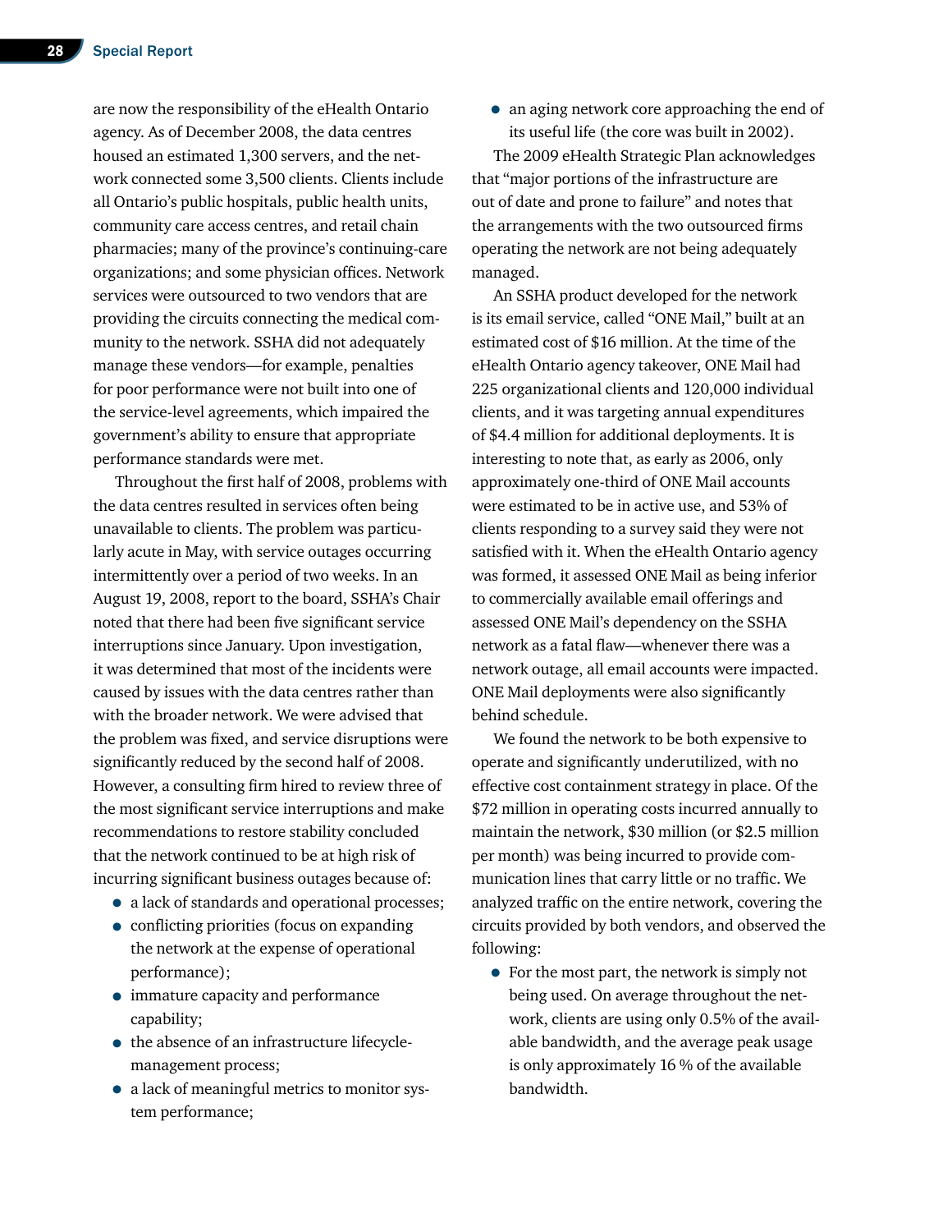are now the responsibility of the eHealth Ontario agency. As of December 2008, the data centres housed an estimated 1,300 servers, and the network connected some 3,500 clients. Clients include all Ontario's public hospitals, public health units, community care access centres, and retail chain pharmacies; many of the province's continuing-care organizations; and some physician offices. Network services were outsourced to two vendors that are providing the circuits connecting the medical community to the network. SSHA did not adequately manage these vendors—for example, penalties for poor performance were not built into one of the service-level agreements, which impaired the government's ability to ensure that appropriate performance standards were met.

Throughout the first half of 2008, problems with the data centres resulted in services often being unavailable to clients. The problem was particularly acute in May, with service outages occurring intermittently over a period of two weeks. In an August 19, 2008, report to the board, SSHA's Chair noted that there had been five significant service interruptions since January. Upon investigation, it was determined that most of the incidents were caused by issues with the data centres rather than with the broader network. We were advised that the problem was fixed, and service disruptions were significantly reduced by the second half of 2008. However, a consulting firm hired to review three of the most significant service interruptions and make recommendations to restore stability concluded that the network continued to be at high risk of incurring significant business outages because of:

- a lack of standards and operational processes;
- conflicting priorities (focus on expanding the network at the expense of operational performance);
- immature capacity and performance capability;
- the absence of an infrastructure lifecycle-management process;
- a lack of meaningful metrics to monitor system performance;
- an aging network core approaching the end of its useful life (the core was built in 2002).

The 2009 eHealth Strategic Plan acknowledges that "major portions of the infrastructure are out of date and prone to failure" and notes that the arrangements with the two outsourced firms operating the network are not being adequately managed.

An SSHA product developed for the network is its email service, called "ONE Mail," built at an estimated cost of $16 million. At the time of the eHealth Ontario agency takeover, ONE Mail had 225 organizational clients and 120,000 individual clients, and it was targeting annual expenditures of $4.4 million for additional deployments. It is interesting to note that, as early as 2006, only approximately one-third of ONE Mail accounts were estimated to be in active use, and 53% of clients responding to a survey said they were not satisfied with it. When the eHealth Ontario agency was formed, it assessed ONE Mail as being inferior to commercially available email offerings and assessed ONE Mail's dependency on the SSHA network as a fatal flaw—whenever there was a network outage, all email accounts were impacted. ONE Mail deployments were also significantly behind schedule.

We found the network to be both expensive to operate and significantly underutilized, with no effective cost containment strategy in place. Of the $72 million in operating costs incurred annually to maintain the network, $30 million (or $2.5 million per month) was being incurred to provide communication lines that carry little or no traffic. We analyzed traffic on the entire network, covering the circuits provided by both vendors, and observed the following:

- For the most part, the network is simply not being used. On average throughout the network, clients are using only 0.5% of the available bandwidth, and the average peak usage is only approximately 16 % of the available bandwidth.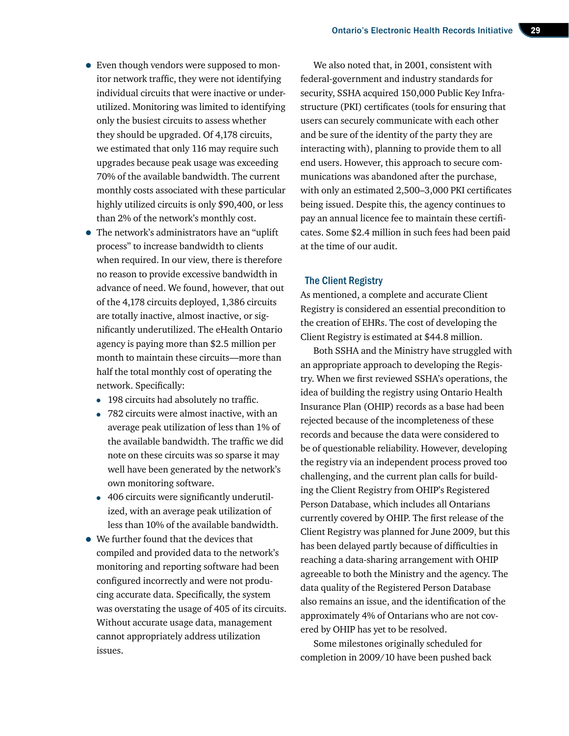- Even though vendors were supposed to monitor network traffic, they were not identifying individual circuits that were inactive or underutilized. Monitoring was limited to identifying only the busiest circuits to assess whether they should be upgraded. Of 4,178 circuits, we estimated that only 116 may require such upgrades because peak usage was exceeding 70% of the available bandwidth. The current monthly costs associated with these particular highly utilized circuits is only $90,400, or less than 2% of the network's monthly cost.
- The network's administrators have an "uplift process" to increase bandwidth to clients when required. In our view, there is therefore no reason to provide excessive bandwidth in advance of need. We found, however, that out of the 4,178 circuits deployed, 1,386 circuits are totally inactive, almost inactive, or significantly underutilized. The eHealth Ontario agency is paying more than $2.5 million per month to maintain these circuits—more than half the total monthly cost of operating the network. Specifically:
  - 198 circuits had absolutely no traffic.
  - 782 circuits were almost inactive, with an average peak utilization of less than 1% of the available bandwidth. The traffic we did note on these circuits was so sparse it may well have been generated by the network's own monitoring software.
  - 406 circuits were significantly underutilized, with an average peak utilization of less than 10% of the available bandwidth.
- We further found that the devices that compiled and provided data to the network's monitoring and reporting software had been configured incorrectly and were not producing accurate data. Specifically, the system was overstating the usage of 405 of its circuits. Without accurate usage data, management cannot appropriately address utilization issues.

We also noted that, in 2001, consistent with federal-government and industry standards for security, SSHA acquired 150,000 Public Key Infrastructure (PKI) certificates (tools for ensuring that users can securely communicate with each other and be sure of the identity of the party they are interacting with), planning to provide them to all end users. However, this approach to secure communications was abandoned after the purchase, with only an estimated 2,500–3,000 PKI certificates being issued. Despite this, the agency continues to pay an annual licence fee to maintain these certificates. Some $2.4 million in such fees had been paid at the time of our audit.

### The Client Registry

As mentioned, a complete and accurate Client Registry is considered an essential precondition to the creation of EHRs. The cost of developing the Client Registry is estimated at $44.8 million.

Both SSHA and the Ministry have struggled with an appropriate approach to developing the Registry. When we first reviewed SSHA's operations, the idea of building the registry using Ontario Health Insurance Plan (OHIP) records as a base had been rejected because of the incompleteness of these records and because the data were considered to be of questionable reliability. However, developing the registry via an independent process proved too challenging, and the current plan calls for building the Client Registry from OHIP's Registered Person Database, which includes all Ontarians currently covered by OHIP. The first release of the Client Registry was planned for June 2009, but this has been delayed partly because of difficulties in reaching a data-sharing arrangement with OHIP agreeable to both the Ministry and the agency. The data quality of the Registered Person Database also remains an issue, and the identification of the approximately 4% of Ontarians who are not covered by OHIP has yet to be resolved.

Some milestones originally scheduled for completion in 2009/10 have been pushed back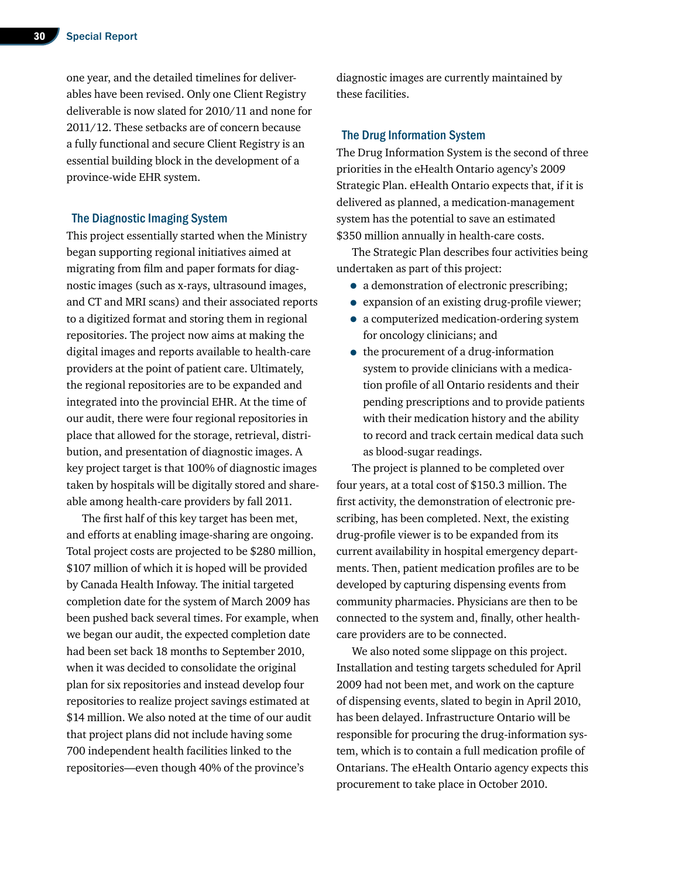one year, and the detailed timelines for deliverables have been revised. Only one Client Registry deliverable is now slated for 2010/11 and none for 2011/12. These setbacks are of concern because a fully functional and secure Client Registry is an essential building block in the development of a province-wide EHR system.

### The Diagnostic Imaging System

This project essentially started when the Ministry began supporting regional initiatives aimed at migrating from film and paper formats for diagnostic images (such as x-rays, ultrasound images, and CT and MRI scans) and their associated reports to a digitized format and storing them in regional repositories. The project now aims at making the digital images and reports available to health-care providers at the point of patient care. Ultimately, the regional repositories are to be expanded and integrated into the provincial EHR. At the time of our audit, there were four regional repositories in place that allowed for the storage, retrieval, distribution, and presentation of diagnostic images. A key project target is that 100% of diagnostic images taken by hospitals will be digitally stored and shareable among health-care providers by fall 2011.

The first half of this key target has been met, and efforts at enabling image-sharing are ongoing. Total project costs are projected to be $280 million, $107 million of which it is hoped will be provided by Canada Health Infoway. The initial targeted completion date for the system of March 2009 has been pushed back several times. For example, when we began our audit, the expected completion date had been set back 18 months to September 2010, when it was decided to consolidate the original plan for six repositories and instead develop four repositories to realize project savings estimated at $14 million. We also noted at the time of our audit that project plans did not include having some 700 independent health facilities linked to the repositories—even though 40% of the province's diagnostic images are currently maintained by these facilities.

### The Drug Information System

The Drug Information System is the second of three priorities in the eHealth Ontario agency's 2009 Strategic Plan. eHealth Ontario expects that, if it is delivered as planned, a medication-management system has the potential to save an estimated $350 million annually in health-care costs.

The Strategic Plan describes four activities being undertaken as part of this project:

- a demonstration of electronic prescribing;
- expansion of an existing drug-profile viewer;
- a computerized medication-ordering system for oncology clinicians; and
- the procurement of a drug-information system to provide clinicians with a medication profile of all Ontario residents and their pending prescriptions and to provide patients with their medication history and the ability to record and track certain medical data such as blood-sugar readings.

The project is planned to be completed over four years, at a total cost of $150.3 million. The first activity, the demonstration of electronic prescribing, has been completed. Next, the existing drug-profile viewer is to be expanded from its current availability in hospital emergency departments. Then, patient medication profiles are to be developed by capturing dispensing events from community pharmacies. Physicians are then to be connected to the system and, finally, other health-care providers are to be connected.

We also noted some slippage on this project. Installation and testing targets scheduled for April 2009 had not been met, and work on the capture of dispensing events, slated to begin in April 2010, has been delayed. Infrastructure Ontario will be responsible for procuring the drug-information system, which is to contain a full medication profile of Ontarians. The eHealth Ontario agency expects this procurement to take place in October 2010.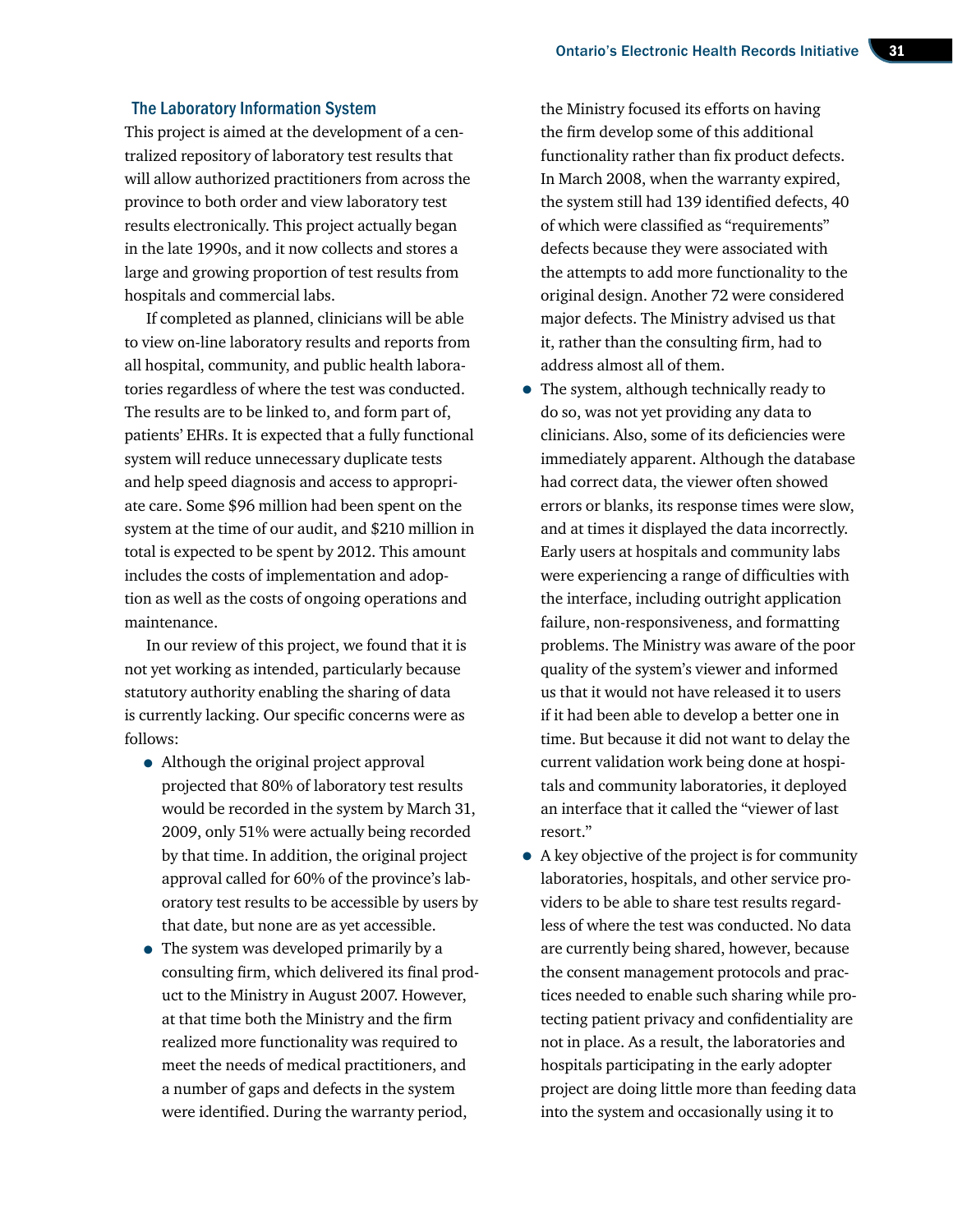### The Laboratory Information System

This project is aimed at the development of a centralized repository of laboratory test results that will allow authorized practitioners from across the province to both order and view laboratory test results electronically. This project actually began in the late 1990s, and it now collects and stores a large and growing proportion of test results from hospitals and commercial labs.

If completed as planned, clinicians will be able to view on-line laboratory results and reports from all hospital, community, and public health laboratories regardless of where the test was conducted. The results are to be linked to, and form part of, patients' EHRs. It is expected that a fully functional system will reduce unnecessary duplicate tests and help speed diagnosis and access to appropriate care. Some $96 million had been spent on the system at the time of our audit, and $210 million in total is expected to be spent by 2012. This amount includes the costs of implementation and adoption as well as the costs of ongoing operations and maintenance.

In our review of this project, we found that it is not yet working as intended, particularly because statutory authority enabling the sharing of data is currently lacking. Our specific concerns were as follows:

- Although the original project approval projected that 80% of laboratory test results would be recorded in the system by March 31, 2009, only 51% were actually being recorded by that time. In addition, the original project approval called for 60% of the province's laboratory test results to be accessible by users by that date, but none are as yet accessible.
- The system was developed primarily by a consulting firm, which delivered its final product to the Ministry in August 2007. However, at that time both the Ministry and the firm realized more functionality was required to meet the needs of medical practitioners, and a number of gaps and defects in the system were identified. During the warranty period, the Ministry focused its efforts on having the firm develop some of this additional functionality rather than fix product defects. In March 2008, when the warranty expired, the system still had 139 identified defects, 40 of which were classified as "requirements" defects because they were associated with the attempts to add more functionality to the original design. Another 72 were considered major defects. The Ministry advised us that it, rather than the consulting firm, had to address almost all of them.
- The system, although technically ready to do so, was not yet providing any data to clinicians. Also, some of its deficiencies were immediately apparent. Although the database had correct data, the viewer often showed errors or blanks, its response times were slow, and at times it displayed the data incorrectly. Early users at hospitals and community labs were experiencing a range of difficulties with the interface, including outright application failure, non-responsiveness, and formatting problems. The Ministry was aware of the poor quality of the system's viewer and informed us that it would not have released it to users if it had been able to develop a better one in time. But because it did not want to delay the current validation work being done at hospitals and community laboratories, it deployed an interface that it called the "viewer of last resort."
- A key objective of the project is for community laboratories, hospitals, and other service providers to be able to share test results regardless of where the test was conducted. No data are currently being shared, however, because the consent management protocols and practices needed to enable such sharing while protecting patient privacy and confidentiality are not in place. As a result, the laboratories and hospitals participating in the early adopter project are doing little more than feeding data into the system and occasionally using it to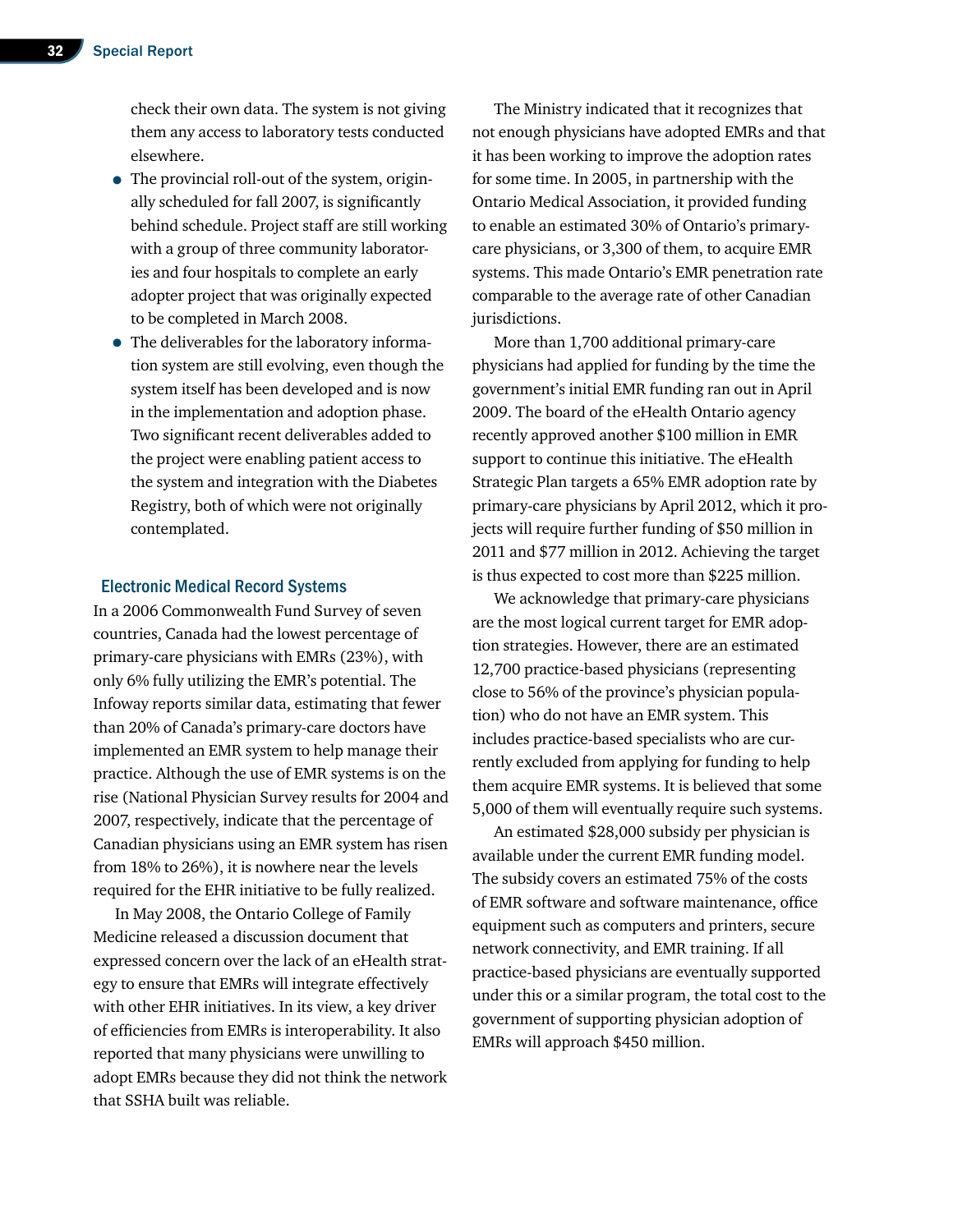check their own data. The system is not giving them any access to laboratory tests conducted elsewhere.

- The provincial roll-out of the system, originally scheduled for fall 2007, is significantly behind schedule. Project staff are still working with a group of three community laboratories and four hospitals to complete an early adopter project that was originally expected to be completed in March 2008.
- The deliverables for the laboratory information system are still evolving, even though the system itself has been developed and is now in the implementation and adoption phase. Two significant recent deliverables added to the project were enabling patient access to the system and integration with the Diabetes Registry, both of which were not originally contemplated.

### Electronic Medical Record Systems

In a 2006 Commonwealth Fund Survey of seven countries, Canada had the lowest percentage of primary-care physicians with EMRs (23%), with only 6% fully utilizing the EMR's potential. The Infoway reports similar data, estimating that fewer than 20% of Canada's primary-care doctors have implemented an EMR system to help manage their practice. Although the use of EMR systems is on the rise (National Physician Survey results for 2004 and 2007, respectively, indicate that the percentage of Canadian physicians using an EMR system has risen from 18% to 26%), it is nowhere near the levels required for the EHR initiative to be fully realized.

In May 2008, the Ontario College of Family Medicine released a discussion document that expressed concern over the lack of an eHealth strategy to ensure that EMRs will integrate effectively with other EHR initiatives. In its view, a key driver of efficiencies from EMRs is interoperability. It also reported that many physicians were unwilling to adopt EMRs because they did not think the network that SSHA built was reliable.

The Ministry indicated that it recognizes that not enough physicians have adopted EMRs and that it has been working to improve the adoption rates for some time. In 2005, in partnership with the Ontario Medical Association, it provided funding to enable an estimated 30% of Ontario's primary-care physicians, or 3,300 of them, to acquire EMR systems. This made Ontario's EMR penetration rate comparable to the average rate of other Canadian jurisdictions.

More than 1,700 additional primary-care physicians had applied for funding by the time the government's initial EMR funding ran out in April 2009. The board of the eHealth Ontario agency recently approved another $100 million in EMR support to continue this initiative. The eHealth Strategic Plan targets a 65% EMR adoption rate by primary-care physicians by April 2012, which it projects will require further funding of $50 million in 2011 and $77 million in 2012. Achieving the target is thus expected to cost more than $225 million.

We acknowledge that primary-care physicians are the most logical current target for EMR adoption strategies. However, there are an estimated 12,700 practice-based physicians (representing close to 56% of the province's physician population) who do not have an EMR system. This includes practice-based specialists who are currently excluded from applying for funding to help them acquire EMR systems. It is believed that some 5,000 of them will eventually require such systems.

An estimated $28,000 subsidy per physician is available under the current EMR funding model. The subsidy covers an estimated 75% of the costs of EMR software and software maintenance, office equipment such as computers and printers, secure network connectivity, and EMR training. If all practice-based physicians are eventually supported under this or a similar program, the total cost to the government of supporting physician adoption of EMRs will approach $450 million.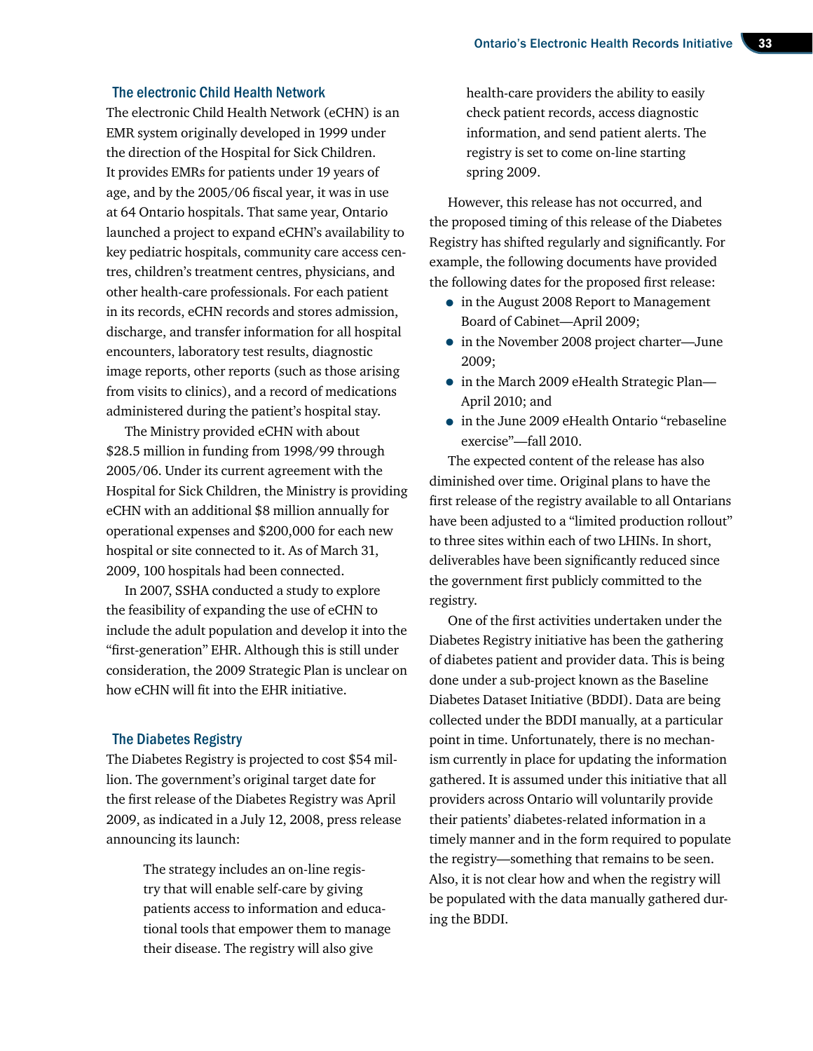### The electronic Child Health Network

The electronic Child Health Network (eCHN) is an EMR system originally developed in 1999 under the direction of the Hospital for Sick Children. It provides EMRs for patients under 19 years of age, and by the 2005/06 fiscal year, it was in use at 64 Ontario hospitals. That same year, Ontario launched a project to expand eCHN's availability to key pediatric hospitals, community care access centres, children's treatment centres, physicians, and other health-care professionals. For each patient in its records, eCHN records and stores admission, discharge, and transfer information for all hospital encounters, laboratory test results, diagnostic image reports, other reports (such as those arising from visits to clinics), and a record of medications administered during the patient's hospital stay.

The Ministry provided eCHN with about $28.5 million in funding from 1998/99 through 2005/06. Under its current agreement with the Hospital for Sick Children, the Ministry is providing eCHN with an additional $8 million annually for operational expenses and $200,000 for each new hospital or site connected to it. As of March 31, 2009, 100 hospitals had been connected.

In 2007, SSHA conducted a study to explore the feasibility of expanding the use of eCHN to include the adult population and develop it into the "first-generation" EHR. Although this is still under consideration, the 2009 Strategic Plan is unclear on how eCHN will fit into the EHR initiative.

### The Diabetes Registry

The Diabetes Registry is projected to cost $54 million. The government's original target date for the first release of the Diabetes Registry was April 2009, as indicated in a July 12, 2008, press release announcing its launch:

> The strategy includes an on-line registry that will enable self-care by giving patients access to information and educational tools that empower them to manage their disease. The registry will also give health-care providers the ability to easily check patient records, access diagnostic information, and send patient alerts. The registry is set to come on-line starting spring 2009.

However, this release has not occurred, and the proposed timing of this release of the Diabetes Registry has shifted regularly and significantly. For example, the following documents have provided the following dates for the proposed first release:

- in the August 2008 Report to Management Board of Cabinet—April 2009;
- in the November 2008 project charter—June 2009;
- in the March 2009 eHealth Strategic Plan—April 2010; and
- in the June 2009 eHealth Ontario "rebaseline exercise"—fall 2010.

The expected content of the release has also diminished over time. Original plans to have the first release of the registry available to all Ontarians have been adjusted to a "limited production rollout" to three sites within each of two LHINs. In short, deliverables have been significantly reduced since the government first publicly committed to the registry.

One of the first activities undertaken under the Diabetes Registry initiative has been the gathering of diabetes patient and provider data. This is being done under a sub-project known as the Baseline Diabetes Dataset Initiative (BDDI). Data are being collected under the BDDI manually, at a particular point in time. Unfortunately, there is no mechanism currently in place for updating the information gathered. It is assumed under this initiative that all providers across Ontario will voluntarily provide their patients' diabetes-related information in a timely manner and in the form required to populate the registry—something that remains to be seen. Also, it is not clear how and when the registry will be populated with the data manually gathered during the BDDI.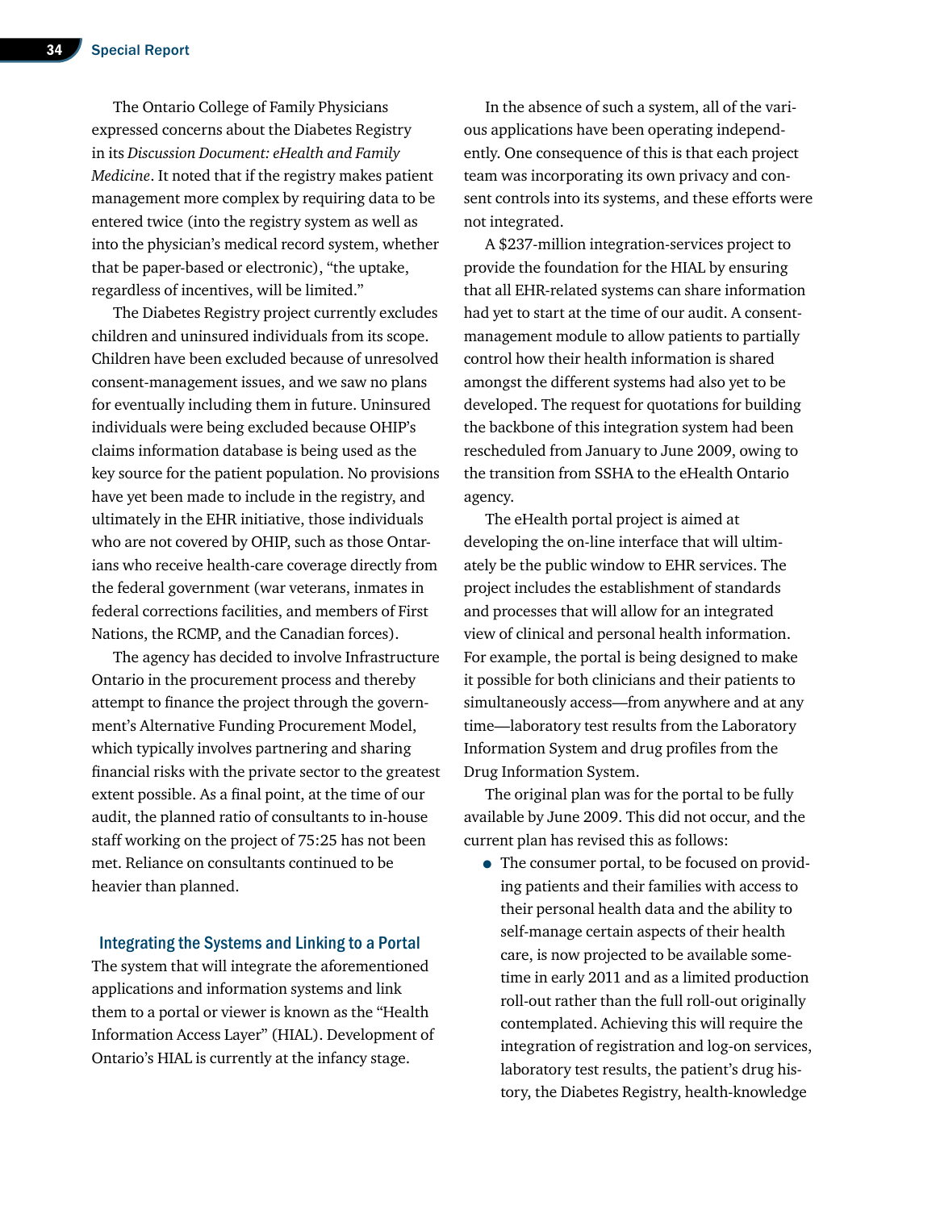The Ontario College of Family Physicians expressed concerns about the Diabetes Registry in its *Discussion Document: eHealth and Family Medicine*. It noted that if the registry makes patient management more complex by requiring data to be entered twice (into the registry system as well as into the physician's medical record system, whether that be paper-based or electronic), "the uptake, regardless of incentives, will be limited."

The Diabetes Registry project currently excludes children and uninsured individuals from its scope. Children have been excluded because of unresolved consent-management issues, and we saw no plans for eventually including them in future. Uninsured individuals were being excluded because OHIP's claims information database is being used as the key source for the patient population. No provisions have yet been made to include in the registry, and ultimately in the EHR initiative, those individuals who are not covered by OHIP, such as those Ontarians who receive health-care coverage directly from the federal government (war veterans, inmates in federal corrections facilities, and members of First Nations, the RCMP, and the Canadian forces).

The agency has decided to involve Infrastructure Ontario in the procurement process and thereby attempt to finance the project through the government's Alternative Funding Procurement Model, which typically involves partnering and sharing financial risks with the private sector to the greatest extent possible. As a final point, at the time of our audit, the planned ratio of consultants to in-house staff working on the project of 75:25 has not been met. Reliance on consultants continued to be heavier than planned.

### Integrating the Systems and Linking to a Portal

The system that will integrate the aforementioned applications and information systems and link them to a portal or viewer is known as the "Health Information Access Layer" (HIAL). Development of Ontario's HIAL is currently at the infancy stage.

In the absence of such a system, all of the various applications have been operating independently. One consequence of this is that each project team was incorporating its own privacy and consent controls into its systems, and these efforts were not integrated.

A $237-million integration-services project to provide the foundation for the HIAL by ensuring that all EHR-related systems can share information had yet to start at the time of our audit. A consent-management module to allow patients to partially control how their health information is shared amongst the different systems had also yet to be developed. The request for quotations for building the backbone of this integration system had been rescheduled from January to June 2009, owing to the transition from SSHA to the eHealth Ontario agency.

The eHealth portal project is aimed at developing the on-line interface that will ultimately be the public window to EHR services. The project includes the establishment of standards and processes that will allow for an integrated view of clinical and personal health information. For example, the portal is being designed to make it possible for both clinicians and their patients to simultaneously access—from anywhere and at any time—laboratory test results from the Laboratory Information System and drug profiles from the Drug Information System.

The original plan was for the portal to be fully available by June 2009. This did not occur, and the current plan has revised this as follows:

- The consumer portal, to be focused on providing patients and their families with access to their personal health data and the ability to self-manage certain aspects of their health care, is now projected to be available sometime in early 2011 and as a limited production roll-out rather than the full roll-out originally contemplated. Achieving this will require the integration of registration and log-on services, laboratory test results, the patient's drug history, the Diabetes Registry, health-knowledge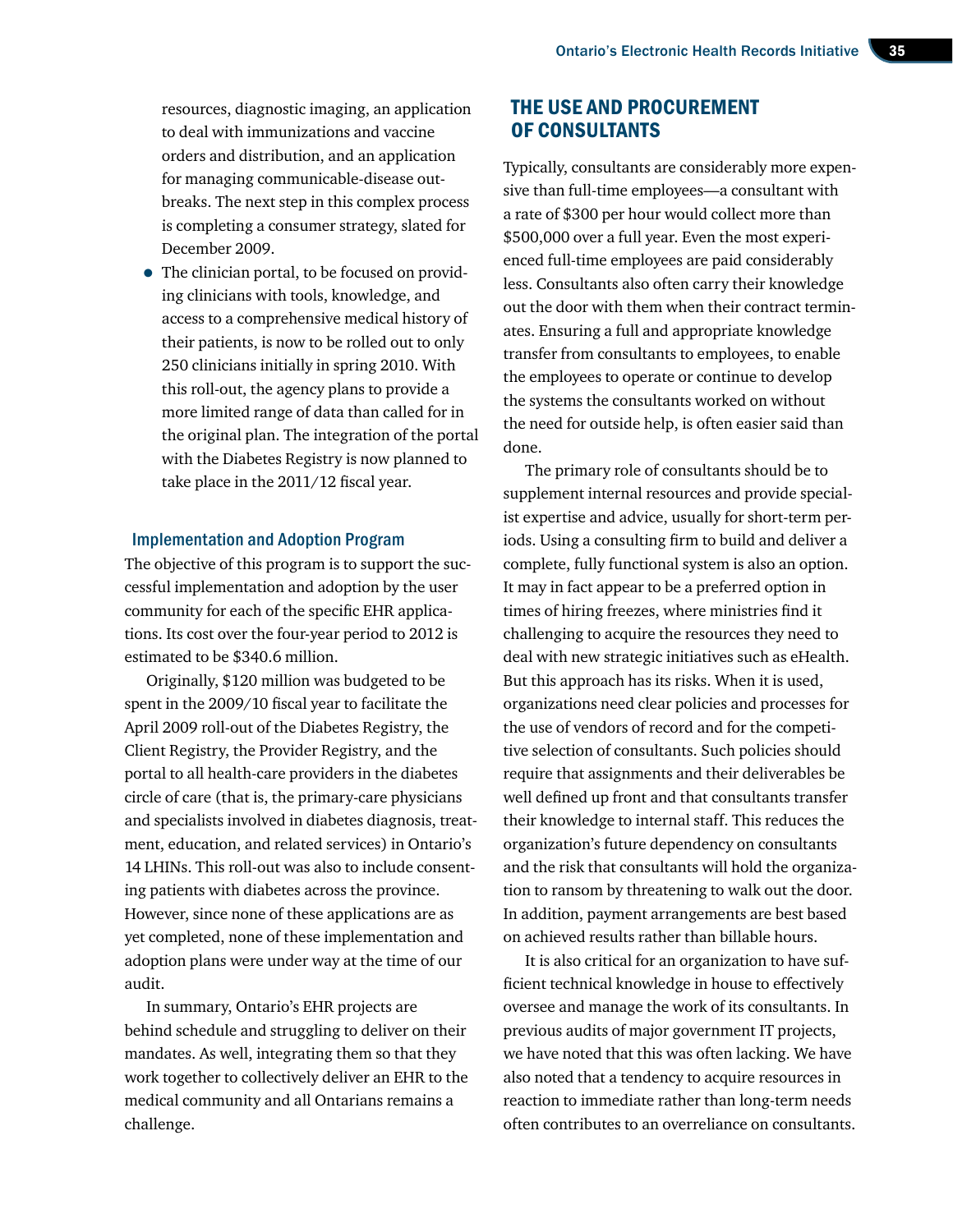resources, diagnostic imaging, an application to deal with immunizations and vaccine orders and distribution, and an application for managing communicable-disease outbreaks. The next step in this complex process is completing a consumer strategy, slated for December 2009.

- The clinician portal, to be focused on providing clinicians with tools, knowledge, and access to a comprehensive medical history of their patients, is now to be rolled out to only 250 clinicians initially in spring 2010. With this roll-out, the agency plans to provide a more limited range of data than called for in the original plan. The integration of the portal with the Diabetes Registry is now planned to take place in the 2011/12 fiscal year.

### Implementation and Adoption Program

The objective of this program is to support the successful implementation and adoption by the user community for each of the specific EHR applications. Its cost over the four-year period to 2012 is estimated to be $340.6 million.

Originally, $120 million was budgeted to be spent in the 2009/10 fiscal year to facilitate the April 2009 roll-out of the Diabetes Registry, the Client Registry, the Provider Registry, and the portal to all health-care providers in the diabetes circle of care (that is, the primary-care physicians and specialists involved in diabetes diagnosis, treatment, education, and related services) in Ontario's 14 LHINs. This roll-out was also to include consenting patients with diabetes across the province. However, since none of these applications are as yet completed, none of these implementation and adoption plans were under way at the time of our audit.

In summary, Ontario's EHR projects are behind schedule and struggling to deliver on their mandates. As well, integrating them so that they work together to collectively deliver an EHR to the medical community and all Ontarians remains a challenge.

## THE USE AND PROCUREMENT OF CONSULTANTS

Typically, consultants are considerably more expensive than full-time employees—a consultant with a rate of $300 per hour would collect more than $500,000 over a full year. Even the most experienced full-time employees are paid considerably less. Consultants also often carry their knowledge out the door with them when their contract terminates. Ensuring a full and appropriate knowledge transfer from consultants to employees, to enable the employees to operate or continue to develop the systems the consultants worked on without the need for outside help, is often easier said than done.

The primary role of consultants should be to supplement internal resources and provide specialist expertise and advice, usually for short-term periods. Using a consulting firm to build and deliver a complete, fully functional system is also an option. It may in fact appear to be a preferred option in times of hiring freezes, where ministries find it challenging to acquire the resources they need to deal with new strategic initiatives such as eHealth. But this approach has its risks. When it is used, organizations need clear policies and processes for the use of vendors of record and for the competitive selection of consultants. Such policies should require that assignments and their deliverables be well defined up front and that consultants transfer their knowledge to internal staff. This reduces the organization's future dependency on consultants and the risk that consultants will hold the organization to ransom by threatening to walk out the door. In addition, payment arrangements are best based on achieved results rather than billable hours.

It is also critical for an organization to have sufficient technical knowledge in house to effectively oversee and manage the work of its consultants. In previous audits of major government IT projects, we have noted that this was often lacking. We have also noted that a tendency to acquire resources in reaction to immediate rather than long-term needs often contributes to an overreliance on consultants.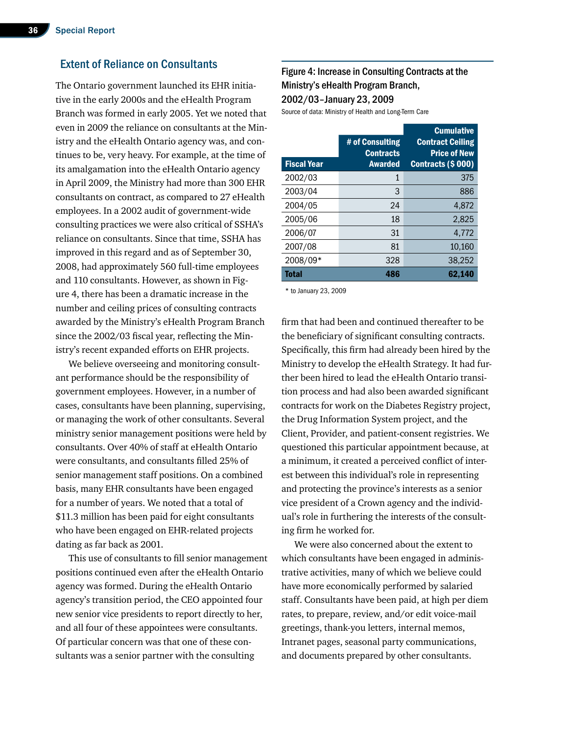## Extent of Reliance on Consultants

The Ontario government launched its EHR initiative in the early 2000s and the eHealth Program Branch was formed in early 2005. Yet we noted that even in 2009 the reliance on consultants at the Ministry and the eHealth Ontario agency was, and continues to be, very heavy. For example, at the time of its amalgamation into the eHealth Ontario agency in April 2009, the Ministry had more than 300 EHR consultants on contract, as compared to 27 eHealth employees. In a 2002 audit of government-wide consulting practices we were also critical of SSHA's reliance on consultants. Since that time, SSHA has improved in this regard and as of September 30, 2008, had approximately 560 full-time employees and 110 consultants. However, as shown in Figure 4, there has been a dramatic increase in the number and ceiling prices of consulting contracts awarded by the Ministry's eHealth Program Branch since the 2002/03 fiscal year, reflecting the Ministry's recent expanded efforts on EHR projects.

### Figure 4: Increase in Consulting Contracts at the Ministry's eHealth Program Branch, 2002/03–January 23, 2009

Source of data: Ministry of Health and Long-Term Care

| Fiscal Year | # of Consulting Contracts Awarded | Cumulative Contract Ceiling Price of New Contracts ($ 000) |
|---|---|---|
| 2002/03 | 1 | 375 |
| 2003/04 | 3 | 886 |
| 2004/05 | 24 | 4,872 |
| 2005/06 | 18 | 2,825 |
| 2006/07 | 31 | 4,772 |
| 2007/08 | 81 | 10,160 |
| 2008/09* | 328 | 38,252 |
| **Total** | **486** | **62,140** |

* to January 23, 2009

We believe overseeing and monitoring consultant performance should be the responsibility of government employees. However, in a number of cases, consultants have been planning, supervising, or managing the work of other consultants. Several ministry senior management positions were held by consultants. Over 40% of staff at eHealth Ontario were consultants, and consultants filled 25% of senior management staff positions. On a combined basis, many EHR consultants have been engaged for a number of years. We noted that a total of $11.3 million has been paid for eight consultants who have been engaged on EHR-related projects dating as far back as 2001.

This use of consultants to fill senior management positions continued even after the eHealth Ontario agency was formed. During the eHealth Ontario agency's transition period, the CEO appointed four new senior vice presidents to report directly to her, and all four of these appointees were consultants. Of particular concern was that one of these consultants was a senior partner with the consulting firm that had been and continued thereafter to be the beneficiary of significant consulting contracts. Specifically, this firm had already been hired by the Ministry to develop the eHealth Strategy. It had further been hired to lead the eHealth Ontario transition process and had also been awarded significant contracts for work on the Diabetes Registry project, the Drug Information System project, and the Client, Provider, and patient-consent registries. We questioned this particular appointment because, at a minimum, it created a perceived conflict of interest between this individual's role in representing and protecting the province's interests as a senior vice president of a Crown agency and the individual's role in furthering the interests of the consulting firm he worked for.

We were also concerned about the extent to which consultants have been engaged in administrative activities, many of which we believe could have more economically performed by salaried staff. Consultants have been paid, at high per diem rates, to prepare, review, and/or edit voice-mail greetings, thank-you letters, internal memos, Intranet pages, seasonal party communications, and documents prepared by other consultants.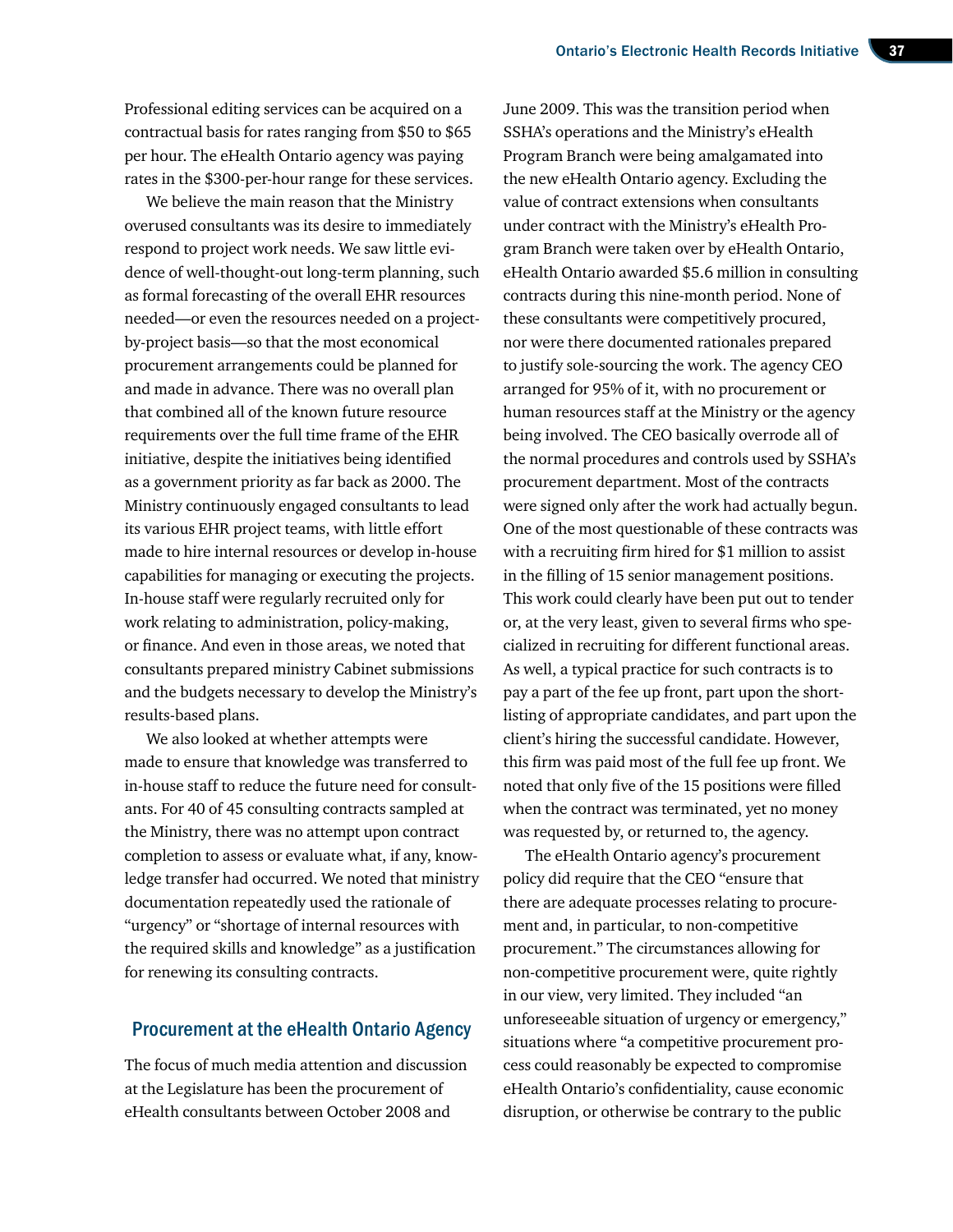Professional editing services can be acquired on a contractual basis for rates ranging from $50 to $65 per hour. The eHealth Ontario agency was paying rates in the $300-per-hour range for these services.

We believe the main reason that the Ministry overused consultants was its desire to immediately respond to project work needs. We saw little evidence of well-thought-out long-term planning, such as formal forecasting of the overall EHR resources needed—or even the resources needed on a project-by-project basis—so that the most economical procurement arrangements could be planned for and made in advance. There was no overall plan that combined all of the known future resource requirements over the full time frame of the EHR initiative, despite the initiatives being identified as a government priority as far back as 2000. The Ministry continuously engaged consultants to lead its various EHR project teams, with little effort made to hire internal resources or develop in-house capabilities for managing or executing the projects. In-house staff were regularly recruited only for work relating to administration, policy-making, or finance. And even in those areas, we noted that consultants prepared ministry Cabinet submissions and the budgets necessary to develop the Ministry's results-based plans.

We also looked at whether attempts were made to ensure that knowledge was transferred to in-house staff to reduce the future need for consultants. For 40 of 45 consulting contracts sampled at the Ministry, there was no attempt upon contract completion to assess or evaluate what, if any, knowledge transfer had occurred. We noted that ministry documentation repeatedly used the rationale of "urgency" or "shortage of internal resources with the required skills and knowledge" as a justification for renewing its consulting contracts.

## Procurement at the eHealth Ontario Agency

The focus of much media attention and discussion at the Legislature has been the procurement of eHealth consultants between October 2008 and June 2009. This was the transition period when SSHA's operations and the Ministry's eHealth Program Branch were being amalgamated into the new eHealth Ontario agency. Excluding the value of contract extensions when consultants under contract with the Ministry's eHealth Program Branch were taken over by eHealth Ontario, eHealth Ontario awarded $5.6 million in consulting contracts during this nine-month period. None of these consultants were competitively procured, nor were there documented rationales prepared to justify sole-sourcing the work. The agency CEO arranged for 95% of it, with no procurement or human resources staff at the Ministry or the agency being involved. The CEO basically overrode all of the normal procedures and controls used by SSHA's procurement department. Most of the contracts were signed only after the work had actually begun. One of the most questionable of these contracts was with a recruiting firm hired for $1 million to assist in the filling of 15 senior management positions. This work could clearly have been put out to tender or, at the very least, given to several firms who specialized in recruiting for different functional areas. As well, a typical practice for such contracts is to pay a part of the fee up front, part upon the short-listing of appropriate candidates, and part upon the client's hiring the successful candidate. However, this firm was paid most of the full fee up front. We noted that only five of the 15 positions were filled when the contract was terminated, yet no money was requested by, or returned to, the agency.

The eHealth Ontario agency's procurement policy did require that the CEO "ensure that there are adequate processes relating to procurement and, in particular, to non-competitive procurement." The circumstances allowing for non-competitive procurement were, quite rightly in our view, very limited. They included "an unforeseeable situation of urgency or emergency," situations where "a competitive procurement process could reasonably be expected to compromise eHealth Ontario's confidentiality, cause economic disruption, or otherwise be contrary to the public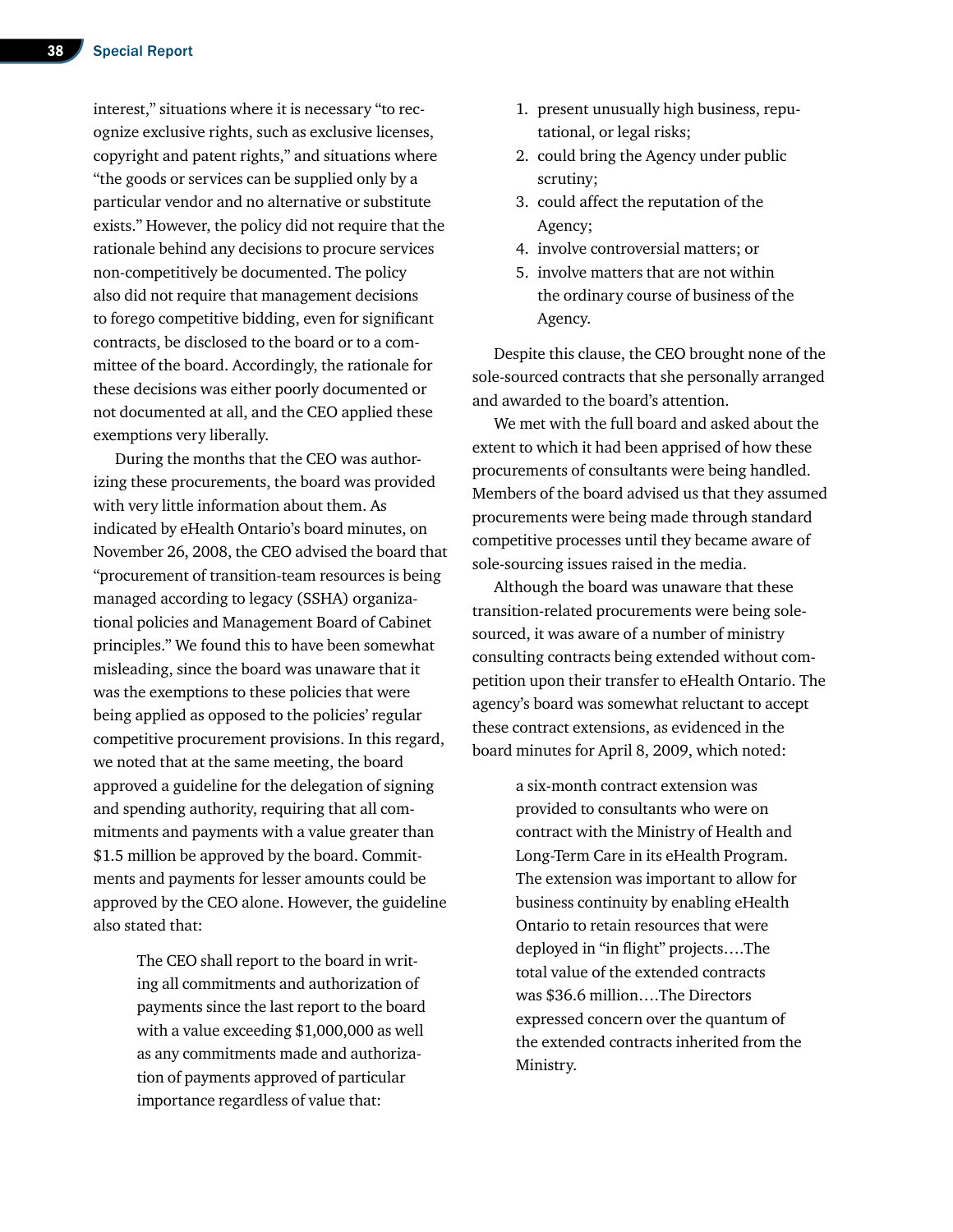interest," situations where it is necessary "to recognize exclusive rights, such as exclusive licenses, copyright and patent rights," and situations where "the goods or services can be supplied only by a particular vendor and no alternative or substitute exists." However, the policy did not require that the rationale behind any decisions to procure services non-competitively be documented. The policy also did not require that management decisions to forego competitive bidding, even for significant contracts, be disclosed to the board or to a committee of the board. Accordingly, the rationale for these decisions was either poorly documented or not documented at all, and the CEO applied these exemptions very liberally.

During the months that the CEO was authorizing these procurements, the board was provided with very little information about them. As indicated by eHealth Ontario's board minutes, on November 26, 2008, the CEO advised the board that "procurement of transition-team resources is being managed according to legacy (SSHA) organizational policies and Management Board of Cabinet principles." We found this to have been somewhat misleading, since the board was unaware that it was the exemptions to these policies that were being applied as opposed to the policies' regular competitive procurement provisions. In this regard, we noted that at the same meeting, the board approved a guideline for the delegation of signing and spending authority, requiring that all commitments and payments with a value greater than $1.5 million be approved by the board. Commitments and payments for lesser amounts could be approved by the CEO alone. However, the guideline also stated that:

> The CEO shall report to the board in writing all commitments and authorization of payments since the last report to the board with a value exceeding $1,000,000 as well as any commitments made and authorization of payments approved of particular importance regardless of value that:
>
> 1. present unusually high business, reputational, or legal risks;
> 2. could bring the Agency under public scrutiny;
> 3. could affect the reputation of the Agency;
> 4. involve controversial matters; or
> 5. involve matters that are not within the ordinary course of business of the Agency.

Despite this clause, the CEO brought none of the sole-sourced contracts that she personally arranged and awarded to the board's attention.

We met with the full board and asked about the extent to which it had been apprised of how these procurements of consultants were being handled. Members of the board advised us that they assumed procurements were being made through standard competitive processes until they became aware of sole-sourcing issues raised in the media.

Although the board was unaware that these transition-related procurements were being sole-sourced, it was aware of a number of ministry consulting contracts being extended without competition upon their transfer to eHealth Ontario. The agency's board was somewhat reluctant to accept these contract extensions, as evidenced in the board minutes for April 8, 2009, which noted:

> a six-month contract extension was provided to consultants who were on contract with the Ministry of Health and Long-Term Care in its eHealth Program. The extension was important to allow for business continuity by enabling eHealth Ontario to retain resources that were deployed in "in flight" projects....The total value of the extended contracts was $36.6 million....The Directors expressed concern over the quantum of the extended contracts inherited from the Ministry.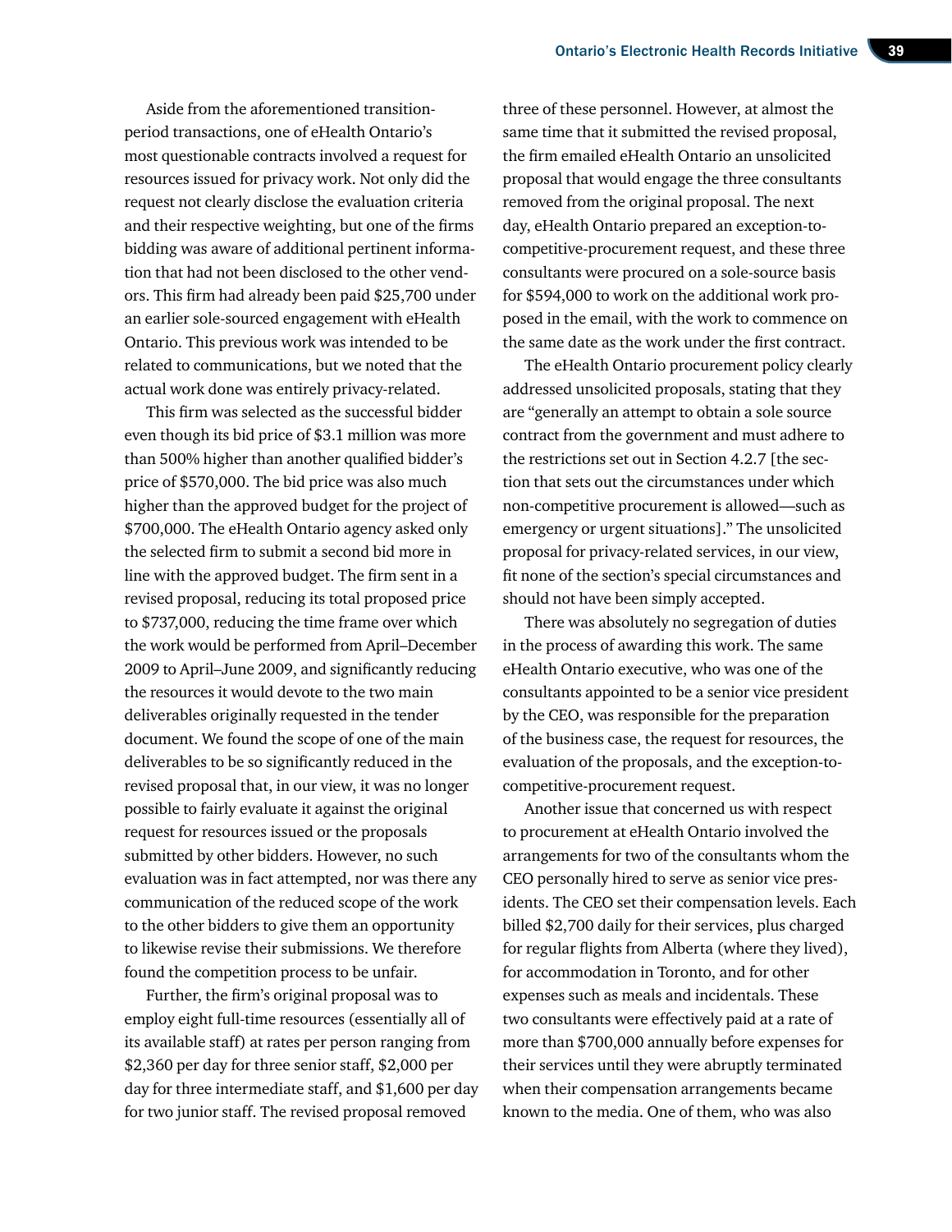Aside from the aforementioned transition-period transactions, one of eHealth Ontario's most questionable contracts involved a request for resources issued for privacy work. Not only did the request not clearly disclose the evaluation criteria and their respective weighting, but one of the firms bidding was aware of additional pertinent information that had not been disclosed to the other vendors. This firm had already been paid $25,700 under an earlier sole-sourced engagement with eHealth Ontario. This previous work was intended to be related to communications, but we noted that the actual work done was entirely privacy-related.

This firm was selected as the successful bidder even though its bid price of $3.1 million was more than 500% higher than another qualified bidder's price of $570,000. The bid price was also much higher than the approved budget for the project of $700,000. The eHealth Ontario agency asked only the selected firm to submit a second bid more in line with the approved budget. The firm sent in a revised proposal, reducing its total proposed price to $737,000, reducing the time frame over which the work would be performed from April–December 2009 to April–June 2009, and significantly reducing the resources it would devote to the two main deliverables originally requested in the tender document. We found the scope of one of the main deliverables to be so significantly reduced in the revised proposal that, in our view, it was no longer possible to fairly evaluate it against the original request for resources issued or the proposals submitted by other bidders. However, no such evaluation was in fact attempted, nor was there any communication of the reduced scope of the work to the other bidders to give them an opportunity to likewise revise their submissions. We therefore found the competition process to be unfair.

Further, the firm's original proposal was to employ eight full-time resources (essentially all of its available staff) at rates per person ranging from $2,360 per day for three senior staff, $2,000 per day for three intermediate staff, and $1,600 per day for two junior staff. The revised proposal removed three of these personnel. However, at almost the same time that it submitted the revised proposal, the firm emailed eHealth Ontario an unsolicited proposal that would engage the three consultants removed from the original proposal. The next day, eHealth Ontario prepared an exception-to-competitive-procurement request, and these three consultants were procured on a sole-source basis for $594,000 to work on the additional work proposed in the email, with the work to commence on the same date as the work under the first contract.

The eHealth Ontario procurement policy clearly addressed unsolicited proposals, stating that they are "generally an attempt to obtain a sole source contract from the government and must adhere to the restrictions set out in Section 4.2.7 [the section that sets out the circumstances under which non-competitive procurement is allowed—such as emergency or urgent situations]." The unsolicited proposal for privacy-related services, in our view, fit none of the section's special circumstances and should not have been simply accepted.

There was absolutely no segregation of duties in the process of awarding this work. The same eHealth Ontario executive, who was one of the consultants appointed to be a senior vice president by the CEO, was responsible for the preparation of the business case, the request for resources, the evaluation of the proposals, and the exception-to-competitive-procurement request.

Another issue that concerned us with respect to procurement at eHealth Ontario involved the arrangements for two of the consultants whom the CEO personally hired to serve as senior vice presidents. The CEO set their compensation levels. Each billed $2,700 daily for their services, plus charged for regular flights from Alberta (where they lived), for accommodation in Toronto, and for other expenses such as meals and incidentals. These two consultants were effectively paid at a rate of more than $700,000 annually before expenses for their services until they were abruptly terminated when their compensation arrangements became known to the media. One of them, who was also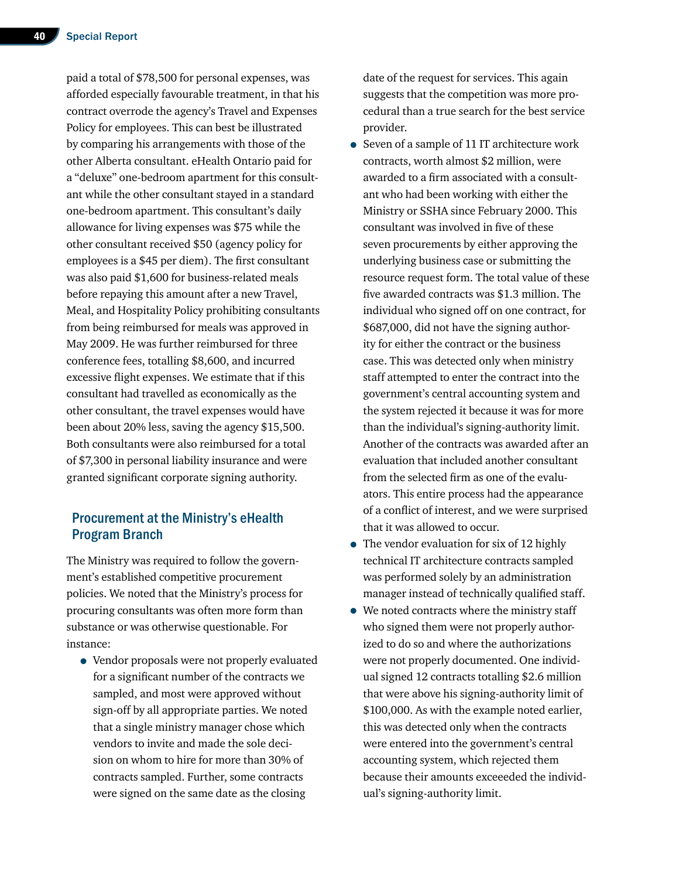paid a total of $78,500 for personal expenses, was afforded especially favourable treatment, in that his contract overrode the agency's Travel and Expenses Policy for employees. This can best be illustrated by comparing his arrangements with those of the other Alberta consultant. eHealth Ontario paid for a "deluxe" one-bedroom apartment for this consultant while the other consultant stayed in a standard one-bedroom apartment. This consultant's daily allowance for living expenses was $75 while the other consultant received $50 (agency policy for employees is a $45 per diem). The first consultant was also paid $1,600 for business-related meals before repaying this amount after a new Travel, Meal, and Hospitality Policy prohibiting consultants from being reimbursed for meals was approved in May 2009. He was further reimbursed for three conference fees, totalling $8,600, and incurred excessive flight expenses. We estimate that if this consultant had travelled as economically as the other consultant, the travel expenses would have been about 20% less, saving the agency $15,500. Both consultants were also reimbursed for a total of $7,300 in personal liability insurance and were granted significant corporate signing authority.

## Procurement at the Ministry's eHealth Program Branch

The Ministry was required to follow the government's established competitive procurement policies. We noted that the Ministry's process for procuring consultants was often more form than substance or was otherwise questionable. For instance:

- Vendor proposals were not properly evaluated for a significant number of the contracts we sampled, and most were approved without sign-off by all appropriate parties. We noted that a single ministry manager chose which vendors to invite and made the sole decision on whom to hire for more than 30% of contracts sampled. Further, some contracts were signed on the same date as the closing date of the request for services. This again suggests that the competition was more procedural than a true search for the best service provider.
- Seven of a sample of 11 IT architecture work contracts, worth almost $2 million, were awarded to a firm associated with a consultant who had been working with either the Ministry or SSHA since February 2000. This consultant was involved in five of these seven procurements by either approving the underlying business case or submitting the resource request form. The total value of these five awarded contracts was $1.3 million. The individual who signed off on one contract, for $687,000, did not have the signing authority for either the contract or the business case. This was detected only when ministry staff attempted to enter the contract into the government's central accounting system and the system rejected it because it was for more than the individual's signing-authority limit. Another of the contracts was awarded after an evaluation that included another consultant from the selected firm as one of the evaluators. This entire process had the appearance of a conflict of interest, and we were surprised that it was allowed to occur.
- The vendor evaluation for six of 12 highly technical IT architecture contracts sampled was performed solely by an administration manager instead of technically qualified staff.
- We noted contracts where the ministry staff who signed them were not properly authorized to do so and where the authorizations were not properly documented. One individual signed 12 contracts totalling $2.6 million that were above his signing-authority limit of $100,000. As with the example noted earlier, this was detected only when the contracts were entered into the government's central accounting system, which rejected them because their amounts exceeeded the individual's signing-authority limit.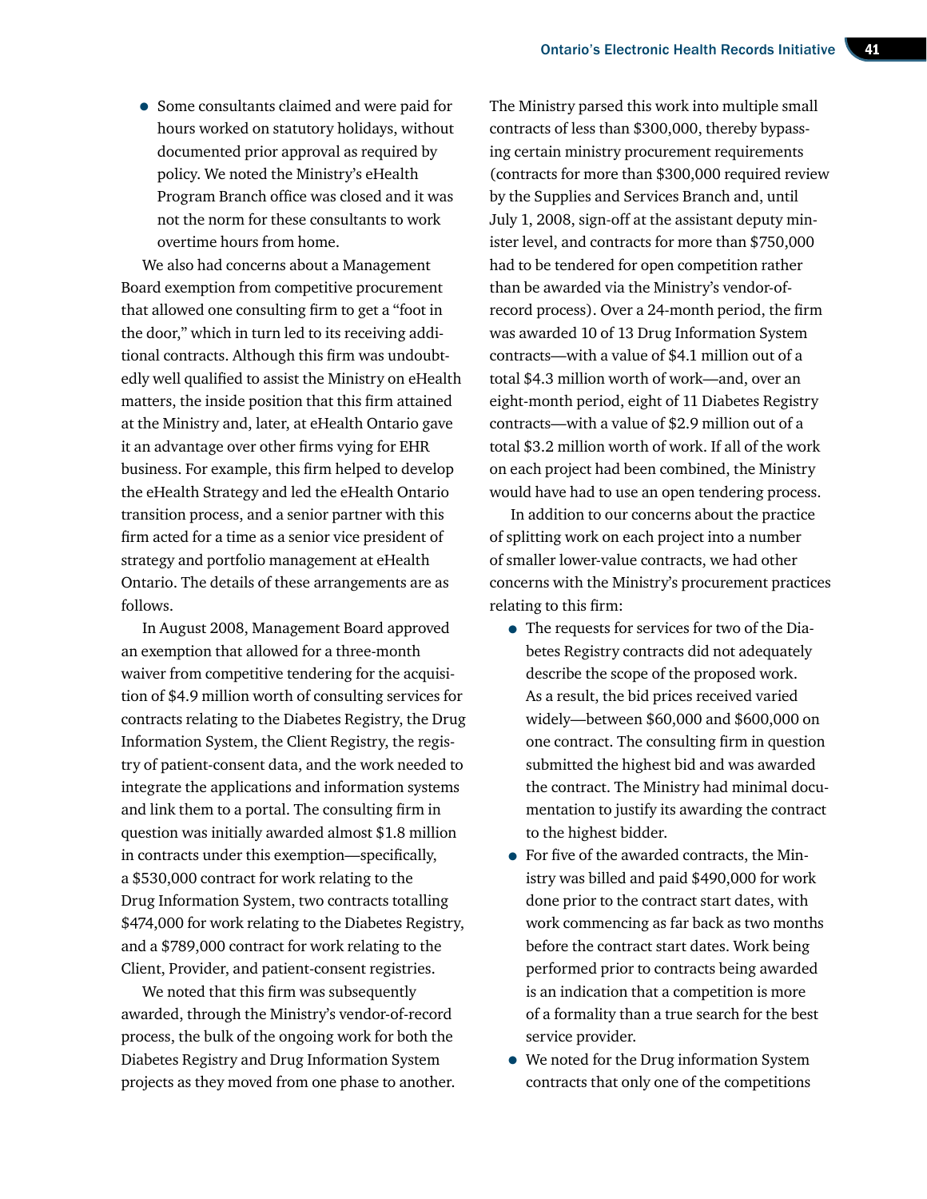- Some consultants claimed and were paid for hours worked on statutory holidays, without documented prior approval as required by policy. We noted the Ministry's eHealth Program Branch office was closed and it was not the norm for these consultants to work overtime hours from home.

We also had concerns about a Management Board exemption from competitive procurement that allowed one consulting firm to get a "foot in the door," which in turn led to its receiving additional contracts. Although this firm was undoubtedly well qualified to assist the Ministry on eHealth matters, the inside position that this firm attained at the Ministry and, later, at eHealth Ontario gave it an advantage over other firms vying for EHR business. For example, this firm helped to develop the eHealth Strategy and led the eHealth Ontario transition process, and a senior partner with this firm acted for a time as a senior vice president of strategy and portfolio management at eHealth Ontario. The details of these arrangements are as follows.

In August 2008, Management Board approved an exemption that allowed for a three-month waiver from competitive tendering for the acquisition of $4.9 million worth of consulting services for contracts relating to the Diabetes Registry, the Drug Information System, the Client Registry, the registry of patient-consent data, and the work needed to integrate the applications and information systems and link them to a portal. The consulting firm in question was initially awarded almost $1.8 million in contracts under this exemption—specifically, a $530,000 contract for work relating to the Drug Information System, two contracts totalling $474,000 for work relating to the Diabetes Registry, and a $789,000 contract for work relating to the Client, Provider, and patient-consent registries.

We noted that this firm was subsequently awarded, through the Ministry's vendor-of-record process, the bulk of the ongoing work for both the Diabetes Registry and Drug Information System projects as they moved from one phase to another. The Ministry parsed this work into multiple small contracts of less than $300,000, thereby bypassing certain ministry procurement requirements (contracts for more than $300,000 required review by the Supplies and Services Branch and, until July 1, 2008, sign-off at the assistant deputy minister level, and contracts for more than $750,000 had to be tendered for open competition rather than be awarded via the Ministry's vendor-of-record process). Over a 24-month period, the firm was awarded 10 of 13 Drug Information System contracts—with a value of $4.1 million out of a total $4.3 million worth of work—and, over an eight-month period, eight of 11 Diabetes Registry contracts—with a value of $2.9 million out of a total $3.2 million worth of work. If all of the work on each project had been combined, the Ministry would have had to use an open tendering process.

In addition to our concerns about the practice of splitting work on each project into a number of smaller lower-value contracts, we had other concerns with the Ministry's procurement practices relating to this firm:

- The requests for services for two of the Diabetes Registry contracts did not adequately describe the scope of the proposed work. As a result, the bid prices received varied widely—between $60,000 and $600,000 on one contract. The consulting firm in question submitted the highest bid and was awarded the contract. The Ministry had minimal documentation to justify its awarding the contract to the highest bidder.
- For five of the awarded contracts, the Ministry was billed and paid $490,000 for work done prior to the contract start dates, with work commencing as far back as two months before the contract start dates. Work being performed prior to contracts being awarded is an indication that a competition is more of a formality than a true search for the best service provider.
- We noted for the Drug information System contracts that only one of the competitions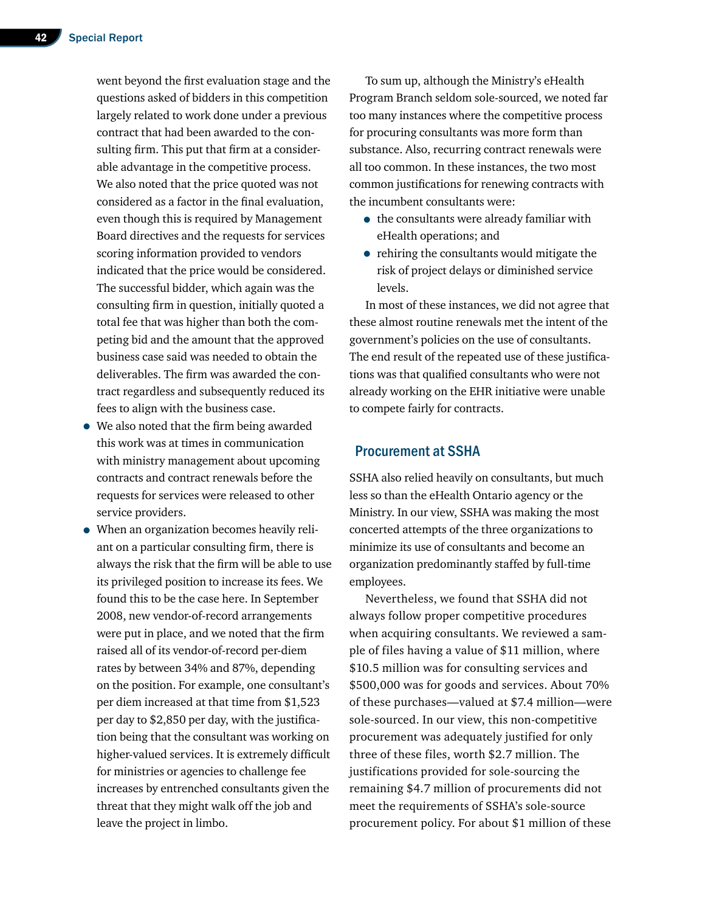went beyond the first evaluation stage and the questions asked of bidders in this competition largely related to work done under a previous contract that had been awarded to the consulting firm. This put that firm at a considerable advantage in the competitive process. We also noted that the price quoted was not considered as a factor in the final evaluation, even though this is required by Management Board directives and the requests for services scoring information provided to vendors indicated that the price would be considered. The successful bidder, which again was the consulting firm in question, initially quoted a total fee that was higher than both the competing bid and the amount that the approved business case said was needed to obtain the deliverables. The firm was awarded the contract regardless and subsequently reduced its fees to align with the business case.

- We also noted that the firm being awarded this work was at times in communication with ministry management about upcoming contracts and contract renewals before the requests for services were released to other service providers.
- When an organization becomes heavily reliant on a particular consulting firm, there is always the risk that the firm will be able to use its privileged position to increase its fees. We found this to be the case here. In September 2008, new vendor-of-record arrangements were put in place, and we noted that the firm raised all of its vendor-of-record per-diem rates by between 34% and 87%, depending on the position. For example, one consultant's per diem increased at that time from $1,523 per day to $2,850 per day, with the justification being that the consultant was working on higher-valued services. It is extremely difficult for ministries or agencies to challenge fee increases by entrenched consultants given the threat that they might walk off the job and leave the project in limbo.

To sum up, although the Ministry's eHealth Program Branch seldom sole-sourced, we noted far too many instances where the competitive process for procuring consultants was more form than substance. Also, recurring contract renewals were all too common. In these instances, the two most common justifications for renewing contracts with the incumbent consultants were:

- the consultants were already familiar with eHealth operations; and
- rehiring the consultants would mitigate the risk of project delays or diminished service levels.

In most of these instances, we did not agree that these almost routine renewals met the intent of the government's policies on the use of consultants. The end result of the repeated use of these justifications was that qualified consultants who were not already working on the EHR initiative were unable to compete fairly for contracts.

## Procurement at SSHA

SSHA also relied heavily on consultants, but much less so than the eHealth Ontario agency or the Ministry. In our view, SSHA was making the most concerted attempts of the three organizations to minimize its use of consultants and become an organization predominantly staffed by full-time employees.

Nevertheless, we found that SSHA did not always follow proper competitive procedures when acquiring consultants. We reviewed a sample of files having a value of $11 million, where $10.5 million was for consulting services and $500,000 was for goods and services. About 70% of these purchases—valued at $7.4 million—were sole-sourced. In our view, this non-competitive procurement was adequately justified for only three of these files, worth $2.7 million. The justifications provided for sole-sourcing the remaining $4.7 million of procurements did not meet the requirements of SSHA's sole-source procurement policy. For about $1 million of these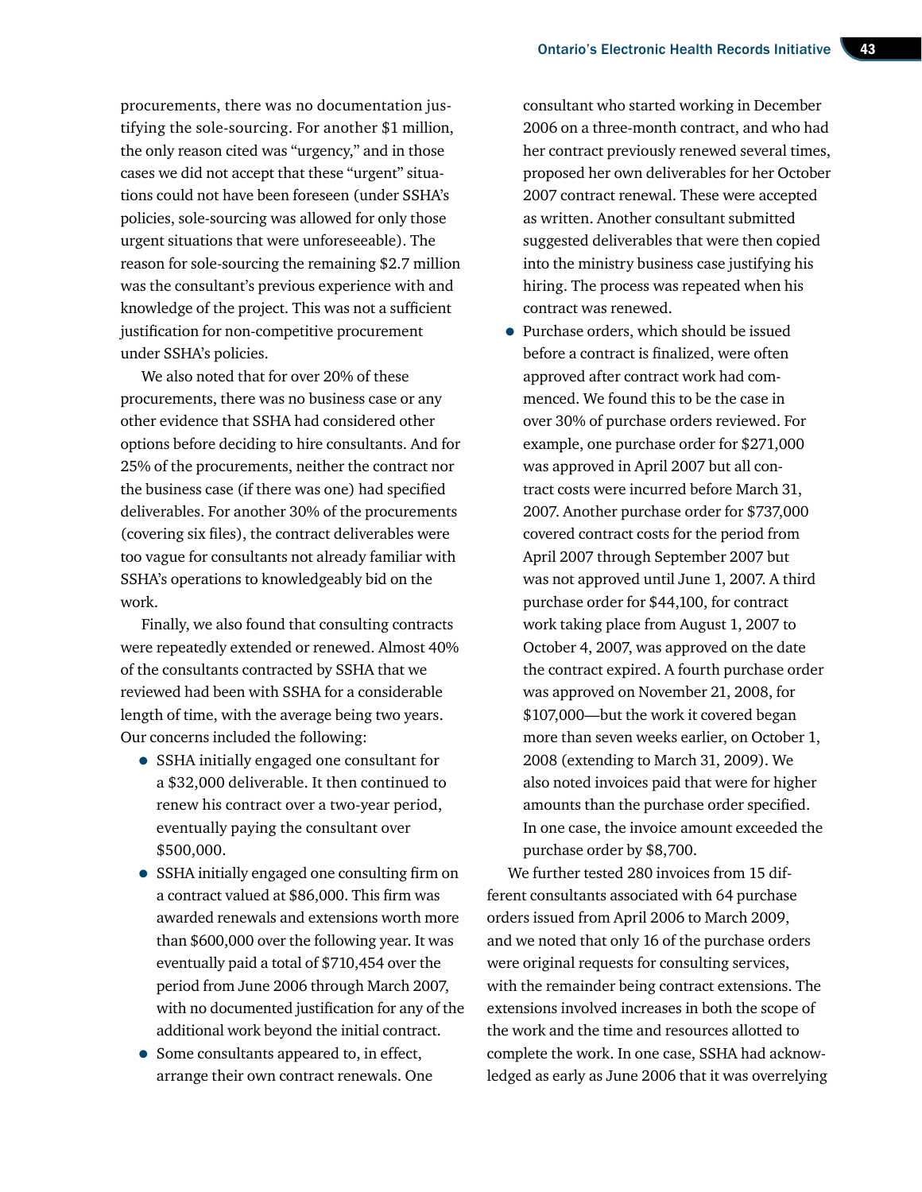procurements, there was no documentation justifying the sole-sourcing. For another $1 million, the only reason cited was "urgency," and in those cases we did not accept that these "urgent" situations could not have been foreseen (under SSHA's policies, sole-sourcing was allowed for only those urgent situations that were unforeseeable). The reason for sole-sourcing the remaining $2.7 million was the consultant's previous experience with and knowledge of the project. This was not a sufficient justification for non-competitive procurement under SSHA's policies.

We also noted that for over 20% of these procurements, there was no business case or any other evidence that SSHA had considered other options before deciding to hire consultants. And for 25% of the procurements, neither the contract nor the business case (if there was one) had specified deliverables. For another 30% of the procurements (covering six files), the contract deliverables were too vague for consultants not already familiar with SSHA's operations to knowledgeably bid on the work.

Finally, we also found that consulting contracts were repeatedly extended or renewed. Almost 40% of the consultants contracted by SSHA that we reviewed had been with SSHA for a considerable length of time, with the average being two years. Our concerns included the following:

- SSHA initially engaged one consultant for a $32,000 deliverable. It then continued to renew his contract over a two-year period, eventually paying the consultant over $500,000.
- SSHA initially engaged one consulting firm on a contract valued at $86,000. This firm was awarded renewals and extensions worth more than $600,000 over the following year. It was eventually paid a total of $710,454 over the period from June 2006 through March 2007, with no documented justification for any of the additional work beyond the initial contract.
- Some consultants appeared to, in effect, arrange their own contract renewals. One consultant who started working in December 2006 on a three-month contract, and who had her contract previously renewed several times, proposed her own deliverables for her October 2007 contract renewal. These were accepted as written. Another consultant submitted suggested deliverables that were then copied into the ministry business case justifying his hiring. The process was repeated when his contract was renewed.
- Purchase orders, which should be issued before a contract is finalized, were often approved after contract work had commenced. We found this to be the case in over 30% of purchase orders reviewed. For example, one purchase order for $271,000 was approved in April 2007 but all contract costs were incurred before March 31, 2007. Another purchase order for $737,000 covered contract costs for the period from April 2007 through September 2007 but was not approved until June 1, 2007. A third purchase order for $44,100, for contract work taking place from August 1, 2007 to October 4, 2007, was approved on the date the contract expired. A fourth purchase order was approved on November 21, 2008, for $107,000—but the work it covered began more than seven weeks earlier, on October 1, 2008 (extending to March 31, 2009). We also noted invoices paid that were for higher amounts than the purchase order specified. In one case, the invoice amount exceeded the purchase order by $8,700.

We further tested 280 invoices from 15 different consultants associated with 64 purchase orders issued from April 2006 to March 2009, and we noted that only 16 of the purchase orders were original requests for consulting services, with the remainder being contract extensions. The extensions involved increases in both the scope of the work and the time and resources allotted to complete the work. In one case, SSHA had acknowledged as early as June 2006 that it was overrelying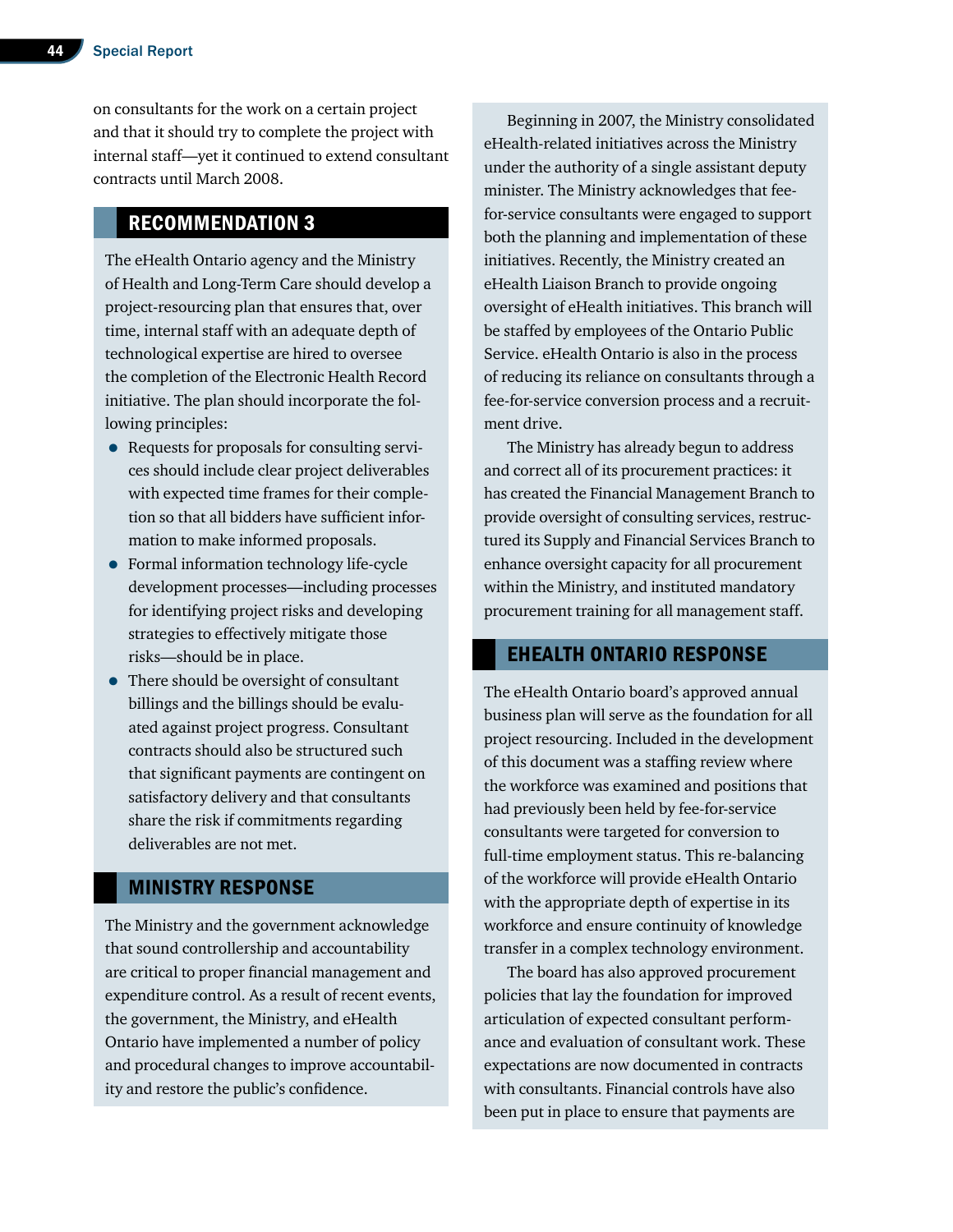on consultants for the work on a certain project and that it should try to complete the project with internal staff—yet it continued to extend consultant contracts until March 2008.

## RECOMMENDATION 3

The eHealth Ontario agency and the Ministry of Health and Long-Term Care should develop a project-resourcing plan that ensures that, over time, internal staff with an adequate depth of technological expertise are hired to oversee the completion of the Electronic Health Record initiative. The plan should incorporate the following principles:

- Requests for proposals for consulting services should include clear project deliverables with expected time frames for their completion so that all bidders have sufficient information to make informed proposals.
- Formal information technology life-cycle development processes—including processes for identifying project risks and developing strategies to effectively mitigate those risks—should be in place.
- There should be oversight of consultant billings and the billings should be evaluated against project progress. Consultant contracts should also be structured such that significant payments are contingent on satisfactory delivery and that consultants share the risk if commitments regarding deliverables are not met.

## MINISTRY RESPONSE

The Ministry and the government acknowledge that sound controllership and accountability are critical to proper financial management and expenditure control. As a result of recent events, the government, the Ministry, and eHealth Ontario have implemented a number of policy and procedural changes to improve accountability and restore the public's confidence.

Beginning in 2007, the Ministry consolidated eHealth-related initiatives across the Ministry under the authority of a single assistant deputy minister. The Ministry acknowledges that fee-for-service consultants were engaged to support both the planning and implementation of these initiatives. Recently, the Ministry created an eHealth Liaison Branch to provide ongoing oversight of eHealth initiatives. This branch will be staffed by employees of the Ontario Public Service. eHealth Ontario is also in the process of reducing its reliance on consultants through a fee-for-service conversion process and a recruitment drive.

The Ministry has already begun to address and correct all of its procurement practices: it has created the Financial Management Branch to provide oversight of consulting services, restructured its Supply and Financial Services Branch to enhance oversight capacity for all procurement within the Ministry, and instituted mandatory procurement training for all management staff.

## EHEALTH ONTARIO RESPONSE

The eHealth Ontario board's approved annual business plan will serve as the foundation for all project resourcing. Included in the development of this document was a staffing review where the workforce was examined and positions that had previously been held by fee-for-service consultants were targeted for conversion to full-time employment status. This re-balancing of the workforce will provide eHealth Ontario with the appropriate depth of expertise in its workforce and ensure continuity of knowledge transfer in a complex technology environment.

The board has also approved procurement policies that lay the foundation for improved articulation of expected consultant performance and evaluation of consultant work. These expectations are now documented in contracts with consultants. Financial controls have also been put in place to ensure that payments are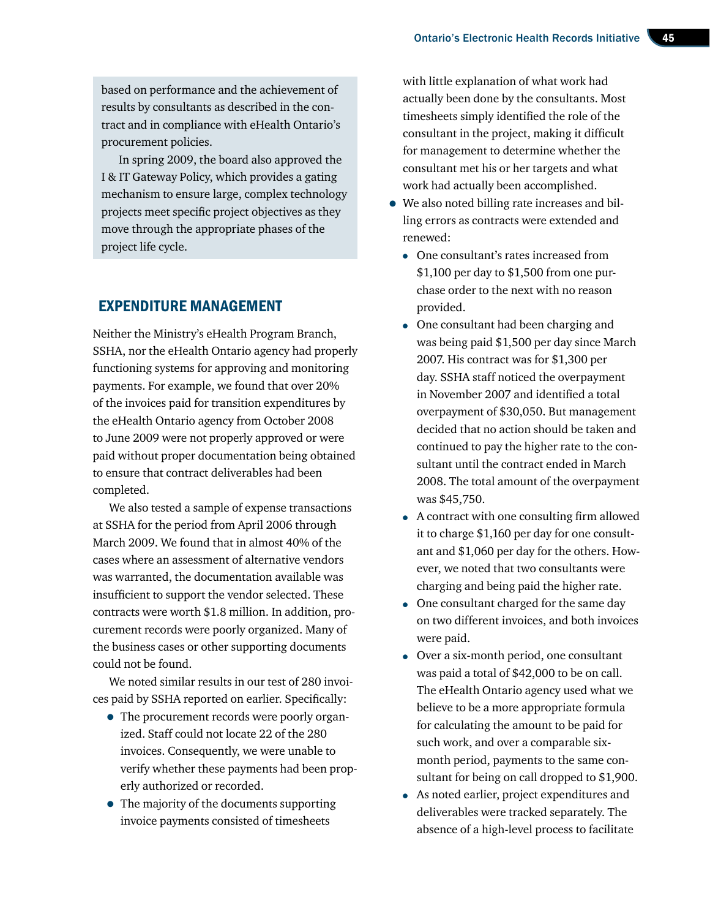based on performance and the achievement of results by consultants as described in the contract and in compliance with eHealth Ontario's procurement policies.

In spring 2009, the board also approved the I & IT Gateway Policy, which provides a gating mechanism to ensure large, complex technology projects meet specific project objectives as they move through the appropriate phases of the project life cycle.

## EXPENDITURE MANAGEMENT

Neither the Ministry's eHealth Program Branch, SSHA, nor the eHealth Ontario agency had properly functioning systems for approving and monitoring payments. For example, we found that over 20% of the invoices paid for transition expenditures by the eHealth Ontario agency from October 2008 to June 2009 were not properly approved or were paid without proper documentation being obtained to ensure that contract deliverables had been completed.

We also tested a sample of expense transactions at SSHA for the period from April 2006 through March 2009. We found that in almost 40% of the cases where an assessment of alternative vendors was warranted, the documentation available was insufficient to support the vendor selected. These contracts were worth $1.8 million. In addition, procurement records were poorly organized. Many of the business cases or other supporting documents could not be found.

We noted similar results in our test of 280 invoices paid by SSHA reported on earlier. Specifically:

- The procurement records were poorly organized. Staff could not locate 22 of the 280 invoices. Consequently, we were unable to verify whether these payments had been properly authorized or recorded.
- The majority of the documents supporting invoice payments consisted of timesheets with little explanation of what work had actually been done by the consultants. Most timesheets simply identified the role of the consultant in the project, making it difficult for management to determine whether the consultant met his or her targets and what work had actually been accomplished.
- We also noted billing rate increases and billing errors as contracts were extended and renewed:
  - One consultant's rates increased from $1,100 per day to $1,500 from one purchase order to the next with no reason provided.
  - One consultant had been charging and was being paid $1,500 per day since March 2007. His contract was for $1,300 per day. SSHA staff noticed the overpayment in November 2007 and identified a total overpayment of $30,050. But management decided that no action should be taken and continued to pay the higher rate to the consultant until the contract ended in March 2008. The total amount of the overpayment was $45,750.
  - A contract with one consulting firm allowed it to charge $1,160 per day for one consultant and $1,060 per day for the others. However, we noted that two consultants were charging and being paid the higher rate.
  - One consultant charged for the same day on two different invoices, and both invoices were paid.
  - Over a six-month period, one consultant was paid a total of $42,000 to be on call. The eHealth Ontario agency used what we believe to be a more appropriate formula for calculating the amount to be paid for such work, and over a comparable six-month period, payments to the same consultant for being on call dropped to $1,900.
  - As noted earlier, project expenditures and deliverables were tracked separately. The absence of a high-level process to facilitate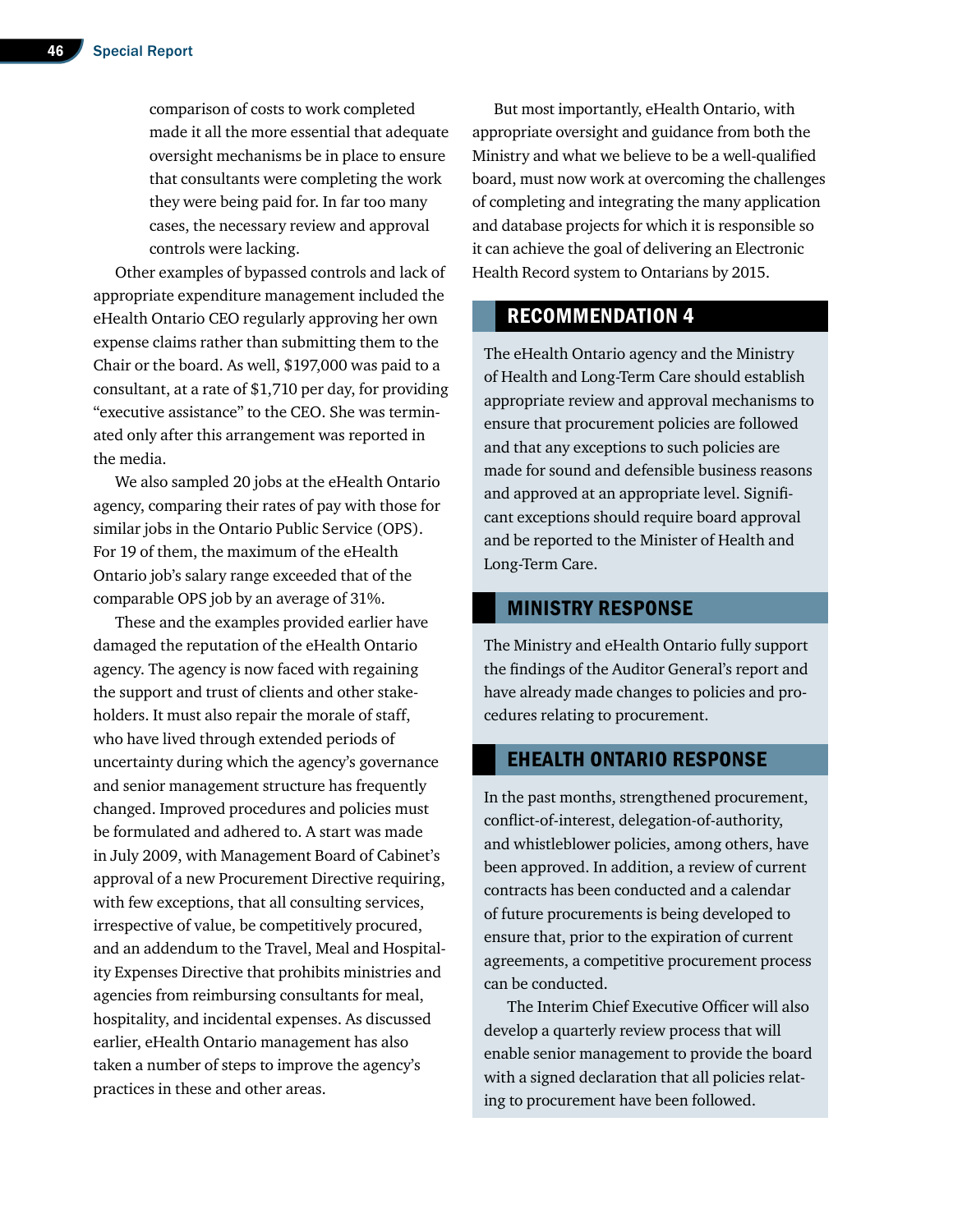comparison of costs to work completed made it all the more essential that adequate oversight mechanisms be in place to ensure that consultants were completing the work they were being paid for. In far too many cases, the necessary review and approval controls were lacking.

Other examples of bypassed controls and lack of appropriate expenditure management included the eHealth Ontario CEO regularly approving her own expense claims rather than submitting them to the Chair or the board. As well, $197,000 was paid to a consultant, at a rate of $1,710 per day, for providing "executive assistance" to the CEO. She was terminated only after this arrangement was reported in the media.

We also sampled 20 jobs at the eHealth Ontario agency, comparing their rates of pay with those for similar jobs in the Ontario Public Service (OPS). For 19 of them, the maximum of the eHealth Ontario job's salary range exceeded that of the comparable OPS job by an average of 31%.

These and the examples provided earlier have damaged the reputation of the eHealth Ontario agency. The agency is now faced with regaining the support and trust of clients and other stakeholders. It must also repair the morale of staff, who have lived through extended periods of uncertainty during which the agency's governance and senior management structure has frequently changed. Improved procedures and policies must be formulated and adhered to. A start was made in July 2009, with Management Board of Cabinet's approval of a new Procurement Directive requiring, with few exceptions, that all consulting services, irrespective of value, be competitively procured, and an addendum to the Travel, Meal and Hospitality Expenses Directive that prohibits ministries and agencies from reimbursing consultants for meal, hospitality, and incidental expenses. As discussed earlier, eHealth Ontario management has also taken a number of steps to improve the agency's practices in these and other areas.

But most importantly, eHealth Ontario, with appropriate oversight and guidance from both the Ministry and what we believe to be a well-qualified board, must now work at overcoming the challenges of completing and integrating the many application and database projects for which it is responsible so it can achieve the goal of delivering an Electronic Health Record system to Ontarians by 2015.

## RECOMMENDATION 4

The eHealth Ontario agency and the Ministry of Health and Long-Term Care should establish appropriate review and approval mechanisms to ensure that procurement policies are followed and that any exceptions to such policies are made for sound and defensible business reasons and approved at an appropriate level. Significant exceptions should require board approval and be reported to the Minister of Health and Long-Term Care.

## MINISTRY RESPONSE

The Ministry and eHealth Ontario fully support the findings of the Auditor General's report and have already made changes to policies and procedures relating to procurement.

## EHEALTH ONTARIO RESPONSE

In the past months, strengthened procurement, conflict-of-interest, delegation-of-authority, and whistleblower policies, among others, have been approved. In addition, a review of current contracts has been conducted and a calendar of future procurements is being developed to ensure that, prior to the expiration of current agreements, a competitive procurement process can be conducted.

The Interim Chief Executive Officer will also develop a quarterly review process that will enable senior management to provide the board with a signed declaration that all policies relating to procurement have been followed.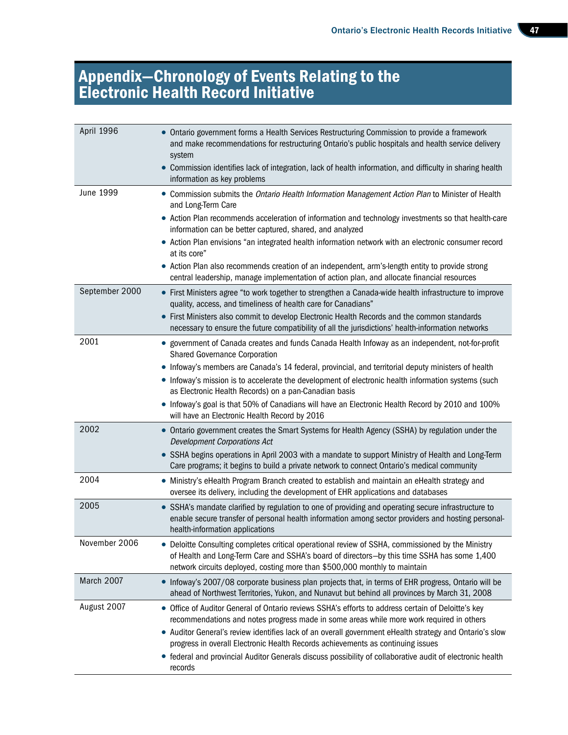# Appendix—Chronology of Events Relating to the Electronic Health Record Initiative

| | |
|---|---|
| April 1996 | • Ontario government forms a Health Services Restructuring Commission to provide a framework and make recommendations for restructuring Ontario's public hospitals and health service delivery system<br>• Commission identifies lack of integration, lack of health information, and difficulty in sharing health information as key problems |
| June 1999 | • Commission submits the *Ontario Health Information Management Action Plan* to Minister of Health and Long-Term Care<br>• Action Plan recommends acceleration of information and technology investments so that health-care information can be better captured, shared, and analyzed<br>• Action Plan envisions "an integrated health information network with an electronic consumer record at its core"<br>• Action Plan also recommends creation of an independent, arm's-length entity to provide strong central leadership, manage implementation of action plan, and allocate financial resources |
| September 2000 | • First Ministers agree "to work together to strengthen a Canada-wide health infrastructure to improve quality, access, and timeliness of health care for Canadians"<br>• First Ministers also commit to develop Electronic Health Records and the common standards necessary to ensure the future compatibility of all the jurisdictions' health-information networks |
| 2001 | • government of Canada creates and funds Canada Health Infoway as an independent, not-for-profit Shared Governance Corporation<br>• Infoway's members are Canada's 14 federal, provincial, and territorial deputy ministers of health<br>• Infoway's mission is to accelerate the development of electronic health information systems (such as Electronic Health Records) on a pan-Canadian basis<br>• Infoway's goal is that 50% of Canadians will have an Electronic Health Record by 2010 and 100% will have an Electronic Health Record by 2016 |
| 2002 | • Ontario government creates the Smart Systems for Health Agency (SSHA) by regulation under the *Development Corporations Act*<br>• SSHA begins operations in April 2003 with a mandate to support Ministry of Health and Long-Term Care programs; it begins to build a private network to connect Ontario's medical community |
| 2004 | • Ministry's eHealth Program Branch created to establish and maintain an eHealth strategy and oversee its delivery, including the development of EHR applications and databases |
| 2005 | • SSHA's mandate clarified by regulation to one of providing and operating secure infrastructure to enable secure transfer of personal health information among sector providers and hosting personal-health-information applications |
| November 2006 | • Deloitte Consulting completes critical operational review of SSHA, commissioned by the Ministry of Health and Long-Term Care and SSHA's board of directors—by this time SSHA has some 1,400 network circuits deployed, costing more than $500,000 monthly to maintain |
| March 2007 | • Infoway's 2007/08 corporate business plan projects that, in terms of EHR progress, Ontario will be ahead of Northwest Territories, Yukon, and Nunavut but behind all provinces by March 31, 2008 |
| August 2007 | • Office of Auditor General of Ontario reviews SSHA's efforts to address certain of Deloitte's key recommendations and notes progress made in some areas while more work required in others<br>• Auditor General's review identifies lack of an overall government eHealth strategy and Ontario's slow progress in overall Electronic Health Records achievements as continuing issues<br>• federal and provincial Auditor Generals discuss possibility of collaborative audit of electronic health records |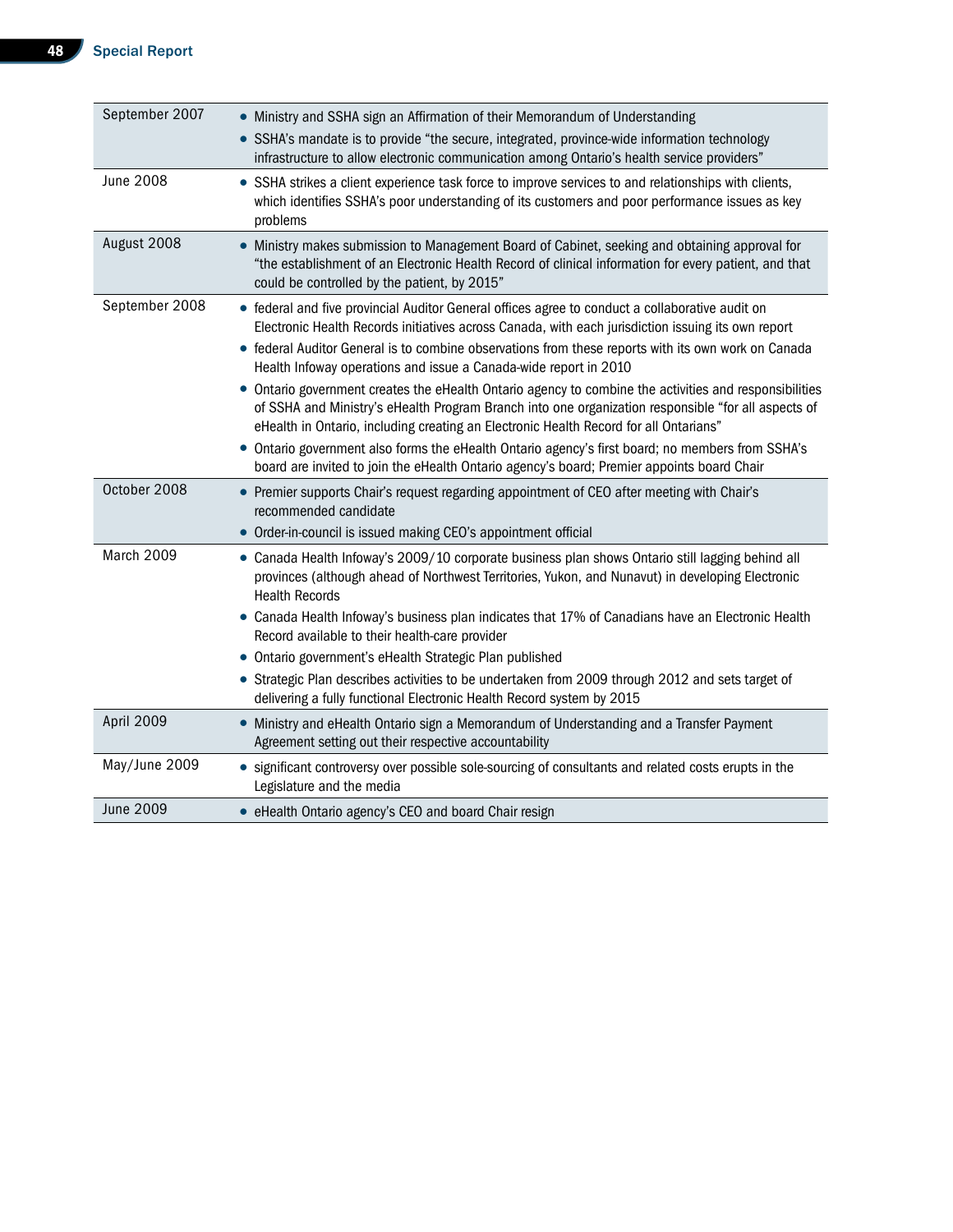| | |
|---|---|
| September 2007 | • Ministry and SSHA sign an Affirmation of their Memorandum of Understanding<br>• SSHA's mandate is to provide "the secure, integrated, province-wide information technology infrastructure to allow electronic communication among Ontario's health service providers" |
| June 2008 | • SSHA strikes a client experience task force to improve services to and relationships with clients, which identifies SSHA's poor understanding of its customers and poor performance issues as key problems |
| August 2008 | • Ministry makes submission to Management Board of Cabinet, seeking and obtaining approval for "the establishment of an Electronic Health Record of clinical information for every patient, and that could be controlled by the patient, by 2015" |
| September 2008 | • federal and five provincial Auditor General offices agree to conduct a collaborative audit on Electronic Health Records initiatives across Canada, with each jurisdiction issuing its own report<br>• federal Auditor General is to combine observations from these reports with its own work on Canada Health Infoway operations and issue a Canada-wide report in 2010<br>• Ontario government creates the eHealth Ontario agency to combine the activities and responsibilities of SSHA and Ministry's eHealth Program Branch into one organization responsible "for all aspects of eHealth in Ontario, including creating an Electronic Health Record for all Ontarians"<br>• Ontario government also forms the eHealth Ontario agency's first board; no members from SSHA's board are invited to join the eHealth Ontario agency's board; Premier appoints board Chair |
| October 2008 | • Premier supports Chair's request regarding appointment of CEO after meeting with Chair's recommended candidate<br>• Order-in-council is issued making CEO's appointment official |
| March 2009 | • Canada Health Infoway's 2009/10 corporate business plan shows Ontario still lagging behind all provinces (although ahead of Northwest Territories, Yukon, and Nunavut) in developing Electronic Health Records<br>• Canada Health Infoway's business plan indicates that 17% of Canadians have an Electronic Health Record available to their health-care provider<br>• Ontario government's eHealth Strategic Plan published<br>• Strategic Plan describes activities to be undertaken from 2009 through 2012 and sets target of delivering a fully functional Electronic Health Record system by 2015 |
| April 2009 | • Ministry and eHealth Ontario sign a Memorandum of Understanding and a Transfer Payment Agreement setting out their respective accountability |
| May/June 2009 | • significant controversy over possible sole-sourcing of consultants and related costs erupts in the Legislature and the media |
| June 2009 | • eHealth Ontario agency's CEO and board Chair resign |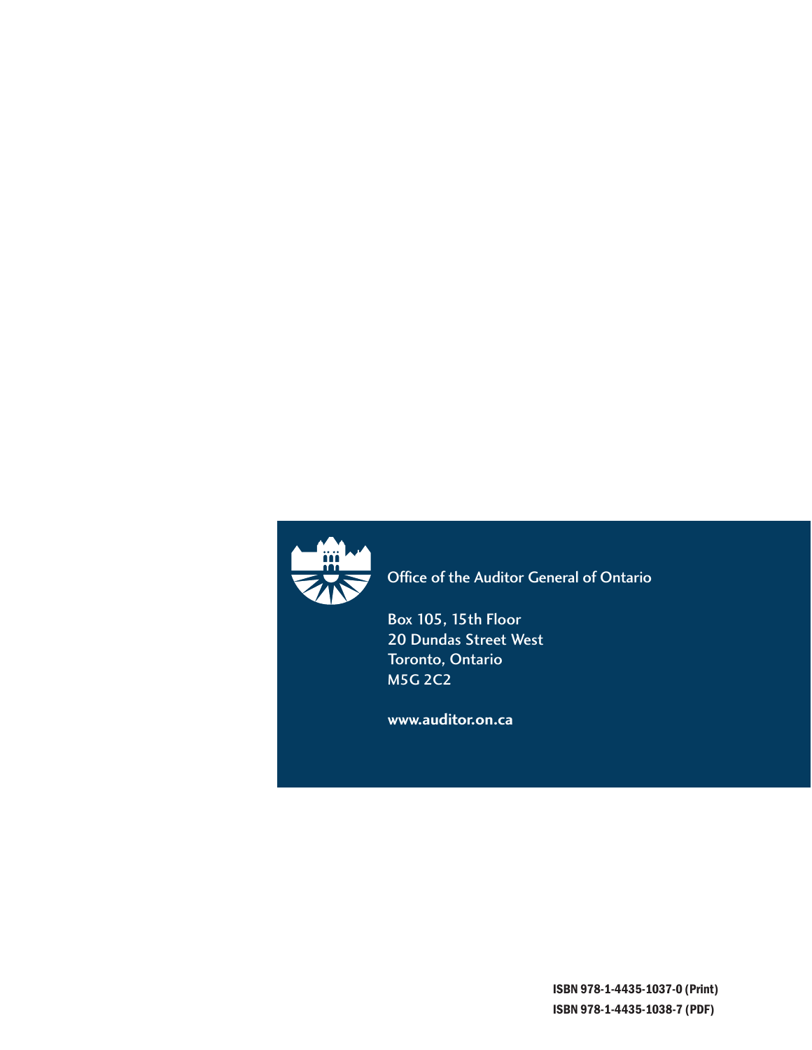Office of the Auditor General of Ontario

Box 105, 15th Floor
20 Dundas Street West
Toronto, Ontario
M5G 2C2

**www.auditor.on.ca**

ISBN 978-1-4435-1037-0 (Print)
ISBN 978-1-4435-1038-7 (PDF)